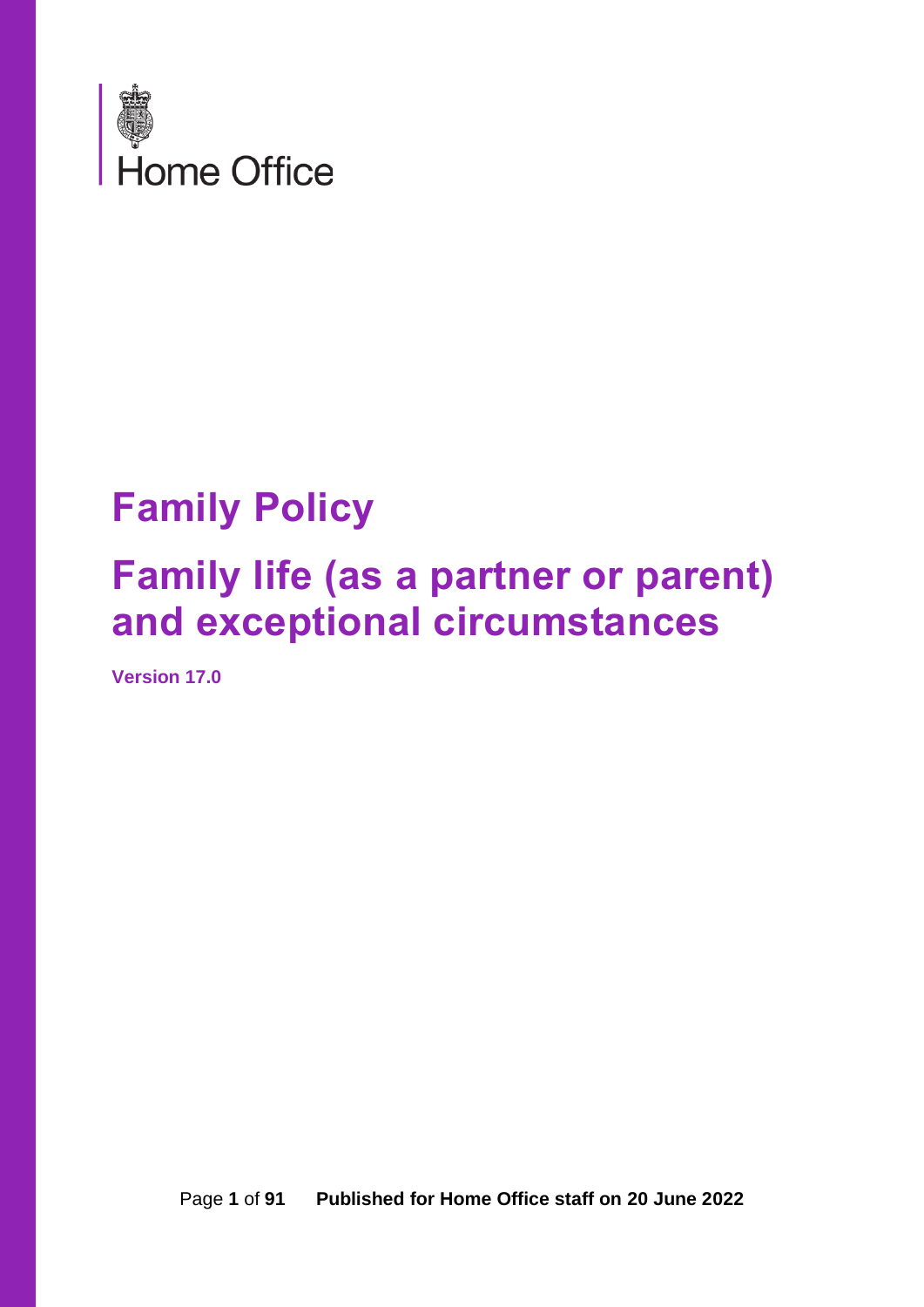Home Office

# Family Policy

# Family life (as a partner or parent) and exceptional circumstances

**Version 17.0**

Published for Home Office staff on 20 June 2022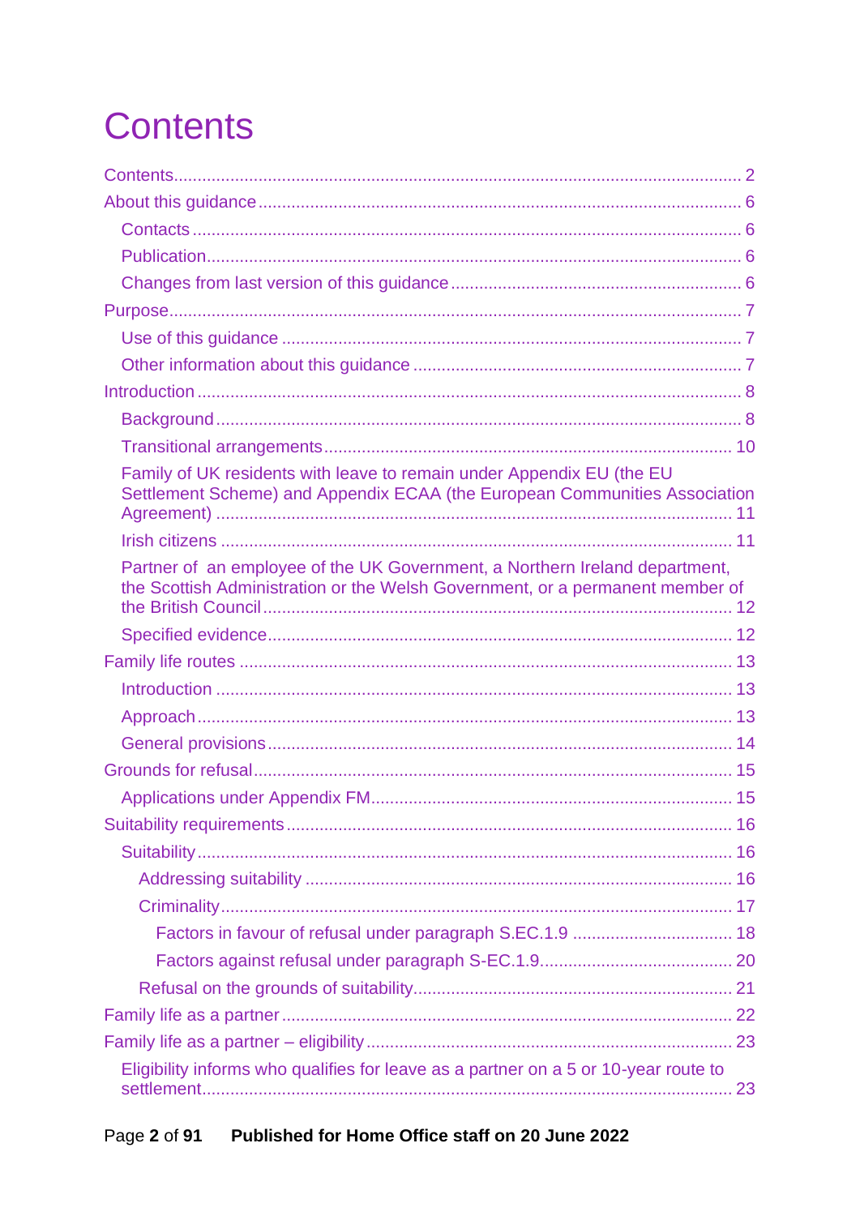# Contents

- Contents ........ 2
- About this guidance ........ 6
  - Contacts ........ 6
  - Publication ........ 6
  - Changes from last version of this guidance ........ 6
- Purpose ........ 7
  - Use of this guidance ........ 7
  - Other information about this guidance ........ 7
- Introduction ........ 8
  - Background ........ 8
  - Transitional arrangements ........ 10
  - Family of UK residents with leave to remain under Appendix EU (the EU Settlement Scheme) and Appendix ECAA (the European Communities Association Agreement) ........ 11
  - Irish citizens ........ 11
  - Partner of an employee of the UK Government, a Northern Ireland department, the Scottish Administration or the Welsh Government, or a permanent member of the British Council ........ 12
  - Specified evidence ........ 12
- Family life routes ........ 13
  - Introduction ........ 13
  - Approach ........ 13
  - General provisions ........ 14
- Grounds for refusal ........ 15
  - Applications under Appendix FM ........ 15
- Suitability requirements ........ 16
  - Suitability ........ 16
    - Addressing suitability ........ 16
    - Criminality ........ 17
      - Factors in favour of refusal under paragraph S.EC.1.9 ........ 18
      - Factors against refusal under paragraph S-EC.1.9 ........ 20
    - Refusal on the grounds of suitability ........ 21
- Family life as a partner ........ 22
- Family life as a partner – eligibility ........ 23
  - Eligibility informs who qualifies for leave as a partner on a 5 or 10-year route to settlement ........ 23

Published for Home Office staff on 20 June 2022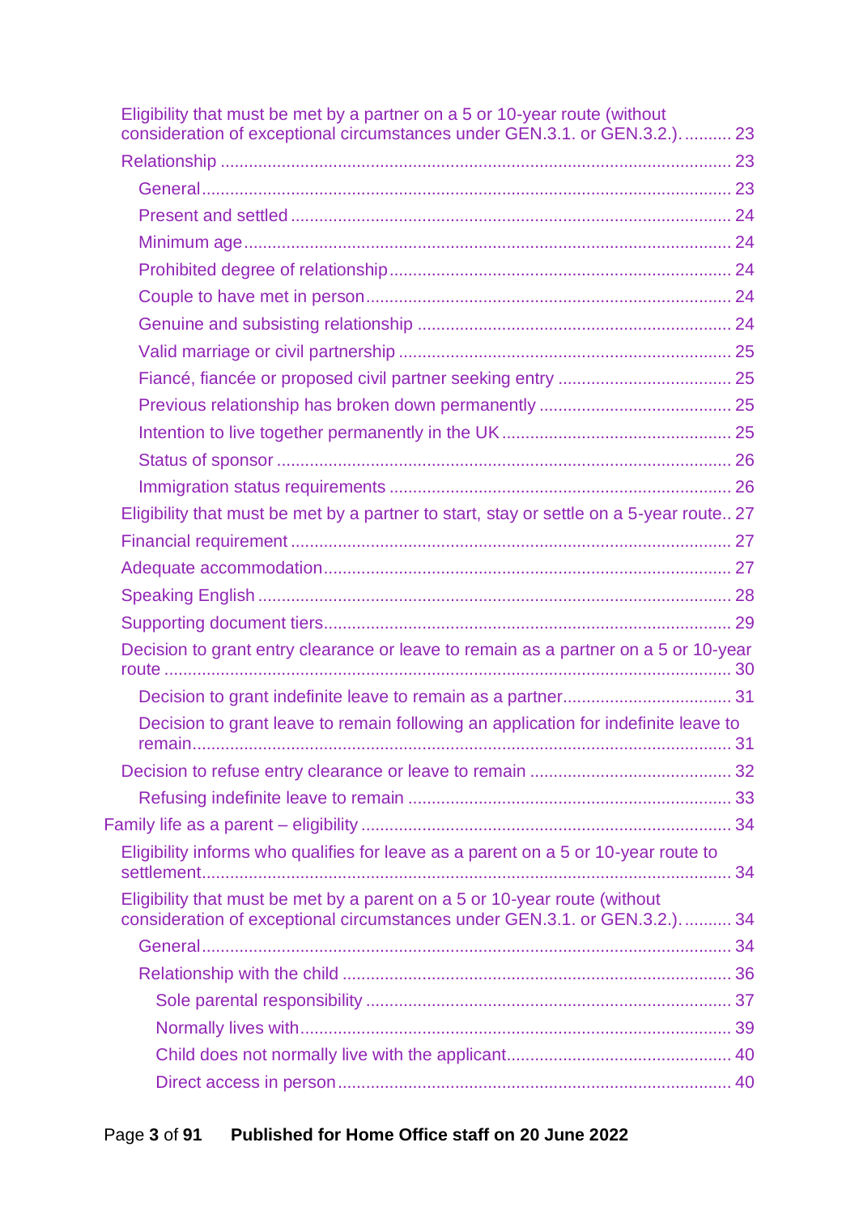- Eligibility that must be met by a partner on a 5 or 10-year route (without consideration of exceptional circumstances under GEN.3.1. or GEN.3.2.) .......... 23
- Relationship ........ 23
  - General ........ 23
  - Present and settled ........ 24
  - Minimum age ........ 24
  - Prohibited degree of relationship ........ 24
  - Couple to have met in person ........ 24
  - Genuine and subsisting relationship ........ 24
  - Valid marriage or civil partnership ........ 25
  - Fiancé, fiancée or proposed civil partner seeking entry ........ 25
  - Previous relationship has broken down permanently ........ 25
  - Intention to live together permanently in the UK ........ 25
  - Status of sponsor ........ 26
  - Immigration status requirements ........ 26
- Eligibility that must be met by a partner to start, stay or settle on a 5-year route.. 27
- Financial requirement ........ 27
- Adequate accommodation ........ 27
- Speaking English ........ 28
- Supporting document tiers ........ 29
- Decision to grant entry clearance or leave to remain as a partner on a 5 or 10-year route ........ 30
  - Decision to grant indefinite leave to remain as a partner ........ 31
  - Decision to grant leave to remain following an application for indefinite leave to remain ........ 31
- Decision to refuse entry clearance or leave to remain ........ 32
  - Refusing indefinite leave to remain ........ 33

Family life as a parent – eligibility ........ 34

- Eligibility informs who qualifies for leave as a parent on a 5 or 10-year route to settlement ........ 34
- Eligibility that must be met by a parent on a 5 or 10-year route (without consideration of exceptional circumstances under GEN.3.1. or GEN.3.2.) .......... 34
  - General ........ 34
  - Relationship with the child ........ 36
    - Sole parental responsibility ........ 37
    - Normally lives with ........ 39
    - Child does not normally live with the applicant ........ 40
    - Direct access in person ........ 40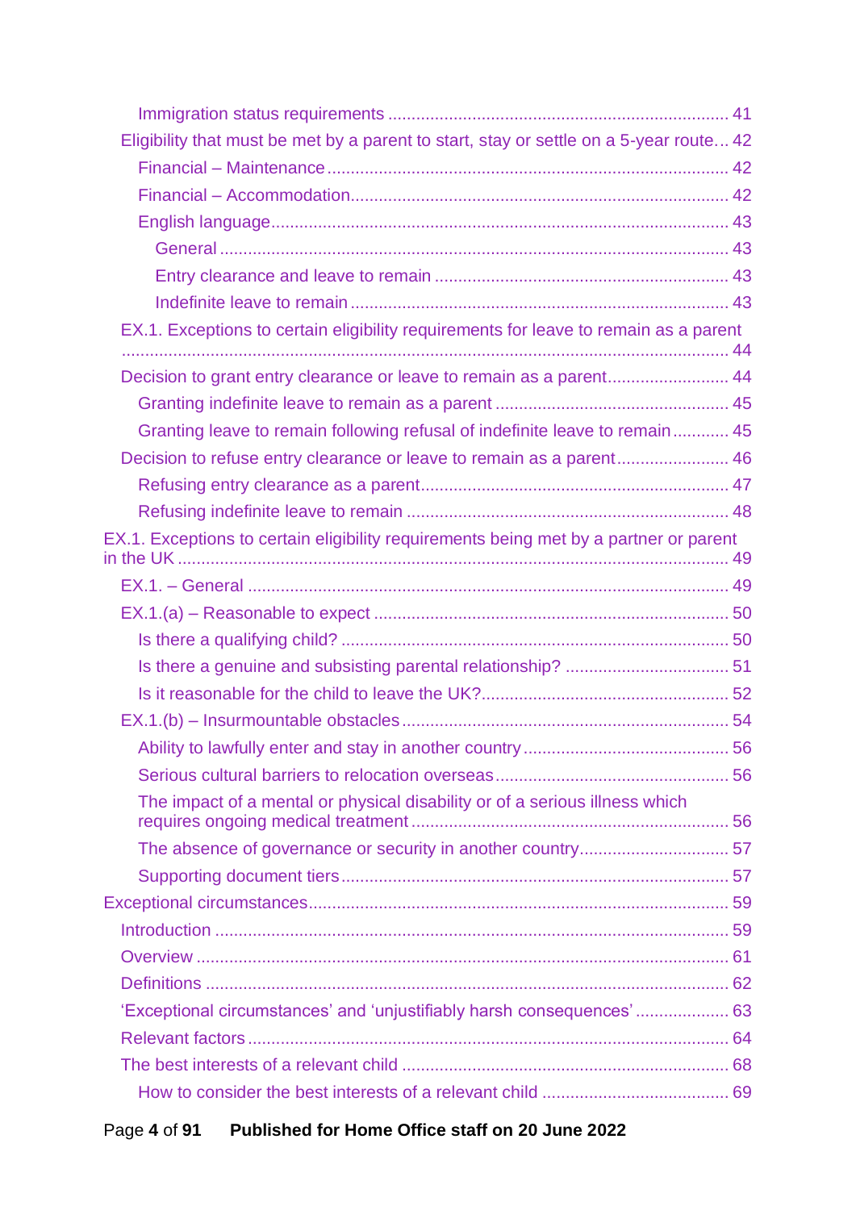- Immigration status requirements ... 41
- Eligibility that must be met by a parent to start, stay or settle on a 5-year route ... 42
  - Financial – Maintenance ... 42
  - Financial – Accommodation ... 42
  - English language ... 43
    - General ... 43
    - Entry clearance and leave to remain ... 43
    - Indefinite leave to remain ... 43
- EX.1. Exceptions to certain eligibility requirements for leave to remain as a parent ... 44
- Decision to grant entry clearance or leave to remain as a parent ... 44
  - Granting indefinite leave to remain as a parent ... 45
  - Granting leave to remain following refusal of indefinite leave to remain ... 45
- Decision to refuse entry clearance or leave to remain as a parent ... 46
  - Refusing entry clearance as a parent ... 47
  - Refusing indefinite leave to remain ... 48

EX.1. Exceptions to certain eligibility requirements being met by a partner or parent in the UK ... 49

- EX.1. – General ... 49
- EX.1.(a) – Reasonable to expect ... 50
  - Is there a qualifying child? ... 50
  - Is there a genuine and subsisting parental relationship? ... 51
  - Is it reasonable for the child to leave the UK? ... 52
- EX.1.(b) – Insurmountable obstacles ... 54
  - Ability to lawfully enter and stay in another country ... 56
  - Serious cultural barriers to relocation overseas ... 56
  - The impact of a mental or physical disability or of a serious illness which requires ongoing medical treatment ... 56
  - The absence of governance or security in another country ... 57
  - Supporting document tiers ... 57

Exceptional circumstances ... 59

- Introduction ... 59
- Overview ... 61
- Definitions ... 62
- 'Exceptional circumstances' and 'unjustifiably harsh consequences' ... 63
- Relevant factors ... 64
- The best interests of a relevant child ... 68
  - How to consider the best interests of a relevant child ... 69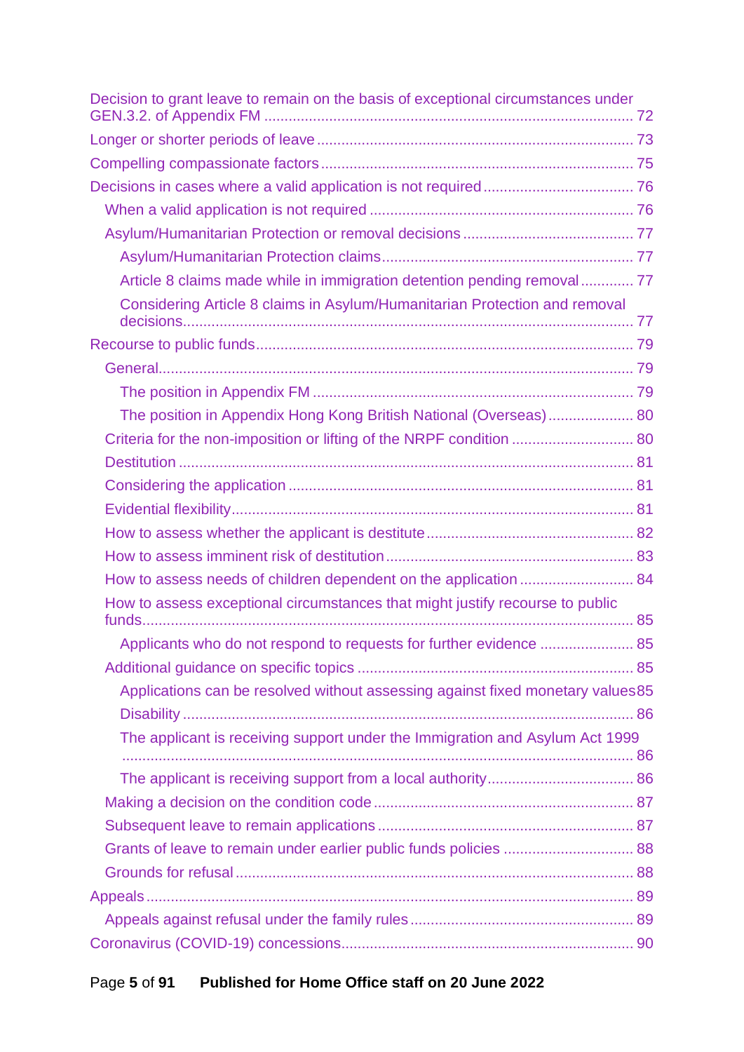- Decision to grant leave to remain on the basis of exceptional circumstances under GEN.3.2. of Appendix FM ... 72
- Longer or shorter periods of leave ... 73
- Compelling compassionate factors ... 75
- Decisions in cases where a valid application is not required ... 76
  - When a valid application is not required ... 76
  - Asylum/Humanitarian Protection or removal decisions ... 77
    - Asylum/Humanitarian Protection claims ... 77
    - Article 8 claims made while in immigration detention pending removal ... 77
    - Considering Article 8 claims in Asylum/Humanitarian Protection and removal decisions ... 77
- Recourse to public funds ... 79
  - General ... 79
    - The position in Appendix FM ... 79
    - The position in Appendix Hong Kong British National (Overseas) ... 80
  - Criteria for the non-imposition or lifting of the NRPF condition ... 80
  - Destitution ... 81
  - Considering the application ... 81
  - Evidential flexibility ... 81
  - How to assess whether the applicant is destitute ... 82
  - How to assess imminent risk of destitution ... 83
  - How to assess needs of children dependent on the application ... 84
  - How to assess exceptional circumstances that might justify recourse to public funds ... 85
    - Applicants who do not respond to requests for further evidence ... 85
  - Additional guidance on specific topics ... 85
    - Applications can be resolved without assessing against fixed monetary values 85
    - Disability ... 86
    - The applicant is receiving support under the Immigration and Asylum Act 1999 ... 86
    - The applicant is receiving support from a local authority ... 86
  - Making a decision on the condition code ... 87
  - Subsequent leave to remain applications ... 87
  - Grants of leave to remain under earlier public funds policies ... 88
  - Grounds for refusal ... 88
- Appeals ... 89
  - Appeals against refusal under the family rules ... 89
- Coronavirus (COVID-19) concessions ... 90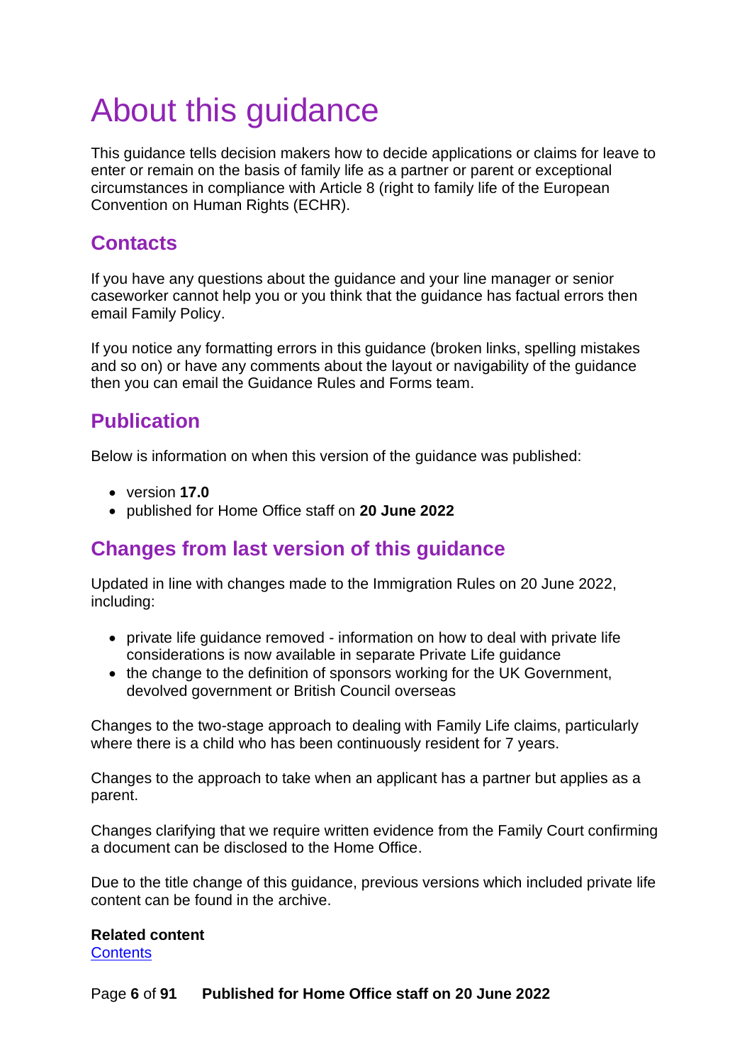# About this guidance

This guidance tells decision makers how to decide applications or claims for leave to enter or remain on the basis of family life as a partner or parent or exceptional circumstances in compliance with Article 8 (right to family life of the European Convention on Human Rights (ECHR).

## Contacts

If you have any questions about the guidance and your line manager or senior caseworker cannot help you or you think that the guidance has factual errors then email Family Policy.

If you notice any formatting errors in this guidance (broken links, spelling mistakes and so on) or have any comments about the layout or navigability of the guidance then you can email the Guidance Rules and Forms team.

## Publication

Below is information on when this version of the guidance was published:

- version **17.0**
- published for Home Office staff on **20 June 2022**

## Changes from last version of this guidance

Updated in line with changes made to the Immigration Rules on 20 June 2022, including:

- private life guidance removed - information on how to deal with private life considerations is now available in separate Private Life guidance
- the change to the definition of sponsors working for the UK Government, devolved government or British Council overseas

Changes to the two-stage approach to dealing with Family Life claims, particularly where there is a child who has been continuously resident for 7 years.

Changes to the approach to take when an applicant has a partner but applies as a parent.

Changes clarifying that we require written evidence from the Family Court confirming a document can be disclosed to the Home Office.

Due to the title change of this guidance, previous versions which included private life content can be found in the archive.

**Related content**
[Contents]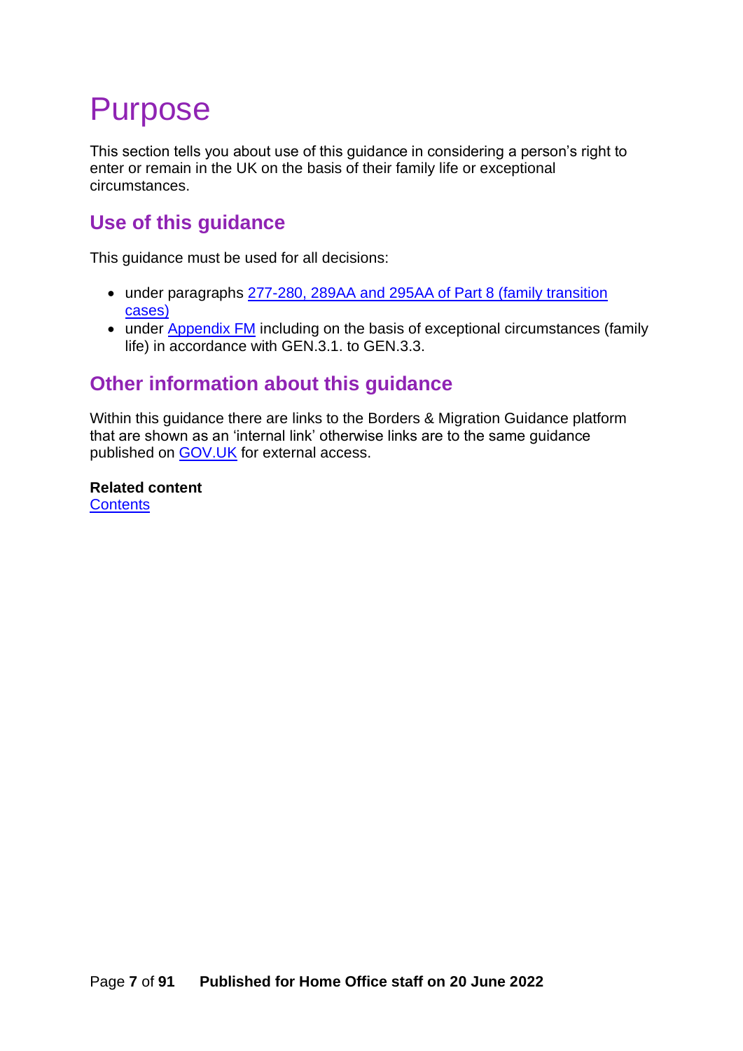# Purpose

This section tells you about use of this guidance in considering a person's right to enter or remain in the UK on the basis of their family life or exceptional circumstances.

## Use of this guidance

This guidance must be used for all decisions:

- under paragraphs 277-280, 289AA and 295AA of Part 8 (family transition cases)
- under Appendix FM including on the basis of exceptional circumstances (family life) in accordance with GEN.3.1. to GEN.3.3.

## Other information about this guidance

Within this guidance there are links to the Borders & Migration Guidance platform that are shown as an 'internal link' otherwise links are to the same guidance published on GOV.UK for external access.

**Related content**
Contents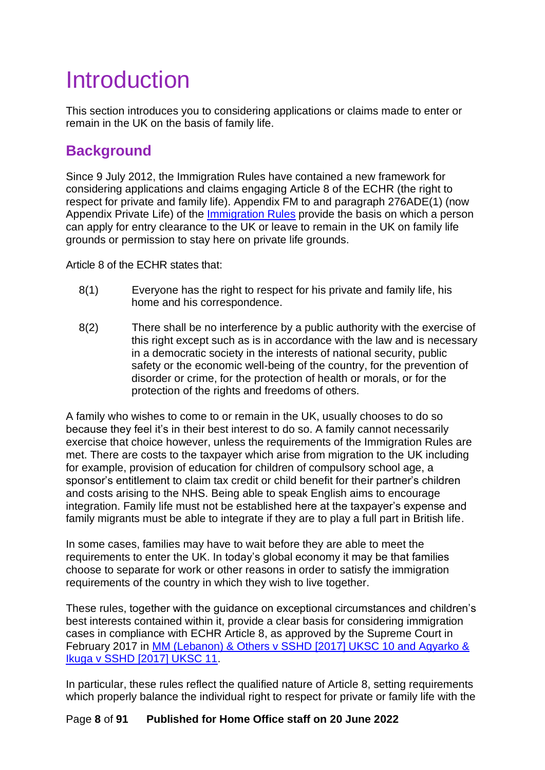# Introduction

This section introduces you to considering applications or claims made to enter or remain in the UK on the basis of family life.

## Background

Since 9 July 2012, the Immigration Rules have contained a new framework for considering applications and claims engaging Article 8 of the ECHR (the right to respect for private and family life). Appendix FM to and paragraph 276ADE(1) (now Appendix Private Life) of the [Immigration Rules](#) provide the basis on which a person can apply for entry clearance to the UK or leave to remain in the UK on family life grounds or permission to stay here on private life grounds.

Article 8 of the ECHR states that:

8(1) Everyone has the right to respect for his private and family life, his home and his correspondence.

8(2) There shall be no interference by a public authority with the exercise of this right except such as is in accordance with the law and is necessary in a democratic society in the interests of national security, public safety or the economic well-being of the country, for the prevention of disorder or crime, for the protection of health or morals, or for the protection of the rights and freedoms of others.

A family who wishes to come to or remain in the UK, usually chooses to do so because they feel it's in their best interest to do so. A family cannot necessarily exercise that choice however, unless the requirements of the Immigration Rules are met. There are costs to the taxpayer which arise from migration to the UK including for example, provision of education for children of compulsory school age, a sponsor's entitlement to claim tax credit or child benefit for their partner's children and costs arising to the NHS. Being able to speak English aims to encourage integration. Family life must not be established here at the taxpayer's expense and family migrants must be able to integrate if they are to play a full part in British life.

In some cases, families may have to wait before they are able to meet the requirements to enter the UK. In today's global economy it may be that families choose to separate for work or other reasons in order to satisfy the immigration requirements of the country in which they wish to live together.

These rules, together with the guidance on exceptional circumstances and children's best interests contained within it, provide a clear basis for considering immigration cases in compliance with ECHR Article 8, as approved by the Supreme Court in February 2017 in [MM (Lebanon) & Others v SSHD [2017] UKSC 10 and Agyarko & Ikuga v SSHD [2017] UKSC 11](#).

In particular, these rules reflect the qualified nature of Article 8, setting requirements which properly balance the individual right to respect for private or family life with the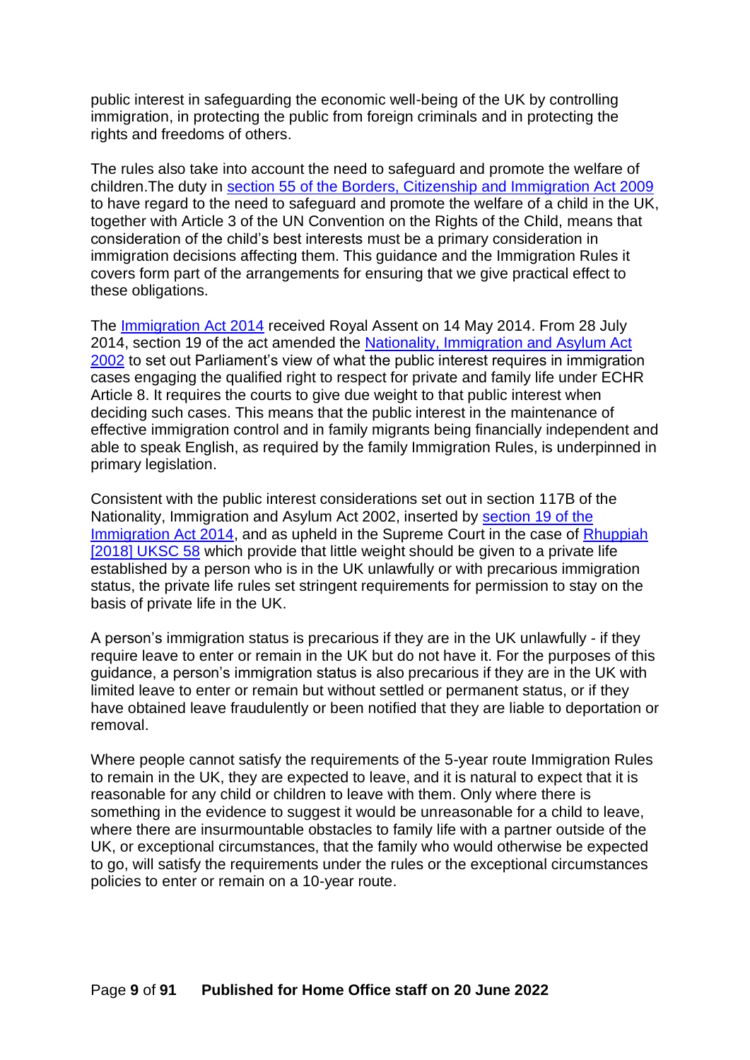public interest in safeguarding the economic well-being of the UK by controlling immigration, in protecting the public from foreign criminals and in protecting the rights and freedoms of others.

The rules also take into account the need to safeguard and promote the welfare of children.The duty in [section 55 of the Borders, Citizenship and Immigration Act 2009](#) to have regard to the need to safeguard and promote the welfare of a child in the UK, together with Article 3 of the UN Convention on the Rights of the Child, means that consideration of the child's best interests must be a primary consideration in immigration decisions affecting them. This guidance and the Immigration Rules it covers form part of the arrangements for ensuring that we give practical effect to these obligations.

The [Immigration Act 2014](#) received Royal Assent on 14 May 2014. From 28 July 2014, section 19 of the act amended the [Nationality, Immigration and Asylum Act 2002](#) to set out Parliament's view of what the public interest requires in immigration cases engaging the qualified right to respect for private and family life under ECHR Article 8. It requires the courts to give due weight to that public interest when deciding such cases. This means that the public interest in the maintenance of effective immigration control and in family migrants being financially independent and able to speak English, as required by the family Immigration Rules, is underpinned in primary legislation.

Consistent with the public interest considerations set out in section 117B of the Nationality, Immigration and Asylum Act 2002, inserted by [section 19 of the Immigration Act 2014](#), and as upheld in the Supreme Court in the case of [Rhuppiah [2018] UKSC 58](#) which provide that little weight should be given to a private life established by a person who is in the UK unlawfully or with precarious immigration status, the private life rules set stringent requirements for permission to stay on the basis of private life in the UK.

A person's immigration status is precarious if they are in the UK unlawfully - if they require leave to enter or remain in the UK but do not have it. For the purposes of this guidance, a person's immigration status is also precarious if they are in the UK with limited leave to enter or remain but without settled or permanent status, or if they have obtained leave fraudulently or been notified that they are liable to deportation or removal.

Where people cannot satisfy the requirements of the 5-year route Immigration Rules to remain in the UK, they are expected to leave, and it is natural to expect that it is reasonable for any child or children to leave with them. Only where there is something in the evidence to suggest it would be unreasonable for a child to leave, where there are insurmountable obstacles to family life with a partner outside of the UK, or exceptional circumstances, that the family who would otherwise be expected to go, will satisfy the requirements under the rules or the exceptional circumstances policies to enter or remain on a 10-year route.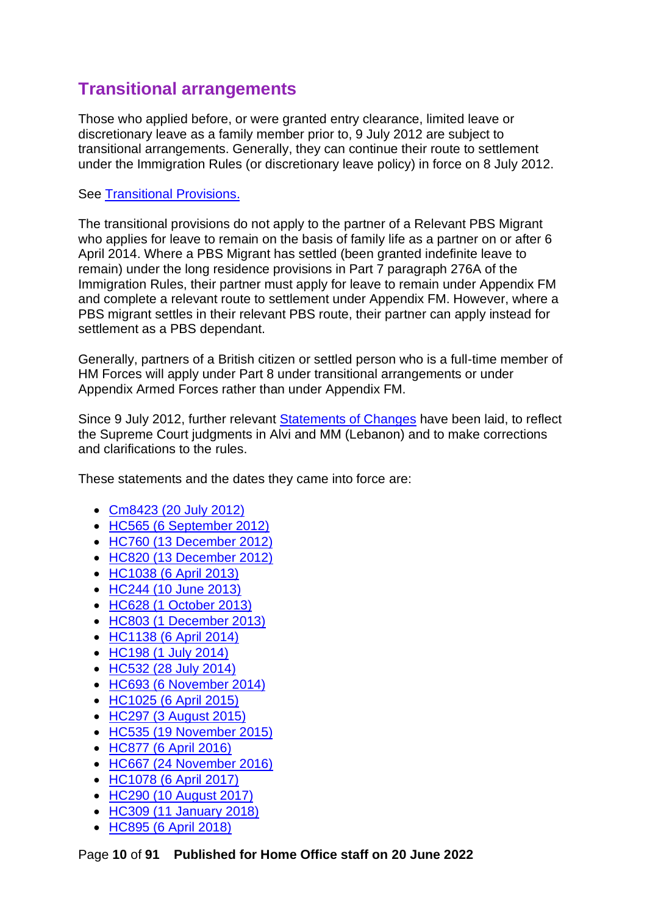## Transitional arrangements

Those who applied before, or were granted entry clearance, limited leave or discretionary leave as a family member prior to, 9 July 2012 are subject to transitional arrangements. Generally, they can continue their route to settlement under the Immigration Rules (or discretionary leave policy) in force on 8 July 2012.

See [Transitional Provisions.]()

The transitional provisions do not apply to the partner of a Relevant PBS Migrant who applies for leave to remain on the basis of family life as a partner on or after 6 April 2014. Where a PBS Migrant has settled (been granted indefinite leave to remain) under the long residence provisions in Part 7 paragraph 276A of the Immigration Rules, their partner must apply for leave to remain under Appendix FM and complete a relevant route to settlement under Appendix FM. However, where a PBS migrant settles in their relevant PBS route, their partner can apply instead for settlement as a PBS dependant.

Generally, partners of a British citizen or settled person who is a full-time member of HM Forces will apply under Part 8 under transitional arrangements or under Appendix Armed Forces rather than under Appendix FM.

Since 9 July 2012, further relevant [Statements of Changes]() have been laid, to reflect the Supreme Court judgments in Alvi and MM (Lebanon) and to make corrections and clarifications to the rules.

These statements and the dates they came into force are:

- [Cm8423 (20 July 2012)]()
- [HC565 (6 September 2012)]()
- [HC760 (13 December 2012)]()
- [HC820 (13 December 2012)]()
- [HC1038 (6 April 2013)]()
- [HC244 (10 June 2013)]()
- [HC628 (1 October 2013)]()
- [HC803 (1 December 2013)]()
- [HC1138 (6 April 2014)]()
- [HC198 (1 July 2014)]()
- [HC532 (28 July 2014)]()
- [HC693 (6 November 2014)]()
- [HC1025 (6 April 2015)]()
- [HC297 (3 August 2015)]()
- [HC535 (19 November 2015)]()
- [HC877 (6 April 2016)]()
- [HC667 (24 November 2016)]()
- [HC1078 (6 April 2017)]()
- [HC290 (10 August 2017)]()
- [HC309 (11 January 2018)]()
- [HC895 (6 April 2018)]()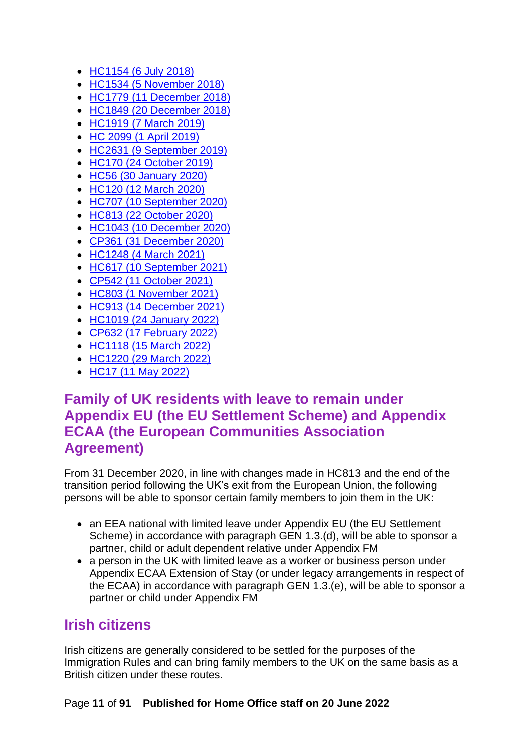- HC1154 (6 July 2018)
- HC1534 (5 November 2018)
- HC1779 (11 December 2018)
- HC1849 (20 December 2018)
- HC1919 (7 March 2019)
- HC 2099 (1 April 2019)
- HC2631 (9 September 2019)
- HC170 (24 October 2019)
- HC56 (30 January 2020)
- HC120 (12 March 2020)
- HC707 (10 September 2020)
- HC813 (22 October 2020)
- HC1043 (10 December 2020)
- CP361 (31 December 2020)
- HC1248 (4 March 2021)
- HC617 (10 September 2021)
- CP542 (11 October 2021)
- HC803 (1 November 2021)
- HC913 (14 December 2021)
- HC1019 (24 January 2022)
- CP632 (17 February 2022)
- HC1118 (15 March 2022)
- HC1220 (29 March 2022)
- HC17 (11 May 2022)

## Family of UK residents with leave to remain under Appendix EU (the EU Settlement Scheme) and Appendix ECAA (the European Communities Association Agreement)

From 31 December 2020, in line with changes made in HC813 and the end of the transition period following the UK's exit from the European Union, the following persons will be able to sponsor certain family members to join them in the UK:

- an EEA national with limited leave under Appendix EU (the EU Settlement Scheme) in accordance with paragraph GEN 1.3.(d), will be able to sponsor a partner, child or adult dependent relative under Appendix FM
- a person in the UK with limited leave as a worker or business person under Appendix ECAA Extension of Stay (or under legacy arrangements in respect of the ECAA) in accordance with paragraph GEN 1.3.(e), will be able to sponsor a partner or child under Appendix FM

## Irish citizens

Irish citizens are generally considered to be settled for the purposes of the Immigration Rules and can bring family members to the UK on the same basis as a British citizen under these routes.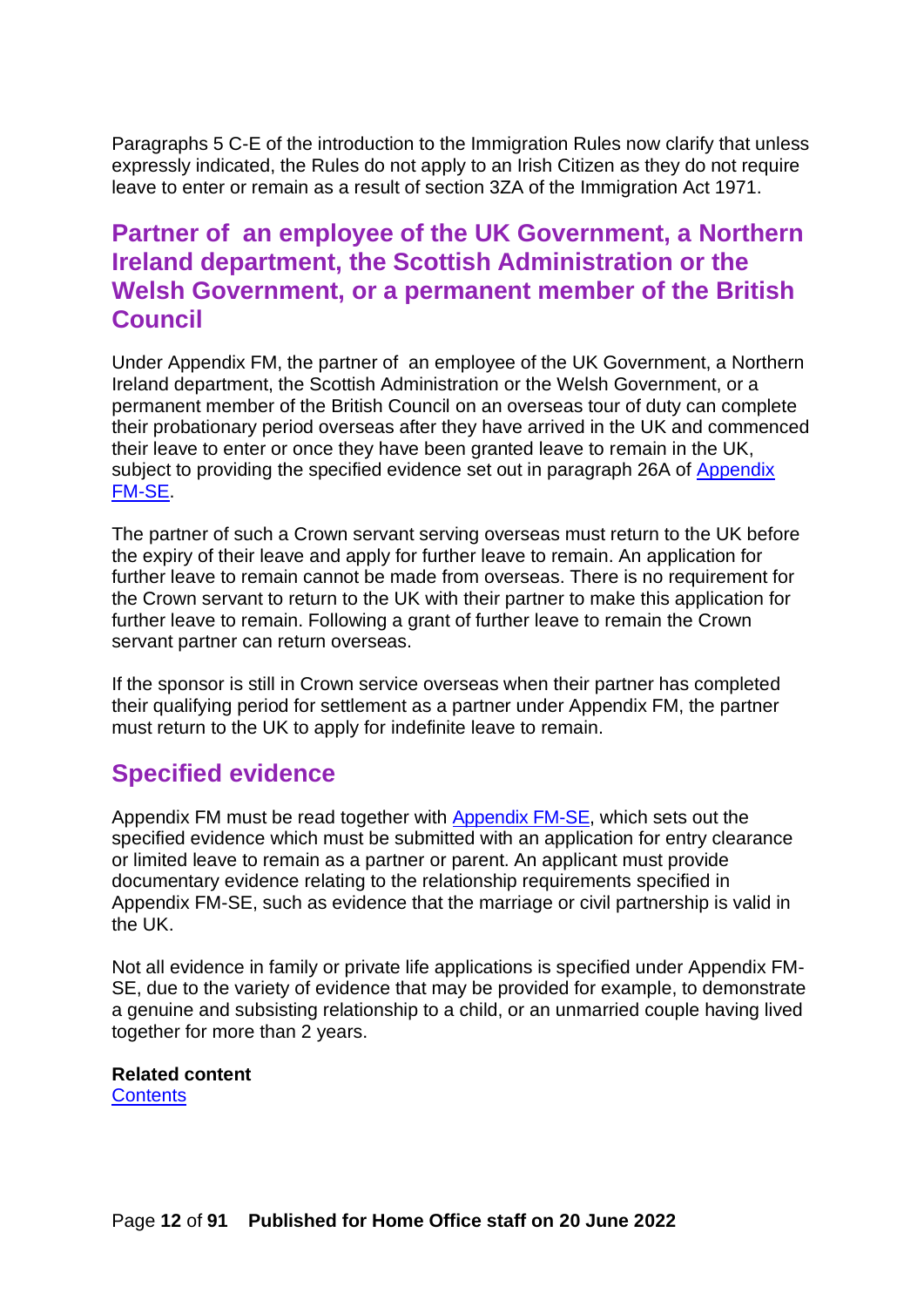Paragraphs 5 C-E of the introduction to the Immigration Rules now clarify that unless expressly indicated, the Rules do not apply to an Irish Citizen as they do not require leave to enter or remain as a result of section 3ZA of the Immigration Act 1971.

## Partner of an employee of the UK Government, a Northern Ireland department, the Scottish Administration or the Welsh Government, or a permanent member of the British Council

Under Appendix FM, the partner of an employee of the UK Government, a Northern Ireland department, the Scottish Administration or the Welsh Government, or a permanent member of the British Council on an overseas tour of duty can complete their probationary period overseas after they have arrived in the UK and commenced their leave to enter or once they have been granted leave to remain in the UK, subject to providing the specified evidence set out in paragraph 26A of Appendix FM-SE.

The partner of such a Crown servant serving overseas must return to the UK before the expiry of their leave and apply for further leave to remain. An application for further leave to remain cannot be made from overseas. There is no requirement for the Crown servant to return to the UK with their partner to make this application for further leave to remain. Following a grant of further leave to remain the Crown servant partner can return overseas.

If the sponsor is still in Crown service overseas when their partner has completed their qualifying period for settlement as a partner under Appendix FM, the partner must return to the UK to apply for indefinite leave to remain.

## Specified evidence

Appendix FM must be read together with Appendix FM-SE, which sets out the specified evidence which must be submitted with an application for entry clearance or limited leave to remain as a partner or parent. An applicant must provide documentary evidence relating to the relationship requirements specified in Appendix FM-SE, such as evidence that the marriage or civil partnership is valid in the UK.

Not all evidence in family or private life applications is specified under Appendix FM-SE, due to the variety of evidence that may be provided for example, to demonstrate a genuine and subsisting relationship to a child, or an unmarried couple having lived together for more than 2 years.

**Related content**
Contents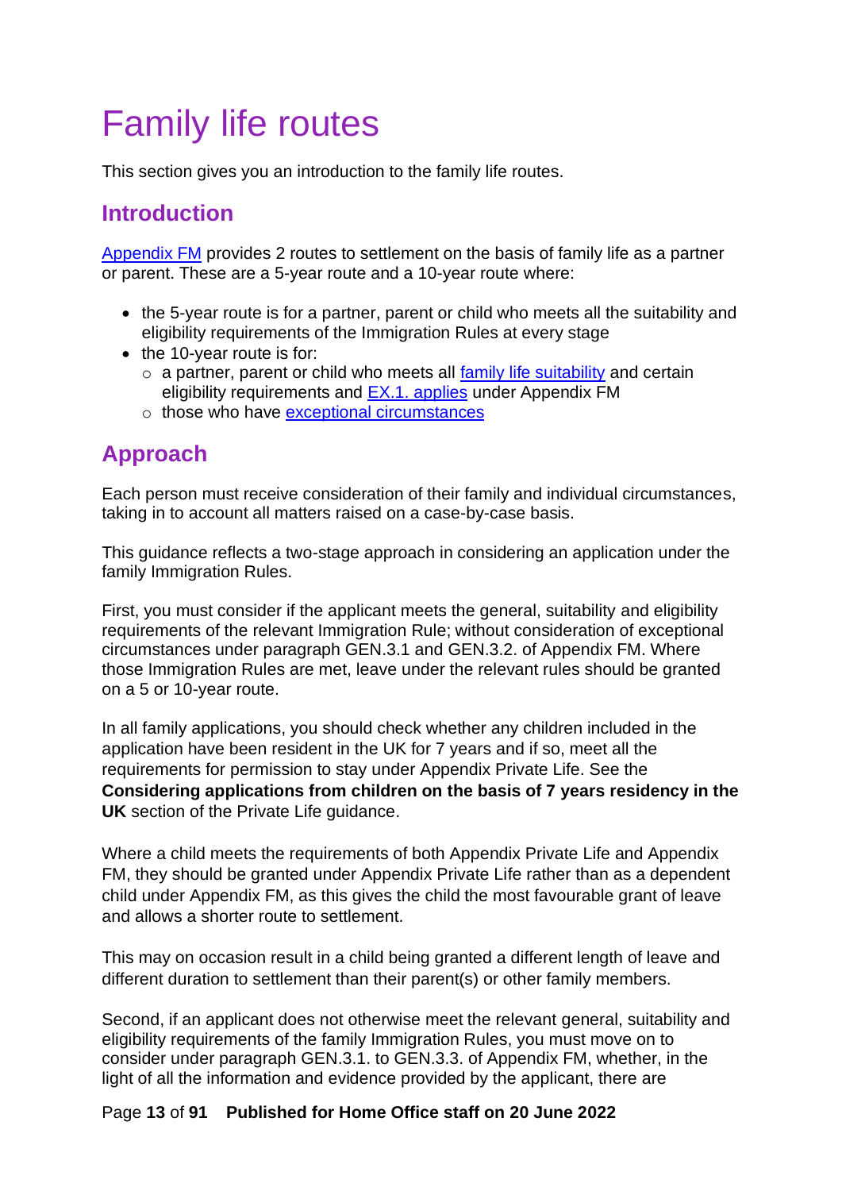# Family life routes

This section gives you an introduction to the family life routes.

## Introduction

Appendix FM provides 2 routes to settlement on the basis of family life as a partner or parent. These are a 5-year route and a 10-year route where:

- the 5-year route is for a partner, parent or child who meets all the suitability and eligibility requirements of the Immigration Rules at every stage
- the 10-year route is for:
  - a partner, parent or child who meets all family life suitability and certain eligibility requirements and EX.1. applies under Appendix FM
  - those who have exceptional circumstances

## Approach

Each person must receive consideration of their family and individual circumstances, taking in to account all matters raised on a case-by-case basis.

This guidance reflects a two-stage approach in considering an application under the family Immigration Rules.

First, you must consider if the applicant meets the general, suitability and eligibility requirements of the relevant Immigration Rule; without consideration of exceptional circumstances under paragraph GEN.3.1 and GEN.3.2. of Appendix FM. Where those Immigration Rules are met, leave under the relevant rules should be granted on a 5 or 10-year route.

In all family applications, you should check whether any children included in the application have been resident in the UK for 7 years and if so, meet all the requirements for permission to stay under Appendix Private Life. See the **Considering applications from children on the basis of 7 years residency in the UK** section of the Private Life guidance.

Where a child meets the requirements of both Appendix Private Life and Appendix FM, they should be granted under Appendix Private Life rather than as a dependent child under Appendix FM, as this gives the child the most favourable grant of leave and allows a shorter route to settlement.

This may on occasion result in a child being granted a different length of leave and different duration to settlement than their parent(s) or other family members.

Second, if an applicant does not otherwise meet the relevant general, suitability and eligibility requirements of the family Immigration Rules, you must move on to consider under paragraph GEN.3.1. to GEN.3.3. of Appendix FM, whether, in the light of all the information and evidence provided by the applicant, there are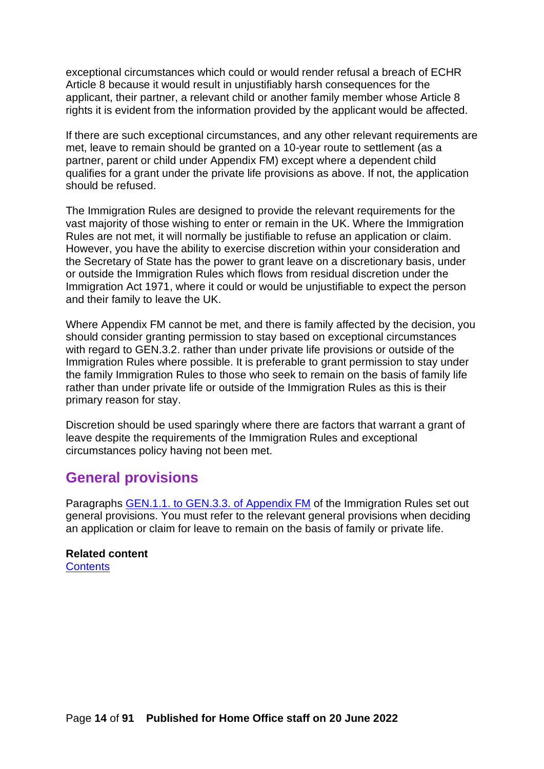exceptional circumstances which could or would render refusal a breach of ECHR Article 8 because it would result in unjustifiably harsh consequences for the applicant, their partner, a relevant child or another family member whose Article 8 rights it is evident from the information provided by the applicant would be affected.

If there are such exceptional circumstances, and any other relevant requirements are met, leave to remain should be granted on a 10-year route to settlement (as a partner, parent or child under Appendix FM) except where a dependent child qualifies for a grant under the private life provisions as above. If not, the application should be refused.

The Immigration Rules are designed to provide the relevant requirements for the vast majority of those wishing to enter or remain in the UK. Where the Immigration Rules are not met, it will normally be justifiable to refuse an application or claim. However, you have the ability to exercise discretion within your consideration and the Secretary of State has the power to grant leave on a discretionary basis, under or outside the Immigration Rules which flows from residual discretion under the Immigration Act 1971, where it could or would be unjustifiable to expect the person and their family to leave the UK.

Where Appendix FM cannot be met, and there is family affected by the decision, you should consider granting permission to stay based on exceptional circumstances with regard to GEN.3.2. rather than under private life provisions or outside of the Immigration Rules where possible. It is preferable to grant permission to stay under the family Immigration Rules to those who seek to remain on the basis of family life rather than under private life or outside of the Immigration Rules as this is their primary reason for stay.

Discretion should be used sparingly where there are factors that warrant a grant of leave despite the requirements of the Immigration Rules and exceptional circumstances policy having not been met.

## General provisions

Paragraphs [GEN.1.1. to GEN.3.3. of Appendix FM](#) of the Immigration Rules set out general provisions. You must refer to the relevant general provisions when deciding an application or claim for leave to remain on the basis of family or private life.

**Related content**
[Contents](#)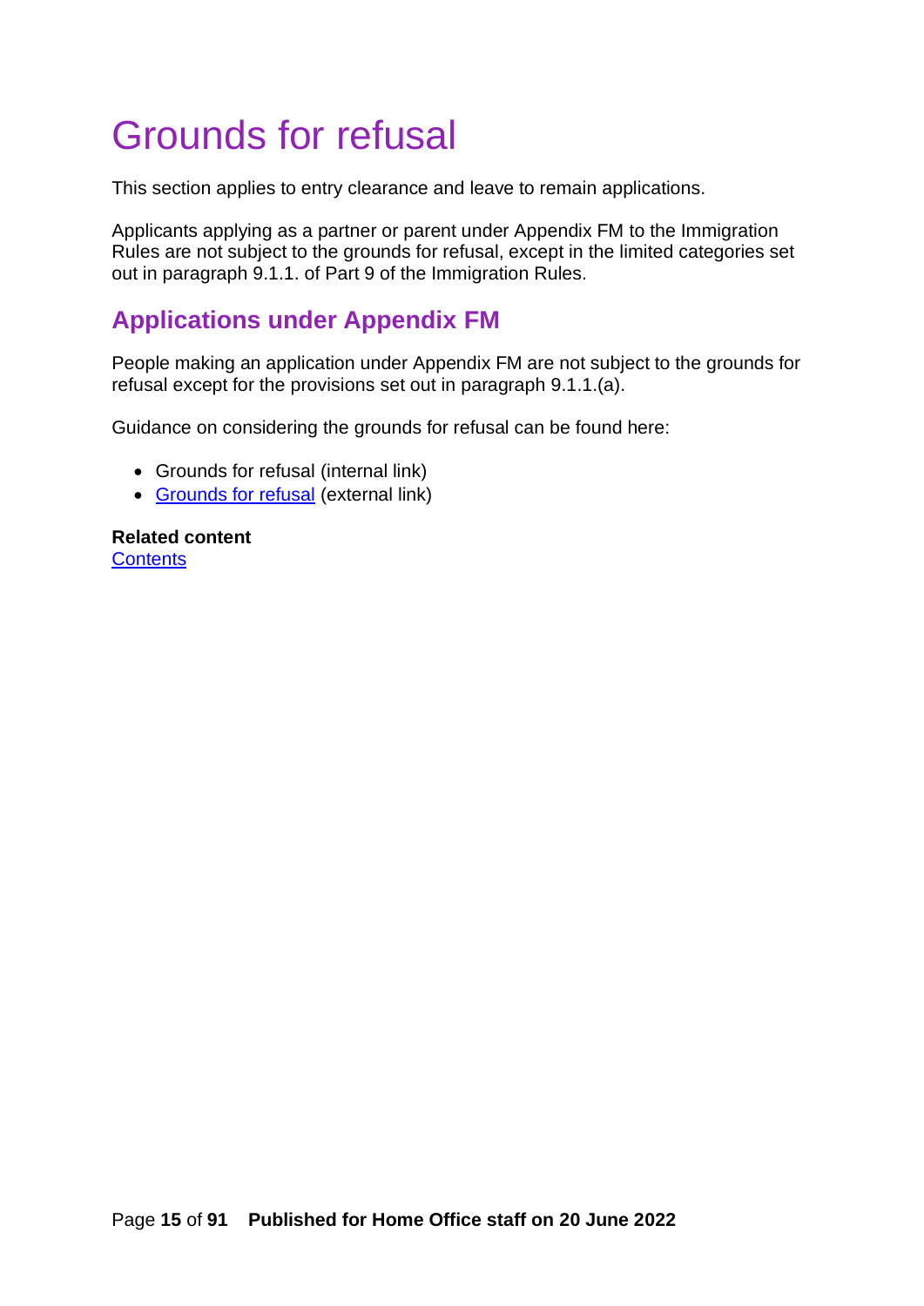# Grounds for refusal

This section applies to entry clearance and leave to remain applications.

Applicants applying as a partner or parent under Appendix FM to the Immigration Rules are not subject to the grounds for refusal, except in the limited categories set out in paragraph 9.1.1. of Part 9 of the Immigration Rules.

## Applications under Appendix FM

People making an application under Appendix FM are not subject to the grounds for refusal except for the provisions set out in paragraph 9.1.1.(a).

Guidance on considering the grounds for refusal can be found here:

- Grounds for refusal (internal link)
- Grounds for refusal (external link)

**Related content**
Contents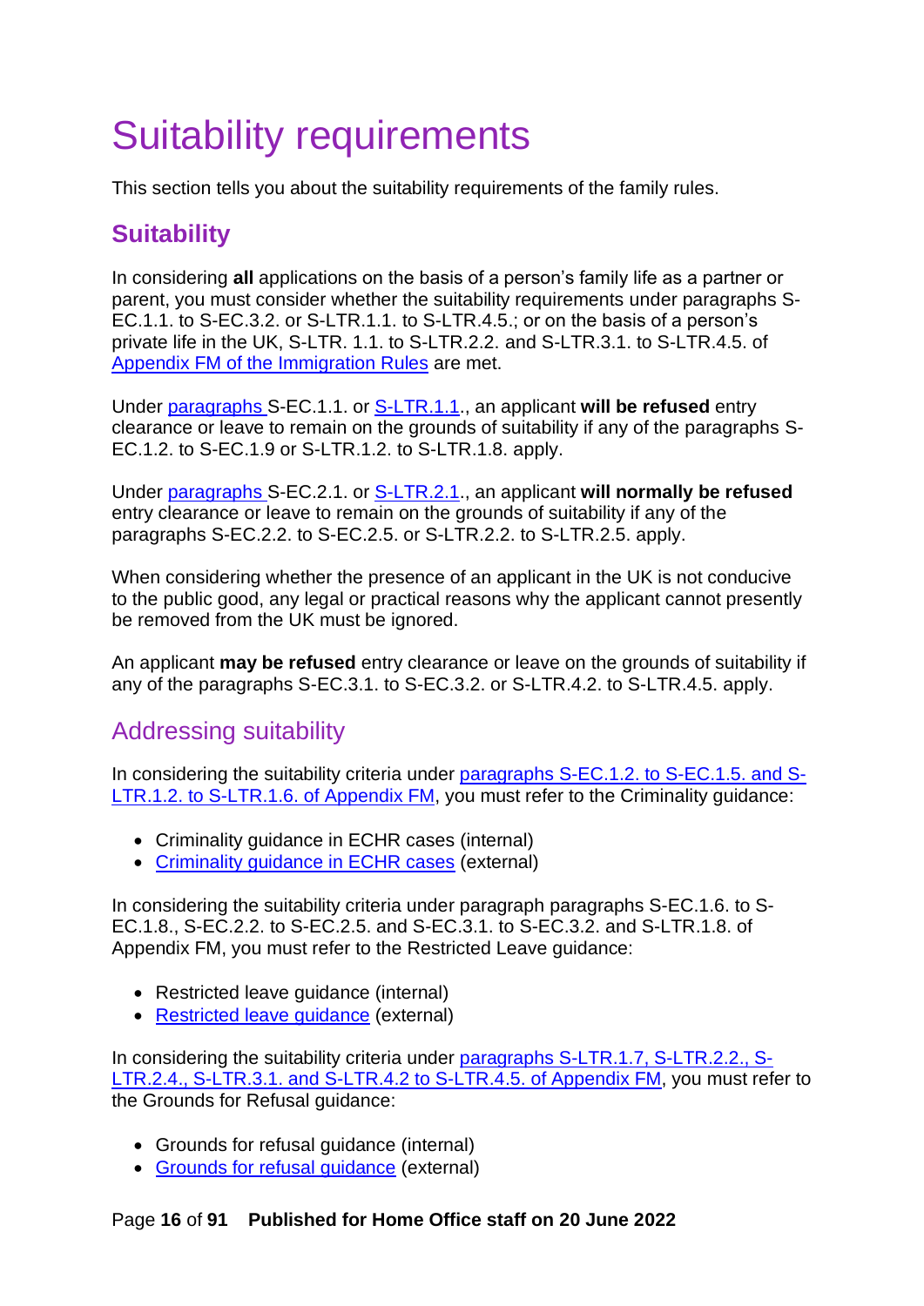# Suitability requirements

This section tells you about the suitability requirements of the family rules.

## Suitability

In considering **all** applications on the basis of a person's family life as a partner or parent, you must consider whether the suitability requirements under paragraphs S-EC.1.1. to S-EC.3.2. or S-LTR.1.1. to S-LTR.4.5.; or on the basis of a person's private life in the UK, S-LTR. 1.1. to S-LTR.2.2. and S-LTR.3.1. to S-LTR.4.5. of Appendix FM of the Immigration Rules are met.

Under paragraphs S-EC.1.1. or S-LTR.1.1., an applicant **will be refused** entry clearance or leave to remain on the grounds of suitability if any of the paragraphs S-EC.1.2. to S-EC.1.9 or S-LTR.1.2. to S-LTR.1.8. apply.

Under paragraphs S-EC.2.1. or S-LTR.2.1., an applicant **will normally be refused** entry clearance or leave to remain on the grounds of suitability if any of the paragraphs S-EC.2.2. to S-EC.2.5. or S-LTR.2.2. to S-LTR.2.5. apply.

When considering whether the presence of an applicant in the UK is not conducive to the public good, any legal or practical reasons why the applicant cannot presently be removed from the UK must be ignored.

An applicant **may be refused** entry clearance or leave on the grounds of suitability if any of the paragraphs S-EC.3.1. to S-EC.3.2. or S-LTR.4.2. to S-LTR.4.5. apply.

### Addressing suitability

In considering the suitability criteria under paragraphs S-EC.1.2. to S-EC.1.5. and S-LTR.1.2. to S-LTR.1.6. of Appendix FM, you must refer to the Criminality guidance:

- Criminality guidance in ECHR cases (internal)
- Criminality guidance in ECHR cases (external)

In considering the suitability criteria under paragraph paragraphs S-EC.1.6. to S-EC.1.8., S-EC.2.2. to S-EC.2.5. and S-EC.3.1. to S-EC.3.2. and S-LTR.1.8. of Appendix FM, you must refer to the Restricted Leave guidance:

- Restricted leave guidance (internal)
- Restricted leave guidance (external)

In considering the suitability criteria under paragraphs S-LTR.1.7, S-LTR.2.2., S-LTR.2.4., S-LTR.3.1. and S-LTR.4.2 to S-LTR.4.5. of Appendix FM, you must refer to the Grounds for Refusal guidance:

- Grounds for refusal guidance (internal)
- Grounds for refusal guidance (external)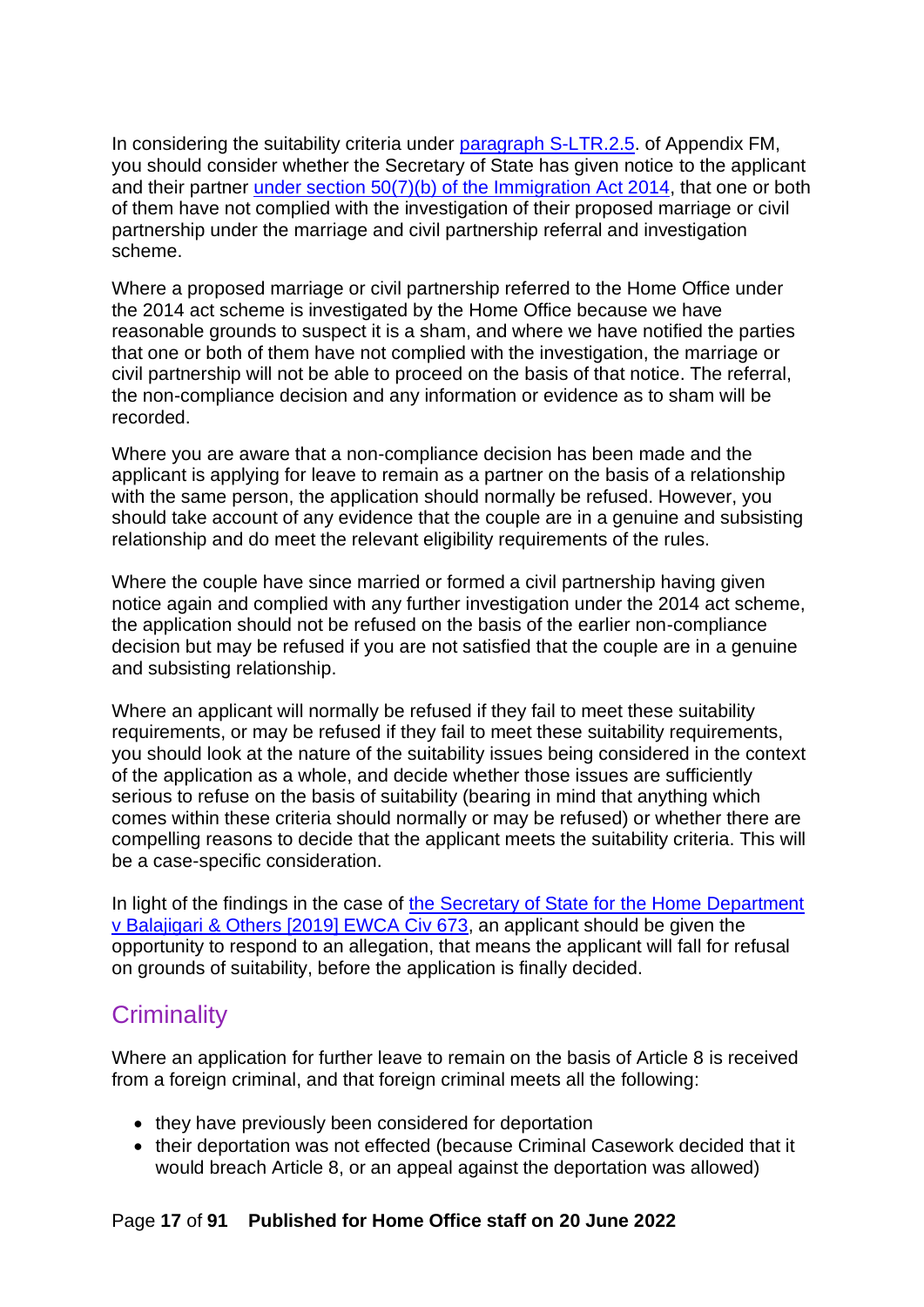In considering the suitability criteria under [paragraph S-LTR.2.5](). of Appendix FM, you should consider whether the Secretary of State has given notice to the applicant and their partner [under section 50(7)(b) of the Immigration Act 2014](), that one or both of them have not complied with the investigation of their proposed marriage or civil partnership under the marriage and civil partnership referral and investigation scheme.

Where a proposed marriage or civil partnership referred to the Home Office under the 2014 act scheme is investigated by the Home Office because we have reasonable grounds to suspect it is a sham, and where we have notified the parties that one or both of them have not complied with the investigation, the marriage or civil partnership will not be able to proceed on the basis of that notice. The referral, the non-compliance decision and any information or evidence as to sham will be recorded.

Where you are aware that a non-compliance decision has been made and the applicant is applying for leave to remain as a partner on the basis of a relationship with the same person, the application should normally be refused. However, you should take account of any evidence that the couple are in a genuine and subsisting relationship and do meet the relevant eligibility requirements of the rules.

Where the couple have since married or formed a civil partnership having given notice again and complied with any further investigation under the 2014 act scheme, the application should not be refused on the basis of the earlier non-compliance decision but may be refused if you are not satisfied that the couple are in a genuine and subsisting relationship.

Where an applicant will normally be refused if they fail to meet these suitability requirements, or may be refused if they fail to meet these suitability requirements, you should look at the nature of the suitability issues being considered in the context of the application as a whole, and decide whether those issues are sufficiently serious to refuse on the basis of suitability (bearing in mind that anything which comes within these criteria should normally or may be refused) or whether there are compelling reasons to decide that the applicant meets the suitability criteria. This will be a case-specific consideration.

In light of the findings in the case of [the Secretary of State for the Home Department v Balajigari & Others [2019] EWCA Civ 673](), an applicant should be given the opportunity to respond to an allegation, that means the applicant will fall for refusal on grounds of suitability, before the application is finally decided.

## Criminality

Where an application for further leave to remain on the basis of Article 8 is received from a foreign criminal, and that foreign criminal meets all the following:

- they have previously been considered for deportation
- their deportation was not effected (because Criminal Casework decided that it would breach Article 8, or an appeal against the deportation was allowed)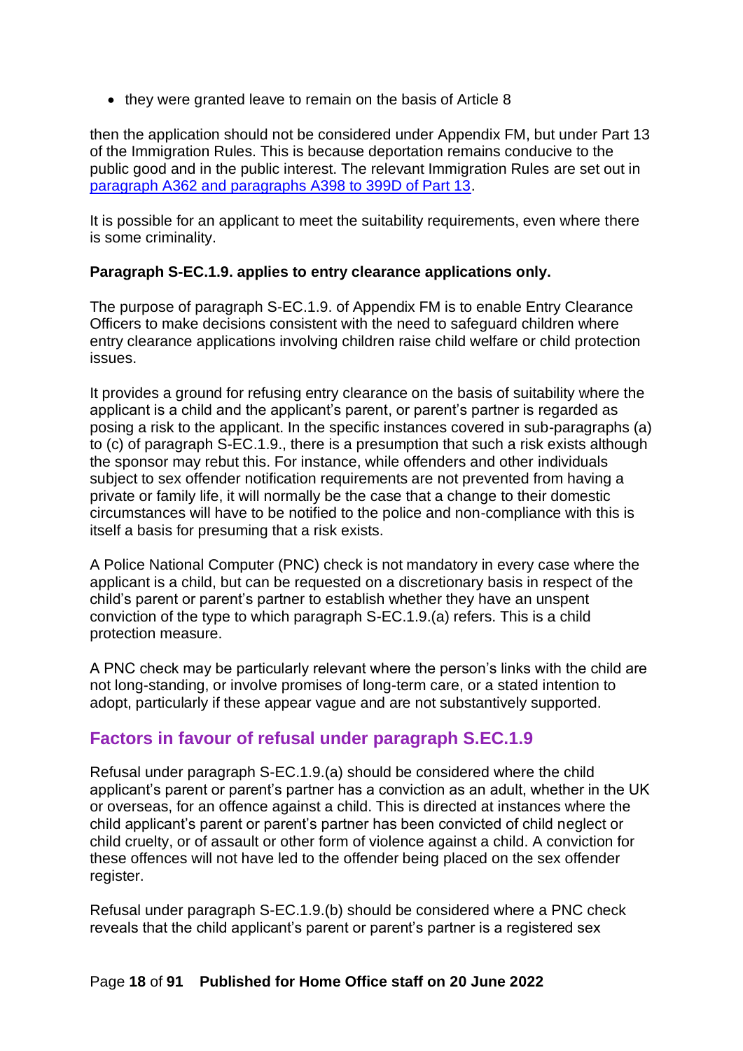- they were granted leave to remain on the basis of Article 8

then the application should not be considered under Appendix FM, but under Part 13 of the Immigration Rules. This is because deportation remains conducive to the public good and in the public interest. The relevant Immigration Rules are set out in [paragraph A362 and paragraphs A398 to 399D of Part 13](#).

It is possible for an applicant to meet the suitability requirements, even where there is some criminality.

**Paragraph S-EC.1.9. applies to entry clearance applications only.**

The purpose of paragraph S-EC.1.9. of Appendix FM is to enable Entry Clearance Officers to make decisions consistent with the need to safeguard children where entry clearance applications involving children raise child welfare or child protection issues.

It provides a ground for refusing entry clearance on the basis of suitability where the applicant is a child and the applicant's parent, or parent's partner is regarded as posing a risk to the applicant. In the specific instances covered in sub-paragraphs (a) to (c) of paragraph S-EC.1.9., there is a presumption that such a risk exists although the sponsor may rebut this. For instance, while offenders and other individuals subject to sex offender notification requirements are not prevented from having a private or family life, it will normally be the case that a change to their domestic circumstances will have to be notified to the police and non-compliance with this is itself a basis for presuming that a risk exists.

A Police National Computer (PNC) check is not mandatory in every case where the applicant is a child, but can be requested on a discretionary basis in respect of the child's parent or parent's partner to establish whether they have an unspent conviction of the type to which paragraph S-EC.1.9.(a) refers. This is a child protection measure.

A PNC check may be particularly relevant where the person's links with the child are not long-standing, or involve promises of long-term care, or a stated intention to adopt, particularly if these appear vague and are not substantively supported.

## Factors in favour of refusal under paragraph S.EC.1.9

Refusal under paragraph S-EC.1.9.(a) should be considered where the child applicant's parent or parent's partner has a conviction as an adult, whether in the UK or overseas, for an offence against a child. This is directed at instances where the child applicant's parent or parent's partner has been convicted of child neglect or child cruelty, or of assault or other form of violence against a child. A conviction for these offences will not have led to the offender being placed on the sex offender register.

Refusal under paragraph S-EC.1.9.(b) should be considered where a PNC check reveals that the child applicant's parent or parent's partner is a registered sex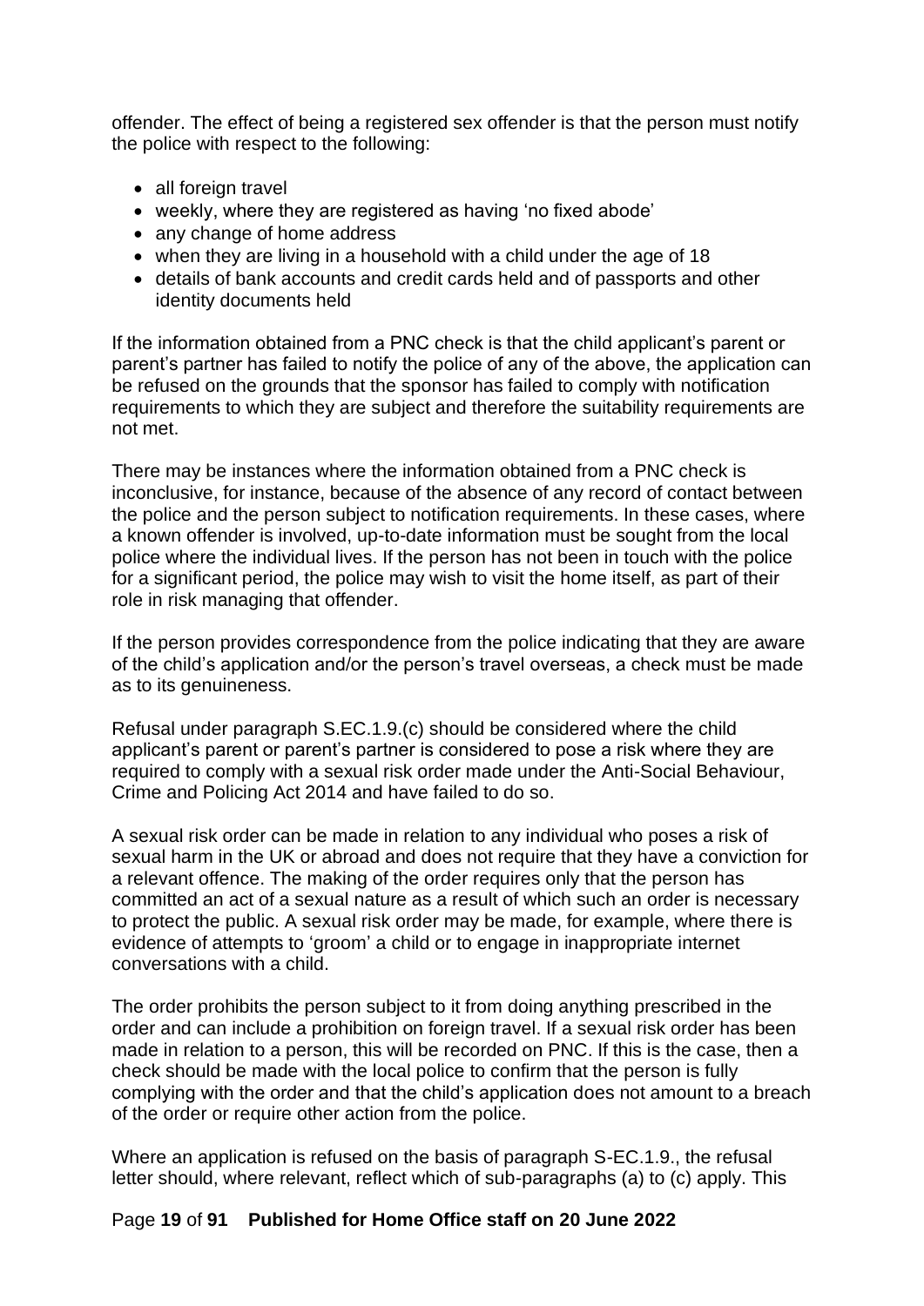offender. The effect of being a registered sex offender is that the person must notify the police with respect to the following:

- all foreign travel
- weekly, where they are registered as having 'no fixed abode'
- any change of home address
- when they are living in a household with a child under the age of 18
- details of bank accounts and credit cards held and of passports and other identity documents held

If the information obtained from a PNC check is that the child applicant's parent or parent's partner has failed to notify the police of any of the above, the application can be refused on the grounds that the sponsor has failed to comply with notification requirements to which they are subject and therefore the suitability requirements are not met.

There may be instances where the information obtained from a PNC check is inconclusive, for instance, because of the absence of any record of contact between the police and the person subject to notification requirements. In these cases, where a known offender is involved, up-to-date information must be sought from the local police where the individual lives. If the person has not been in touch with the police for a significant period, the police may wish to visit the home itself, as part of their role in risk managing that offender.

If the person provides correspondence from the police indicating that they are aware of the child's application and/or the person's travel overseas, a check must be made as to its genuineness.

Refusal under paragraph S.EC.1.9.(c) should be considered where the child applicant's parent or parent's partner is considered to pose a risk where they are required to comply with a sexual risk order made under the Anti-Social Behaviour, Crime and Policing Act 2014 and have failed to do so.

A sexual risk order can be made in relation to any individual who poses a risk of sexual harm in the UK or abroad and does not require that they have a conviction for a relevant offence. The making of the order requires only that the person has committed an act of a sexual nature as a result of which such an order is necessary to protect the public. A sexual risk order may be made, for example, where there is evidence of attempts to 'groom' a child or to engage in inappropriate internet conversations with a child.

The order prohibits the person subject to it from doing anything prescribed in the order and can include a prohibition on foreign travel. If a sexual risk order has been made in relation to a person, this will be recorded on PNC. If this is the case, then a check should be made with the local police to confirm that the person is fully complying with the order and that the child's application does not amount to a breach of the order or require other action from the police.

Where an application is refused on the basis of paragraph S-EC.1.9., the refusal letter should, where relevant, reflect which of sub-paragraphs (a) to (c) apply. This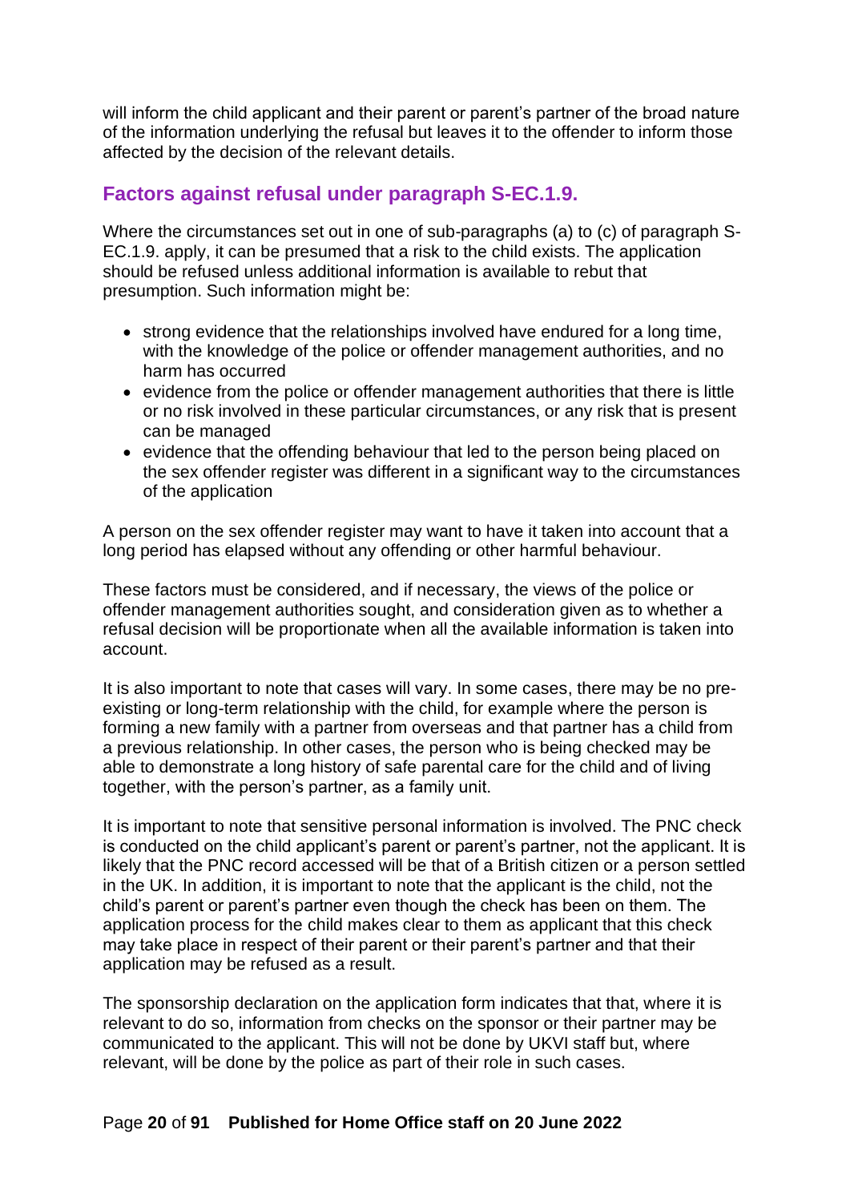will inform the child applicant and their parent or parent's partner of the broad nature of the information underlying the refusal but leaves it to the offender to inform those affected by the decision of the relevant details.

## Factors against refusal under paragraph S-EC.1.9.

Where the circumstances set out in one of sub-paragraphs (a) to (c) of paragraph S-EC.1.9. apply, it can be presumed that a risk to the child exists. The application should be refused unless additional information is available to rebut that presumption. Such information might be:

- strong evidence that the relationships involved have endured for a long time, with the knowledge of the police or offender management authorities, and no harm has occurred
- evidence from the police or offender management authorities that there is little or no risk involved in these particular circumstances, or any risk that is present can be managed
- evidence that the offending behaviour that led to the person being placed on the sex offender register was different in a significant way to the circumstances of the application

A person on the sex offender register may want to have it taken into account that a long period has elapsed without any offending or other harmful behaviour.

These factors must be considered, and if necessary, the views of the police or offender management authorities sought, and consideration given as to whether a refusal decision will be proportionate when all the available information is taken into account.

It is also important to note that cases will vary. In some cases, there may be no pre-existing or long-term relationship with the child, for example where the person is forming a new family with a partner from overseas and that partner has a child from a previous relationship. In other cases, the person who is being checked may be able to demonstrate a long history of safe parental care for the child and of living together, with the person's partner, as a family unit.

It is important to note that sensitive personal information is involved. The PNC check is conducted on the child applicant's parent or parent's partner, not the applicant. It is likely that the PNC record accessed will be that of a British citizen or a person settled in the UK. In addition, it is important to note that the applicant is the child, not the child's parent or parent's partner even though the check has been on them. The application process for the child makes clear to them as applicant that this check may take place in respect of their parent or their parent's partner and that their application may be refused as a result.

The sponsorship declaration on the application form indicates that that, where it is relevant to do so, information from checks on the sponsor or their partner may be communicated to the applicant. This will not be done by UKVI staff but, where relevant, will be done by the police as part of their role in such cases.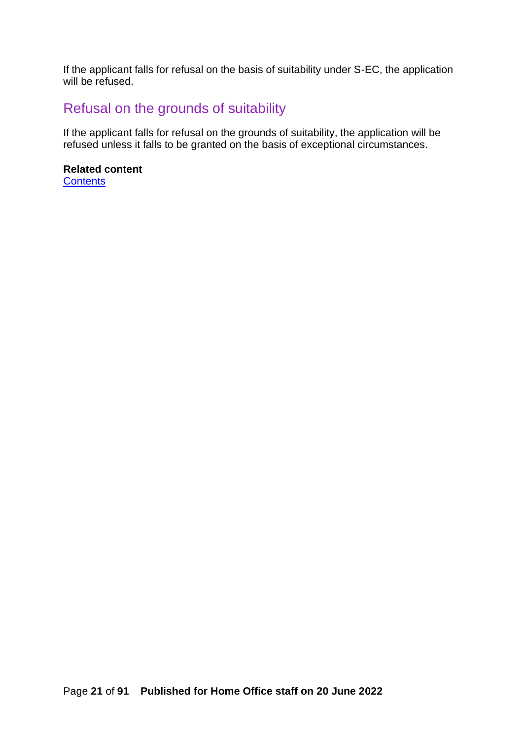If the applicant falls for refusal on the basis of suitability under S-EC, the application will be refused.

## Refusal on the grounds of suitability

If the applicant falls for refusal on the grounds of suitability, the application will be refused unless it falls to be granted on the basis of exceptional circumstances.

**Related content**
[Contents]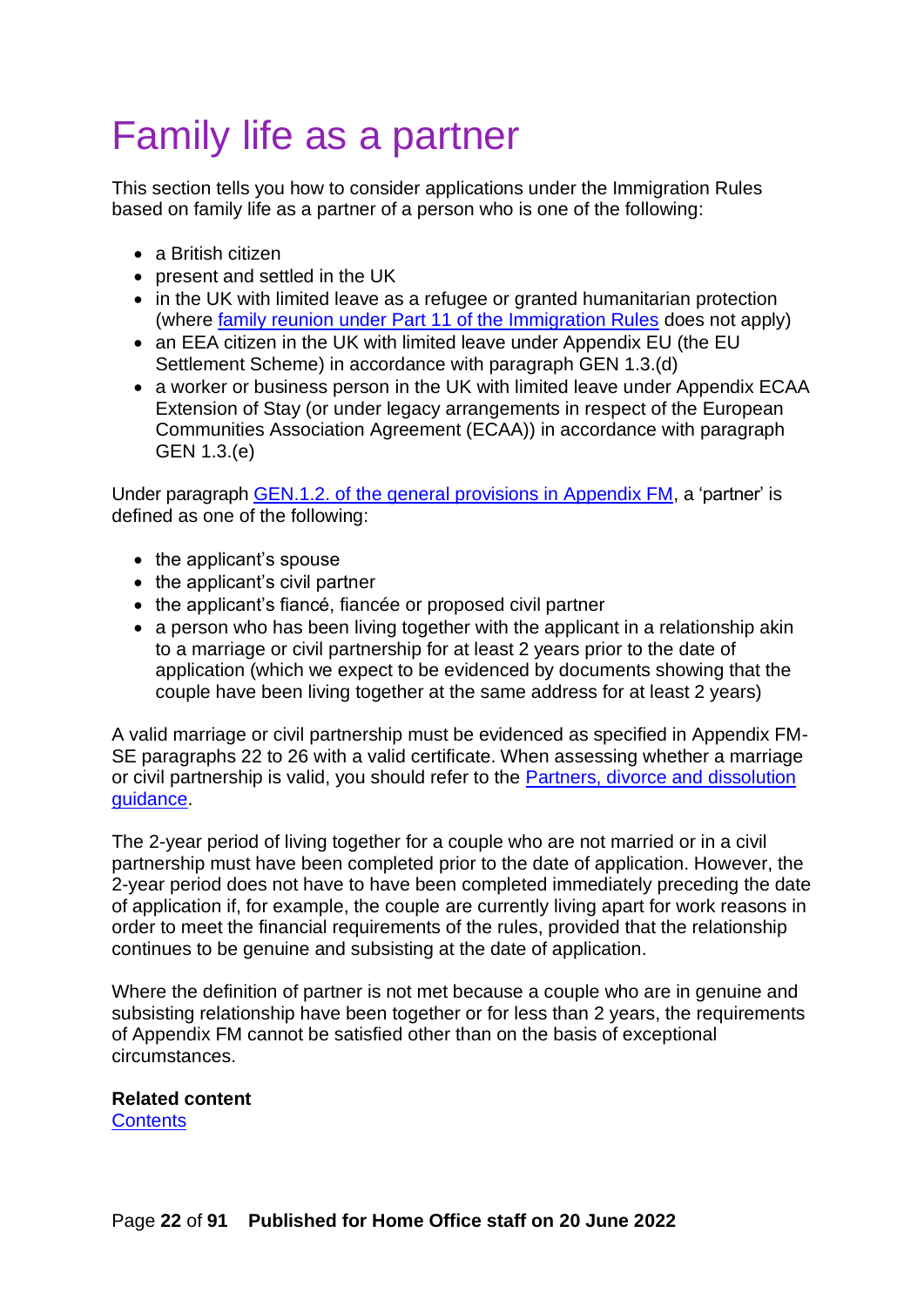# Family life as a partner

This section tells you how to consider applications under the Immigration Rules based on family life as a partner of a person who is one of the following:

- a British citizen
- present and settled in the UK
- in the UK with limited leave as a refugee or granted humanitarian protection (where family reunion under Part 11 of the Immigration Rules does not apply)
- an EEA citizen in the UK with limited leave under Appendix EU (the EU Settlement Scheme) in accordance with paragraph GEN 1.3.(d)
- a worker or business person in the UK with limited leave under Appendix ECAA Extension of Stay (or under legacy arrangements in respect of the European Communities Association Agreement (ECAA)) in accordance with paragraph GEN 1.3.(e)

Under paragraph GEN.1.2. of the general provisions in Appendix FM, a 'partner' is defined as one of the following:

- the applicant's spouse
- the applicant's civil partner
- the applicant's fiancé, fiancée or proposed civil partner
- a person who has been living together with the applicant in a relationship akin to a marriage or civil partnership for at least 2 years prior to the date of application (which we expect to be evidenced by documents showing that the couple have been living together at the same address for at least 2 years)

A valid marriage or civil partnership must be evidenced as specified in Appendix FM-SE paragraphs 22 to 26 with a valid certificate. When assessing whether a marriage or civil partnership is valid, you should refer to the Partners, divorce and dissolution guidance.

The 2-year period of living together for a couple who are not married or in a civil partnership must have been completed prior to the date of application. However, the 2-year period does not have to have been completed immediately preceding the date of application if, for example, the couple are currently living apart for work reasons in order to meet the financial requirements of the rules, provided that the relationship continues to be genuine and subsisting at the date of application.

Where the definition of partner is not met because a couple who are in genuine and subsisting relationship have been together or for less than 2 years, the requirements of Appendix FM cannot be satisfied other than on the basis of exceptional circumstances.

**Related content**
Contents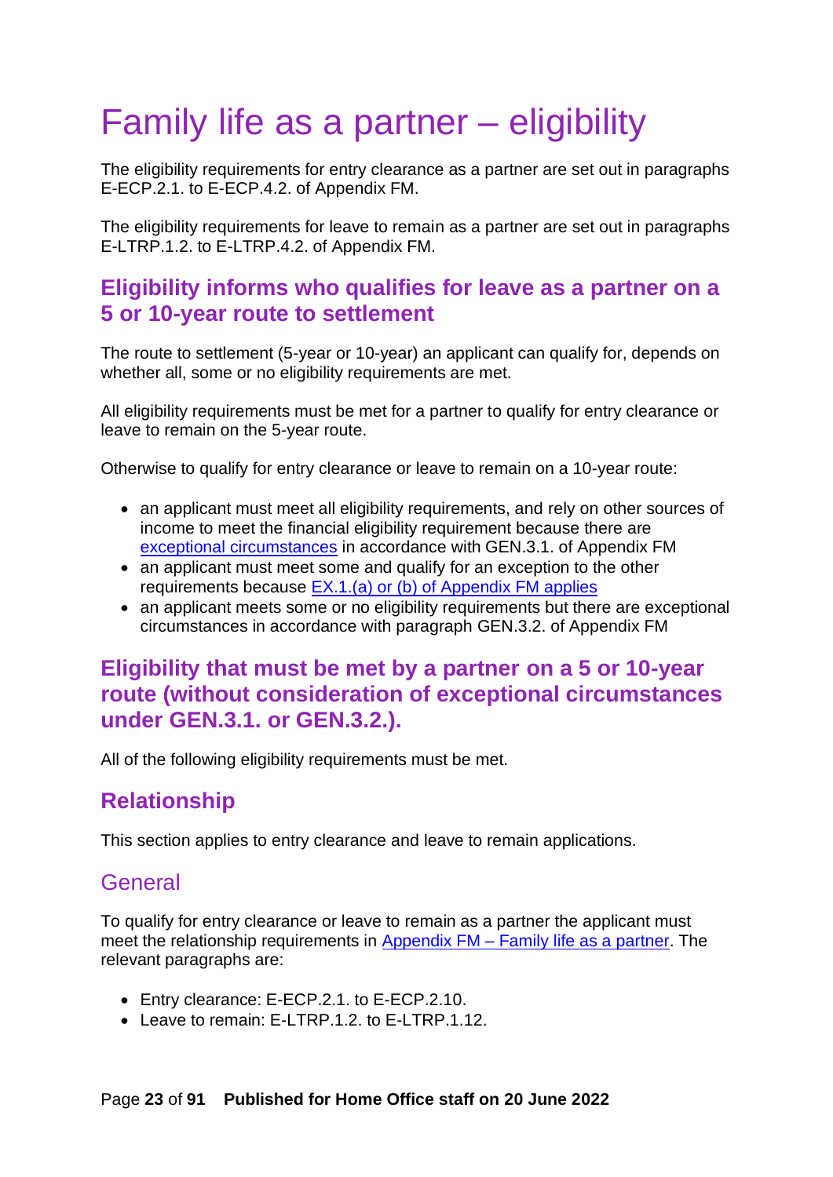# Family life as a partner – eligibility

The eligibility requirements for entry clearance as a partner are set out in paragraphs E-ECP.2.1. to E-ECP.4.2. of Appendix FM.

The eligibility requirements for leave to remain as a partner are set out in paragraphs E-LTRP.1.2. to E-LTRP.4.2. of Appendix FM.

## Eligibility informs who qualifies for leave as a partner on a 5 or 10-year route to settlement

The route to settlement (5-year or 10-year) an applicant can qualify for, depends on whether all, some or no eligibility requirements are met.

All eligibility requirements must be met for a partner to qualify for entry clearance or leave to remain on the 5-year route.

Otherwise to qualify for entry clearance or leave to remain on a 10-year route:

- an applicant must meet all eligibility requirements, and rely on other sources of income to meet the financial eligibility requirement because there are exceptional circumstances in accordance with GEN.3.1. of Appendix FM
- an applicant must meet some and qualify for an exception to the other requirements because EX.1.(a) or (b) of Appendix FM applies
- an applicant meets some or no eligibility requirements but there are exceptional circumstances in accordance with paragraph GEN.3.2. of Appendix FM

## Eligibility that must be met by a partner on a 5 or 10-year route (without consideration of exceptional circumstances under GEN.3.1. or GEN.3.2.).

All of the following eligibility requirements must be met.

## Relationship

This section applies to entry clearance and leave to remain applications.

### General

To qualify for entry clearance or leave to remain as a partner the applicant must meet the relationship requirements in Appendix FM – Family life as a partner. The relevant paragraphs are:

- Entry clearance: E-ECP.2.1. to E-ECP.2.10.
- Leave to remain: E-LTRP.1.2. to E-LTRP.1.12.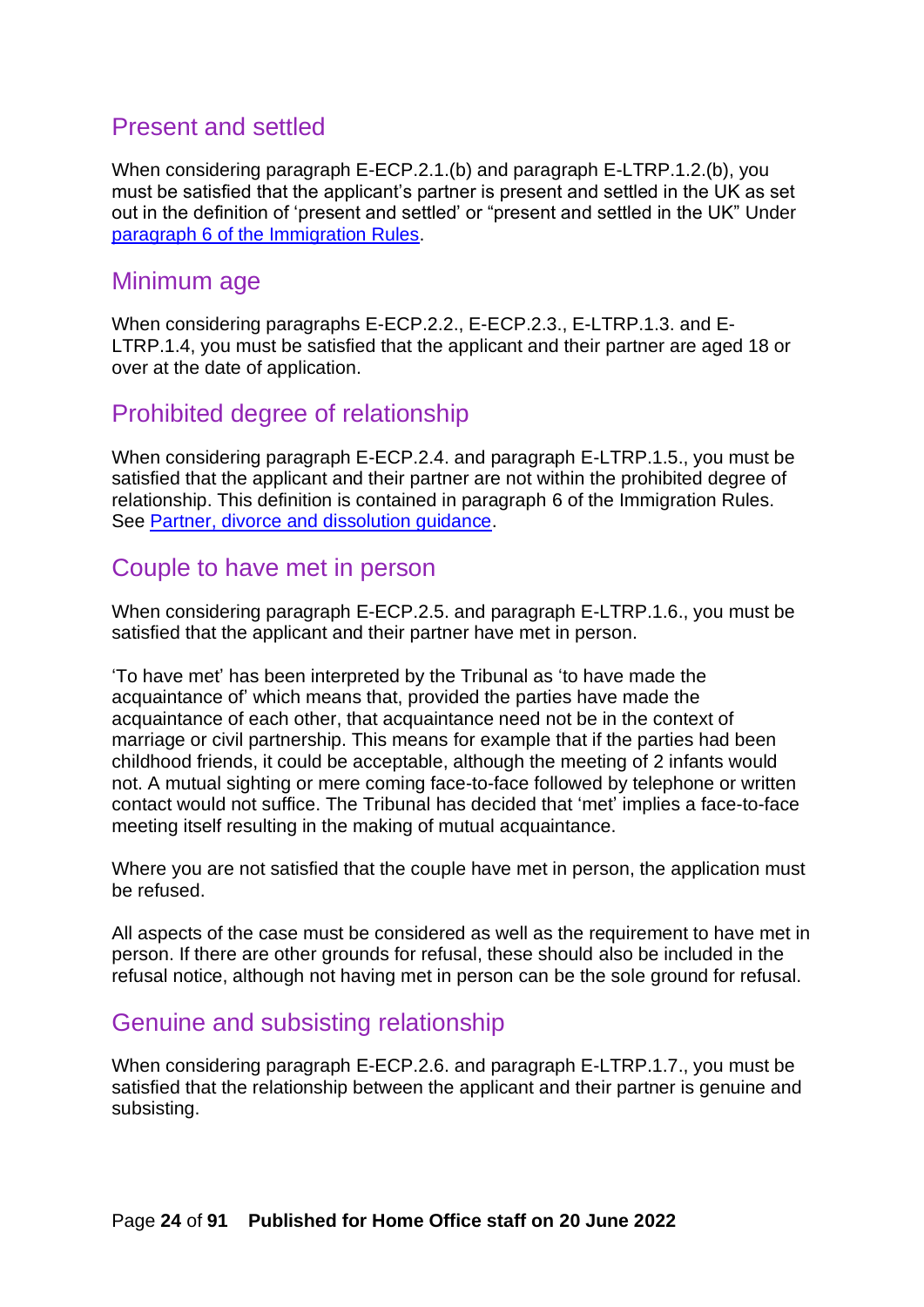## Present and settled

When considering paragraph E-ECP.2.1.(b) and paragraph E-LTRP.1.2.(b), you must be satisfied that the applicant's partner is present and settled in the UK as set out in the definition of 'present and settled' or "present and settled in the UK" Under [paragraph 6 of the Immigration Rules](#).

## Minimum age

When considering paragraphs E-ECP.2.2., E-ECP.2.3., E-LTRP.1.3. and E-LTRP.1.4, you must be satisfied that the applicant and their partner are aged 18 or over at the date of application.

## Prohibited degree of relationship

When considering paragraph E-ECP.2.4. and paragraph E-LTRP.1.5., you must be satisfied that the applicant and their partner are not within the prohibited degree of relationship. This definition is contained in paragraph 6 of the Immigration Rules. See [Partner, divorce and dissolution guidance](#).

## Couple to have met in person

When considering paragraph E-ECP.2.5. and paragraph E-LTRP.1.6., you must be satisfied that the applicant and their partner have met in person.

'To have met' has been interpreted by the Tribunal as 'to have made the acquaintance of' which means that, provided the parties have made the acquaintance of each other, that acquaintance need not be in the context of marriage or civil partnership. This means for example that if the parties had been childhood friends, it could be acceptable, although the meeting of 2 infants would not. A mutual sighting or mere coming face-to-face followed by telephone or written contact would not suffice. The Tribunal has decided that 'met' implies a face-to-face meeting itself resulting in the making of mutual acquaintance.

Where you are not satisfied that the couple have met in person, the application must be refused.

All aspects of the case must be considered as well as the requirement to have met in person. If there are other grounds for refusal, these should also be included in the refusal notice, although not having met in person can be the sole ground for refusal.

## Genuine and subsisting relationship

When considering paragraph E-ECP.2.6. and paragraph E-LTRP.1.7., you must be satisfied that the relationship between the applicant and their partner is genuine and subsisting.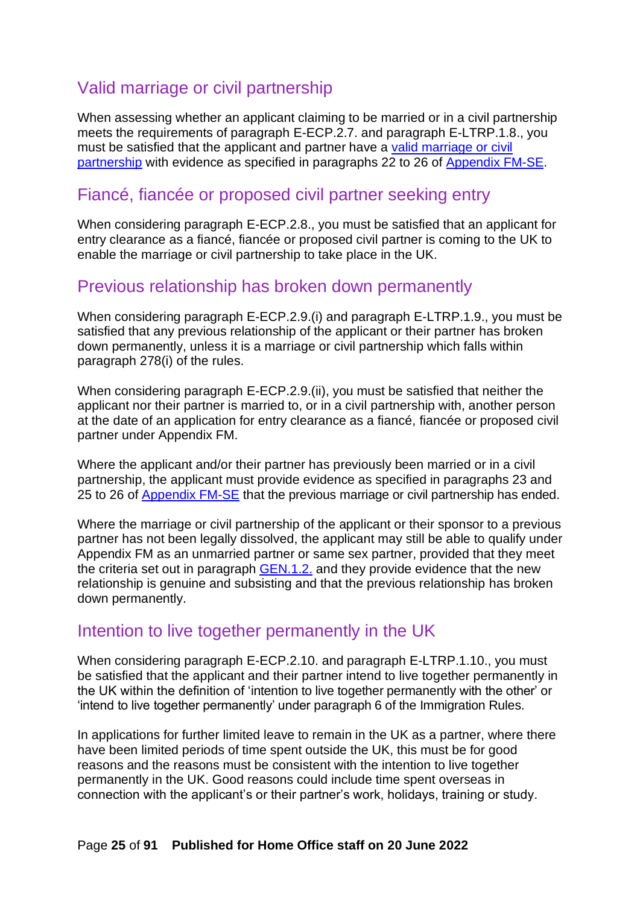## Valid marriage or civil partnership

When assessing whether an applicant claiming to be married or in a civil partnership meets the requirements of paragraph E-ECP.2.7. and paragraph E-LTRP.1.8., you must be satisfied that the applicant and partner have a valid marriage or civil partnership with evidence as specified in paragraphs 22 to 26 of Appendix FM-SE.

## Fiancé, fiancée or proposed civil partner seeking entry

When considering paragraph E-ECP.2.8., you must be satisfied that an applicant for entry clearance as a fiancé, fiancée or proposed civil partner is coming to the UK to enable the marriage or civil partnership to take place in the UK.

## Previous relationship has broken down permanently

When considering paragraph E-ECP.2.9.(i) and paragraph E-LTRP.1.9., you must be satisfied that any previous relationship of the applicant or their partner has broken down permanently, unless it is a marriage or civil partnership which falls within paragraph 278(i) of the rules.

When considering paragraph E-ECP.2.9.(ii), you must be satisfied that neither the applicant nor their partner is married to, or in a civil partnership with, another person at the date of an application for entry clearance as a fiancé, fiancée or proposed civil partner under Appendix FM.

Where the applicant and/or their partner has previously been married or in a civil partnership, the applicant must provide evidence as specified in paragraphs 23 and 25 to 26 of Appendix FM-SE that the previous marriage or civil partnership has ended.

Where the marriage or civil partnership of the applicant or their sponsor to a previous partner has not been legally dissolved, the applicant may still be able to qualify under Appendix FM as an unmarried partner or same sex partner, provided that they meet the criteria set out in paragraph GEN.1.2. and they provide evidence that the new relationship is genuine and subsisting and that the previous relationship has broken down permanently.

## Intention to live together permanently in the UK

When considering paragraph E-ECP.2.10. and paragraph E-LTRP.1.10., you must be satisfied that the applicant and their partner intend to live together permanently in the UK within the definition of 'intention to live together permanently with the other' or 'intend to live together permanently' under paragraph 6 of the Immigration Rules.

In applications for further limited leave to remain in the UK as a partner, where there have been limited periods of time spent outside the UK, this must be for good reasons and the reasons must be consistent with the intention to live together permanently in the UK. Good reasons could include time spent overseas in connection with the applicant's or their partner's work, holidays, training or study.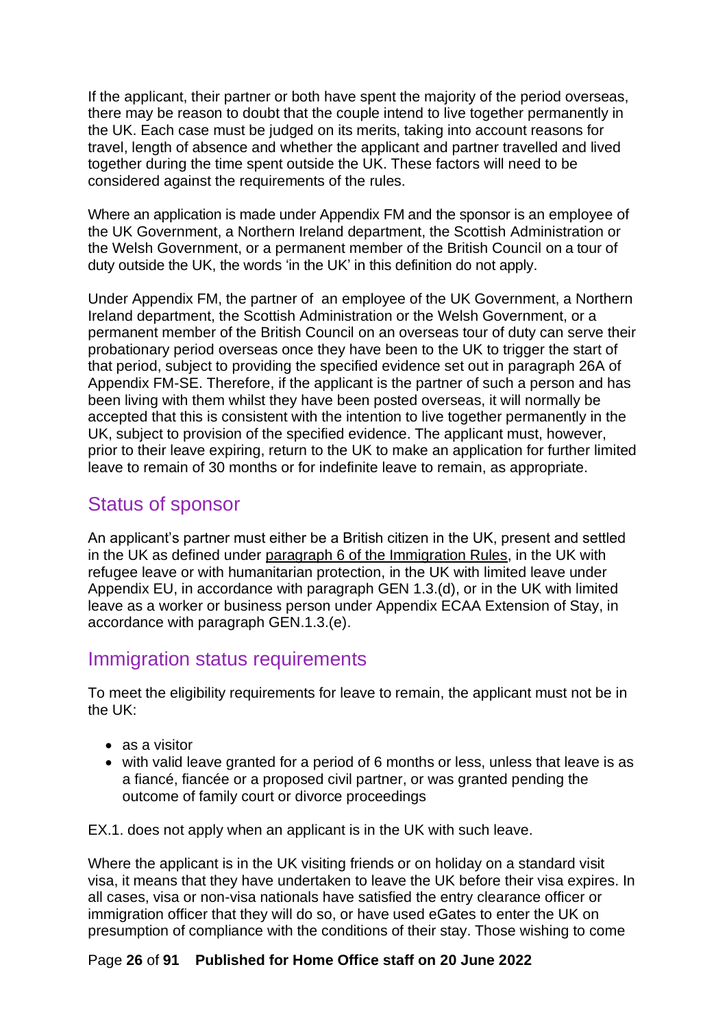If the applicant, their partner or both have spent the majority of the period overseas, there may be reason to doubt that the couple intend to live together permanently in the UK. Each case must be judged on its merits, taking into account reasons for travel, length of absence and whether the applicant and partner travelled and lived together during the time spent outside the UK. These factors will need to be considered against the requirements of the rules.

Where an application is made under Appendix FM and the sponsor is an employee of the UK Government, a Northern Ireland department, the Scottish Administration or the Welsh Government, or a permanent member of the British Council on a tour of duty outside the UK, the words 'in the UK' in this definition do not apply.

Under Appendix FM, the partner of an employee of the UK Government, a Northern Ireland department, the Scottish Administration or the Welsh Government, or a permanent member of the British Council on an overseas tour of duty can serve their probationary period overseas once they have been to the UK to trigger the start of that period, subject to providing the specified evidence set out in paragraph 26A of Appendix FM-SE. Therefore, if the applicant is the partner of such a person and has been living with them whilst they have been posted overseas, it will normally be accepted that this is consistent with the intention to live together permanently in the UK, subject to provision of the specified evidence. The applicant must, however, prior to their leave expiring, return to the UK to make an application for further limited leave to remain of 30 months or for indefinite leave to remain, as appropriate.

## Status of sponsor

An applicant's partner must either be a British citizen in the UK, present and settled in the UK as defined under paragraph 6 of the Immigration Rules, in the UK with refugee leave or with humanitarian protection, in the UK with limited leave under Appendix EU, in accordance with paragraph GEN 1.3.(d), or in the UK with limited leave as a worker or business person under Appendix ECAA Extension of Stay, in accordance with paragraph GEN.1.3.(e).

## Immigration status requirements

To meet the eligibility requirements for leave to remain, the applicant must not be in the UK:

- as a visitor
- with valid leave granted for a period of 6 months or less, unless that leave is as a fiancé, fiancée or a proposed civil partner, or was granted pending the outcome of family court or divorce proceedings

EX.1. does not apply when an applicant is in the UK with such leave.

Where the applicant is in the UK visiting friends or on holiday on a standard visit visa, it means that they have undertaken to leave the UK before their visa expires. In all cases, visa or non-visa nationals have satisfied the entry clearance officer or immigration officer that they will do so, or have used eGates to enter the UK on presumption of compliance with the conditions of their stay. Those wishing to come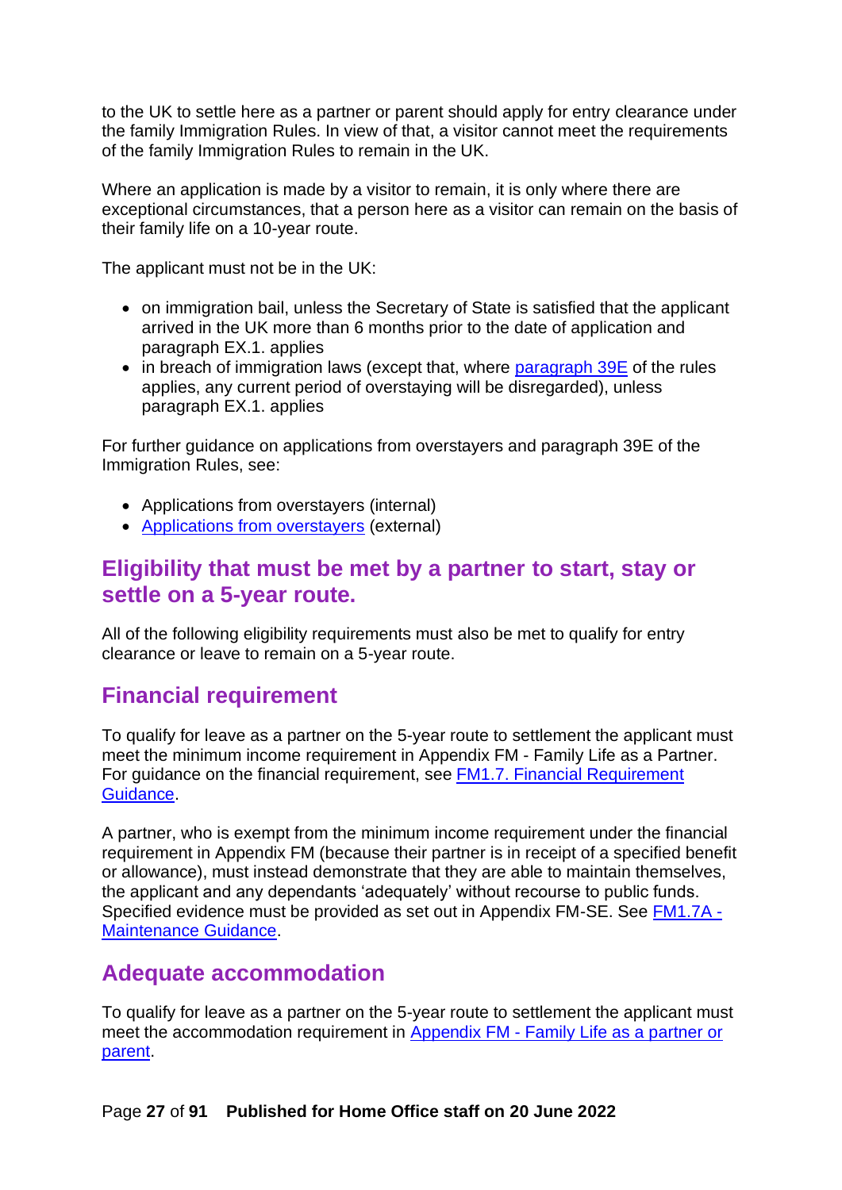to the UK to settle here as a partner or parent should apply for entry clearance under the family Immigration Rules. In view of that, a visitor cannot meet the requirements of the family Immigration Rules to remain in the UK.

Where an application is made by a visitor to remain, it is only where there are exceptional circumstances, that a person here as a visitor can remain on the basis of their family life on a 10-year route.

The applicant must not be in the UK:

- on immigration bail, unless the Secretary of State is satisfied that the applicant arrived in the UK more than 6 months prior to the date of application and paragraph EX.1. applies
- in breach of immigration laws (except that, where [paragraph 39E]() of the rules applies, any current period of overstaying will be disregarded), unless paragraph EX.1. applies

For further guidance on applications from overstayers and paragraph 39E of the Immigration Rules, see:

- Applications from overstayers (internal)
- [Applications from overstayers]() (external)

## Eligibility that must be met by a partner to start, stay or settle on a 5-year route.

All of the following eligibility requirements must also be met to qualify for entry clearance or leave to remain on a 5-year route.

## Financial requirement

To qualify for leave as a partner on the 5-year route to settlement the applicant must meet the minimum income requirement in Appendix FM - Family Life as a Partner. For guidance on the financial requirement, see [FM1.7. Financial Requirement Guidance]().

A partner, who is exempt from the minimum income requirement under the financial requirement in Appendix FM (because their partner is in receipt of a specified benefit or allowance), must instead demonstrate that they are able to maintain themselves, the applicant and any dependants 'adequately' without recourse to public funds. Specified evidence must be provided as set out in Appendix FM-SE. See [FM1.7A - Maintenance Guidance]().

## Adequate accommodation

To qualify for leave as a partner on the 5-year route to settlement the applicant must meet the accommodation requirement in [Appendix FM - Family Life as a partner or parent]().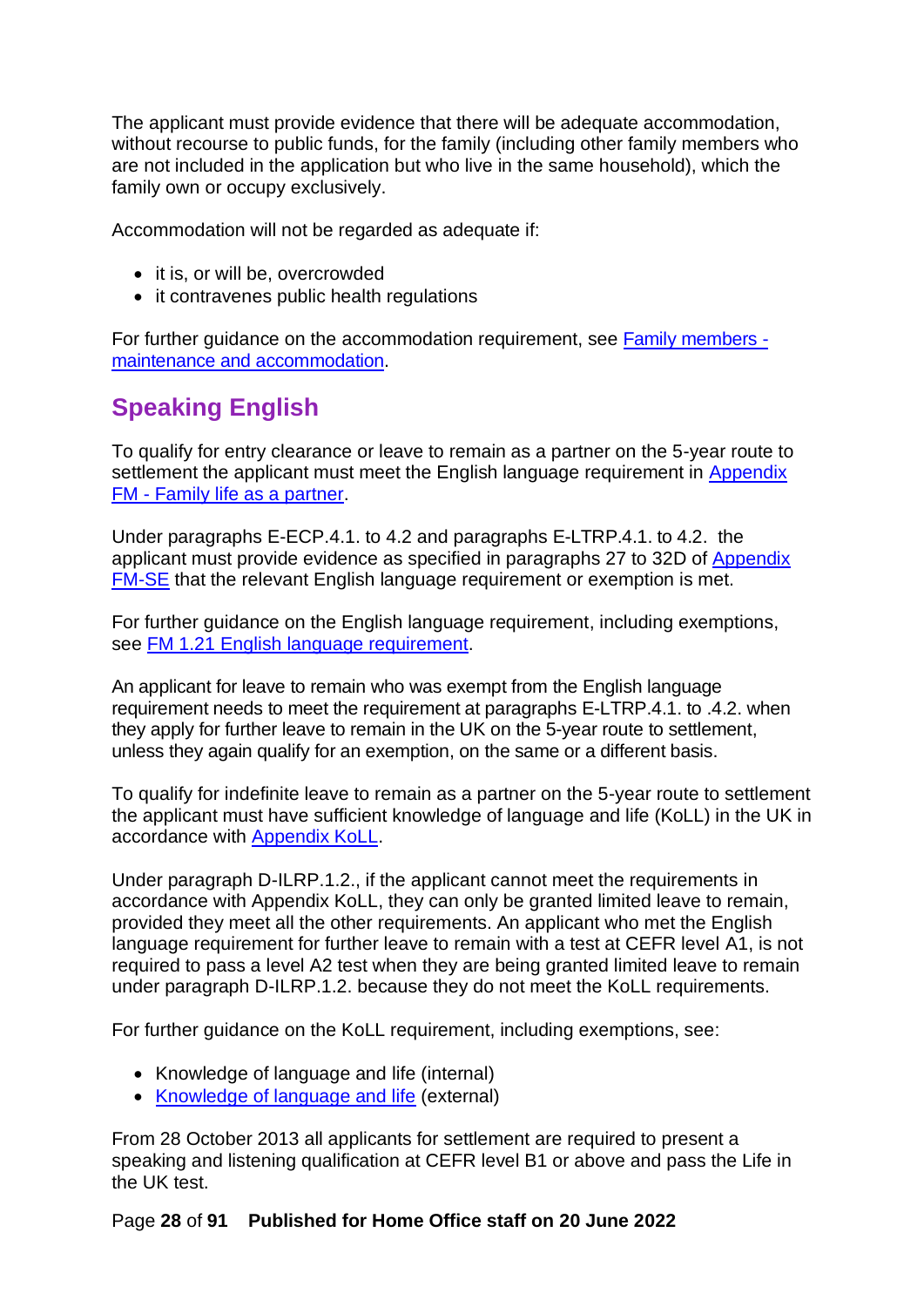The applicant must provide evidence that there will be adequate accommodation, without recourse to public funds, for the family (including other family members who are not included in the application but who live in the same household), which the family own or occupy exclusively.

Accommodation will not be regarded as adequate if:

- it is, or will be, overcrowded
- it contravenes public health regulations

For further guidance on the accommodation requirement, see [Family members - maintenance and accommodation](#).

## Speaking English

To qualify for entry clearance or leave to remain as a partner on the 5-year route to settlement the applicant must meet the English language requirement in [Appendix FM - Family life as a partner](#).

Under paragraphs E-ECP.4.1. to 4.2 and paragraphs E-LTRP.4.1. to 4.2. the applicant must provide evidence as specified in paragraphs 27 to 32D of [Appendix FM-SE](#) that the relevant English language requirement or exemption is met.

For further guidance on the English language requirement, including exemptions, see [FM 1.21 English language requirement](#).

An applicant for leave to remain who was exempt from the English language requirement needs to meet the requirement at paragraphs E-LTRP.4.1. to .4.2. when they apply for further leave to remain in the UK on the 5-year route to settlement, unless they again qualify for an exemption, on the same or a different basis.

To qualify for indefinite leave to remain as a partner on the 5-year route to settlement the applicant must have sufficient knowledge of language and life (KoLL) in the UK in accordance with [Appendix KoLL](#).

Under paragraph D-ILRP.1.2., if the applicant cannot meet the requirements in accordance with Appendix KoLL, they can only be granted limited leave to remain, provided they meet all the other requirements. An applicant who met the English language requirement for further leave to remain with a test at CEFR level A1, is not required to pass a level A2 test when they are being granted limited leave to remain under paragraph D-ILRP.1.2. because they do not meet the KoLL requirements.

For further guidance on the KoLL requirement, including exemptions, see:

- Knowledge of language and life (internal)
- [Knowledge of language and life](#) (external)

From 28 October 2013 all applicants for settlement are required to present a speaking and listening qualification at CEFR level B1 or above and pass the Life in the UK test.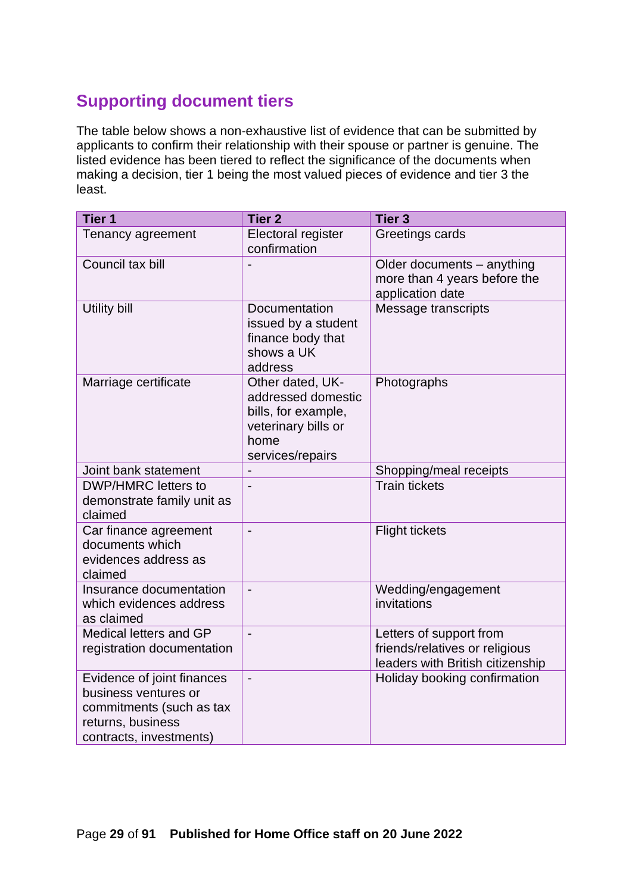## Supporting document tiers

The table below shows a non-exhaustive list of evidence that can be submitted by applicants to confirm their relationship with their spouse or partner is genuine. The listed evidence has been tiered to reflect the significance of the documents when making a decision, tier 1 being the most valued pieces of evidence and tier 3 the least.

| Tier 1 | Tier 2 | Tier 3 |
|---|---|---|
| Tenancy agreement | Electoral register confirmation | Greetings cards |
| Council tax bill | - | Older documents – anything more than 4 years before the application date |
| Utility bill | Documentation issued by a student finance body that shows a UK address | Message transcripts |
| Marriage certificate | Other dated, UK-addressed domestic bills, for example, veterinary bills or home services/repairs | Photographs |
| Joint bank statement | - | Shopping/meal receipts |
| DWP/HMRC letters to demonstrate family unit as claimed | - | Train tickets |
| Car finance agreement documents which evidences address as claimed | - | Flight tickets |
| Insurance documentation which evidences address as claimed | - | Wedding/engagement invitations |
| Medical letters and GP registration documentation | - | Letters of support from friends/relatives or religious leaders with British citizenship |
| Evidence of joint finances business ventures or commitments (such as tax returns, business contracts, investments) | - | Holiday booking confirmation |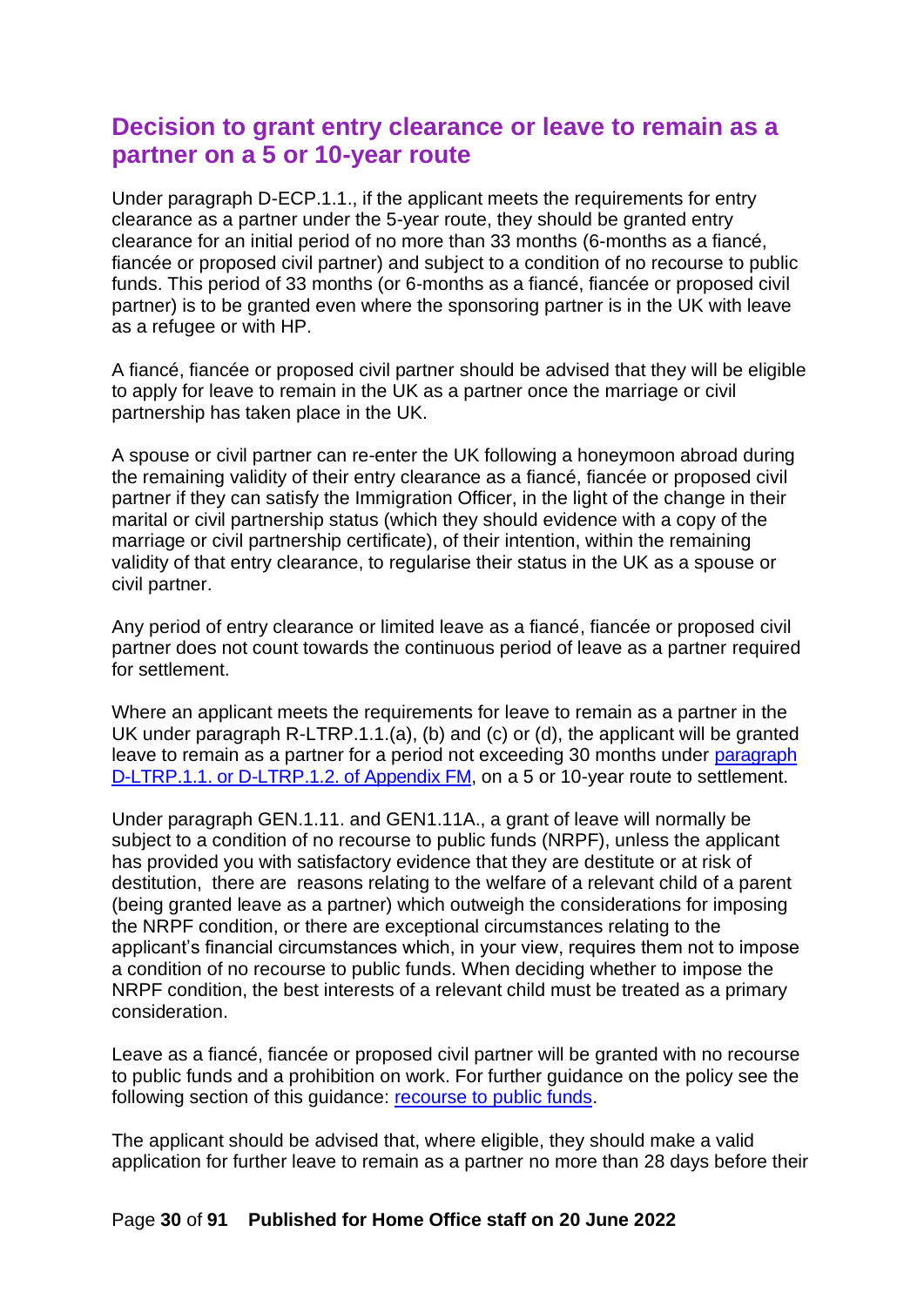## Decision to grant entry clearance or leave to remain as a partner on a 5 or 10-year route

Under paragraph D-ECP.1.1., if the applicant meets the requirements for entry clearance as a partner under the 5-year route, they should be granted entry clearance for an initial period of no more than 33 months (6-months as a fiancé, fiancée or proposed civil partner) and subject to a condition of no recourse to public funds. This period of 33 months (or 6-months as a fiancé, fiancée or proposed civil partner) is to be granted even where the sponsoring partner is in the UK with leave as a refugee or with HP.

A fiancé, fiancée or proposed civil partner should be advised that they will be eligible to apply for leave to remain in the UK as a partner once the marriage or civil partnership has taken place in the UK.

A spouse or civil partner can re-enter the UK following a honeymoon abroad during the remaining validity of their entry clearance as a fiancé, fiancée or proposed civil partner if they can satisfy the Immigration Officer, in the light of the change in their marital or civil partnership status (which they should evidence with a copy of the marriage or civil partnership certificate), of their intention, within the remaining validity of that entry clearance, to regularise their status in the UK as a spouse or civil partner.

Any period of entry clearance or limited leave as a fiancé, fiancée or proposed civil partner does not count towards the continuous period of leave as a partner required for settlement.

Where an applicant meets the requirements for leave to remain as a partner in the UK under paragraph R-LTRP.1.1.(a), (b) and (c) or (d), the applicant will be granted leave to remain as a partner for a period not exceeding 30 months under [paragraph D-LTRP.1.1. or D-LTRP.1.2. of Appendix FM](), on a 5 or 10-year route to settlement.

Under paragraph GEN.1.11. and GEN1.11A., a grant of leave will normally be subject to a condition of no recourse to public funds (NRPF), unless the applicant has provided you with satisfactory evidence that they are destitute or at risk of destitution, there are reasons relating to the welfare of a relevant child of a parent (being granted leave as a partner) which outweigh the considerations for imposing the NRPF condition, or there are exceptional circumstances relating to the applicant's financial circumstances which, in your view, requires them not to impose a condition of no recourse to public funds. When deciding whether to impose the NRPF condition, the best interests of a relevant child must be treated as a primary consideration.

Leave as a fiancé, fiancée or proposed civil partner will be granted with no recourse to public funds and a prohibition on work. For further guidance on the policy see the following section of this guidance: [recourse to public funds]().

The applicant should be advised that, where eligible, they should make a valid application for further leave to remain as a partner no more than 28 days before their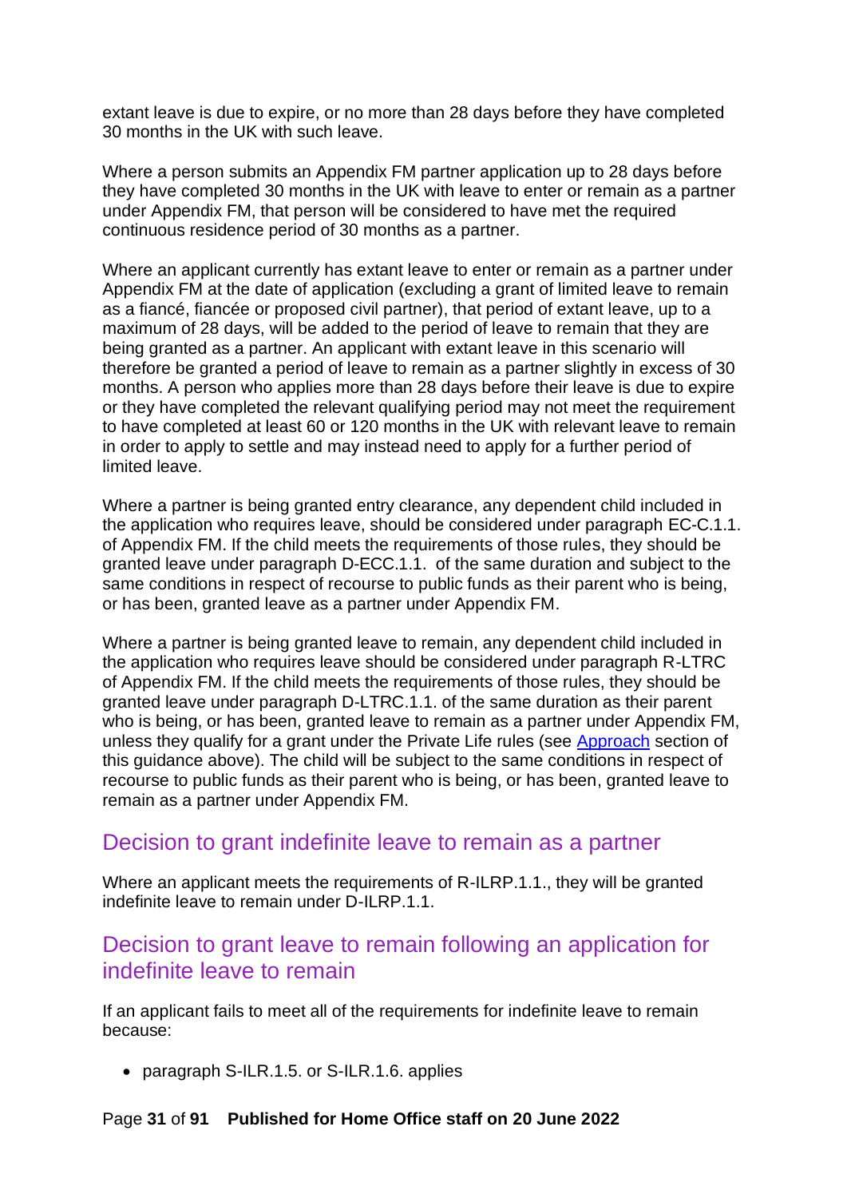extant leave is due to expire, or no more than 28 days before they have completed 30 months in the UK with such leave.

Where a person submits an Appendix FM partner application up to 28 days before they have completed 30 months in the UK with leave to enter or remain as a partner under Appendix FM, that person will be considered to have met the required continuous residence period of 30 months as a partner.

Where an applicant currently has extant leave to enter or remain as a partner under Appendix FM at the date of application (excluding a grant of limited leave to remain as a fiancé, fiancée or proposed civil partner), that period of extant leave, up to a maximum of 28 days, will be added to the period of leave to remain that they are being granted as a partner. An applicant with extant leave in this scenario will therefore be granted a period of leave to remain as a partner slightly in excess of 30 months. A person who applies more than 28 days before their leave is due to expire or they have completed the relevant qualifying period may not meet the requirement to have completed at least 60 or 120 months in the UK with relevant leave to remain in order to apply to settle and may instead need to apply for a further period of limited leave.

Where a partner is being granted entry clearance, any dependent child included in the application who requires leave, should be considered under paragraph EC-C.1.1. of Appendix FM. If the child meets the requirements of those rules, they should be granted leave under paragraph D-ECC.1.1. of the same duration and subject to the same conditions in respect of recourse to public funds as their parent who is being, or has been, granted leave as a partner under Appendix FM.

Where a partner is being granted leave to remain, any dependent child included in the application who requires leave should be considered under paragraph R-LTRC of Appendix FM. If the child meets the requirements of those rules, they should be granted leave under paragraph D-LTRC.1.1. of the same duration as their parent who is being, or has been, granted leave to remain as a partner under Appendix FM, unless they qualify for a grant under the Private Life rules (see Approach section of this guidance above). The child will be subject to the same conditions in respect of recourse to public funds as their parent who is being, or has been, granted leave to remain as a partner under Appendix FM.

## Decision to grant indefinite leave to remain as a partner

Where an applicant meets the requirements of R-ILRP.1.1., they will be granted indefinite leave to remain under D-ILRP.1.1.

## Decision to grant leave to remain following an application for indefinite leave to remain

If an applicant fails to meet all of the requirements for indefinite leave to remain because:

- paragraph S-ILR.1.5. or S-ILR.1.6. applies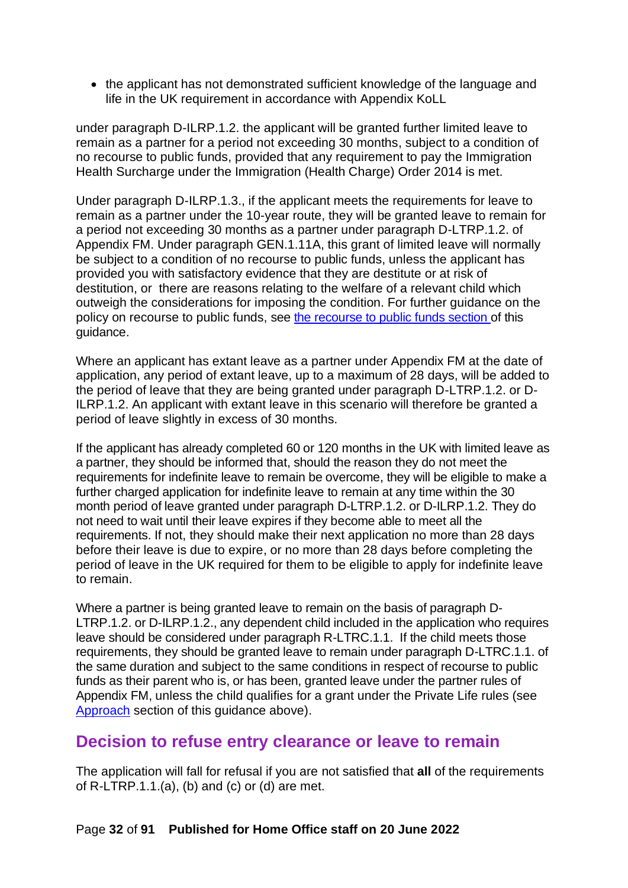- the applicant has not demonstrated sufficient knowledge of the language and life in the UK requirement in accordance with Appendix KoLL

under paragraph D-ILRP.1.2. the applicant will be granted further limited leave to remain as a partner for a period not exceeding 30 months, subject to a condition of no recourse to public funds, provided that any requirement to pay the Immigration Health Surcharge under the Immigration (Health Charge) Order 2014 is met.

Under paragraph D-ILRP.1.3., if the applicant meets the requirements for leave to remain as a partner under the 10-year route, they will be granted leave to remain for a period not exceeding 30 months as a partner under paragraph D-LTRP.1.2. of Appendix FM. Under paragraph GEN.1.11A, this grant of limited leave will normally be subject to a condition of no recourse to public funds, unless the applicant has provided you with satisfactory evidence that they are destitute or at risk of destitution, or there are reasons relating to the welfare of a relevant child which outweigh the considerations for imposing the condition. For further guidance on the policy on recourse to public funds, see [the recourse to public funds section](#) of this guidance.

Where an applicant has extant leave as a partner under Appendix FM at the date of application, any period of extant leave, up to a maximum of 28 days, will be added to the period of leave that they are being granted under paragraph D-LTRP.1.2. or D-ILRP.1.2. An applicant with extant leave in this scenario will therefore be granted a period of leave slightly in excess of 30 months.

If the applicant has already completed 60 or 120 months in the UK with limited leave as a partner, they should be informed that, should the reason they do not meet the requirements for indefinite leave to remain be overcome, they will be eligible to make a further charged application for indefinite leave to remain at any time within the 30 month period of leave granted under paragraph D-LTRP.1.2. or D-ILRP.1.2. They do not need to wait until their leave expires if they become able to meet all the requirements. If not, they should make their next application no more than 28 days before their leave is due to expire, or no more than 28 days before completing the period of leave in the UK required for them to be eligible to apply for indefinite leave to remain.

Where a partner is being granted leave to remain on the basis of paragraph D-LTRP.1.2. or D-ILRP.1.2., any dependent child included in the application who requires leave should be considered under paragraph R-LTRC.1.1. If the child meets those requirements, they should be granted leave to remain under paragraph D-LTRC.1.1. of the same duration and subject to the same conditions in respect of recourse to public funds as their parent who is, or has been, granted leave under the partner rules of Appendix FM, unless the child qualifies for a grant under the Private Life rules (see [Approach](#) section of this guidance above).

## Decision to refuse entry clearance or leave to remain

The application will fall for refusal if you are not satisfied that **all** of the requirements of R-LTRP.1.1.(a), (b) and (c) or (d) are met.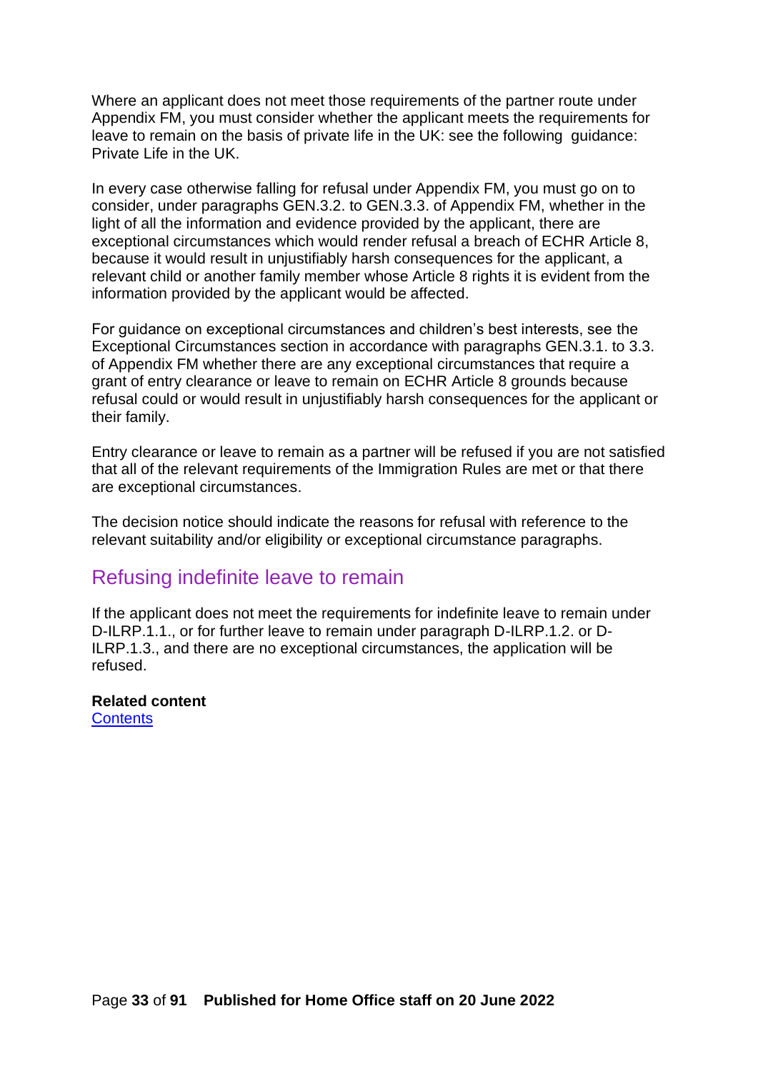Where an applicant does not meet those requirements of the partner route under Appendix FM, you must consider whether the applicant meets the requirements for leave to remain on the basis of private life in the UK: see the following guidance: Private Life in the UK.

In every case otherwise falling for refusal under Appendix FM, you must go on to consider, under paragraphs GEN.3.2. to GEN.3.3. of Appendix FM, whether in the light of all the information and evidence provided by the applicant, there are exceptional circumstances which would render refusal a breach of ECHR Article 8, because it would result in unjustifiably harsh consequences for the applicant, a relevant child or another family member whose Article 8 rights it is evident from the information provided by the applicant would be affected.

For guidance on exceptional circumstances and children's best interests, see the Exceptional Circumstances section in accordance with paragraphs GEN.3.1. to 3.3. of Appendix FM whether there are any exceptional circumstances that require a grant of entry clearance or leave to remain on ECHR Article 8 grounds because refusal could or would result in unjustifiably harsh consequences for the applicant or their family.

Entry clearance or leave to remain as a partner will be refused if you are not satisfied that all of the relevant requirements of the Immigration Rules are met or that there are exceptional circumstances.

The decision notice should indicate the reasons for refusal with reference to the relevant suitability and/or eligibility or exceptional circumstance paragraphs.

## Refusing indefinite leave to remain

If the applicant does not meet the requirements for indefinite leave to remain under D-ILRP.1.1., or for further leave to remain under paragraph D-ILRP.1.2. or D-ILRP.1.3., and there are no exceptional circumstances, the application will be refused.

**Related content**
[Contents]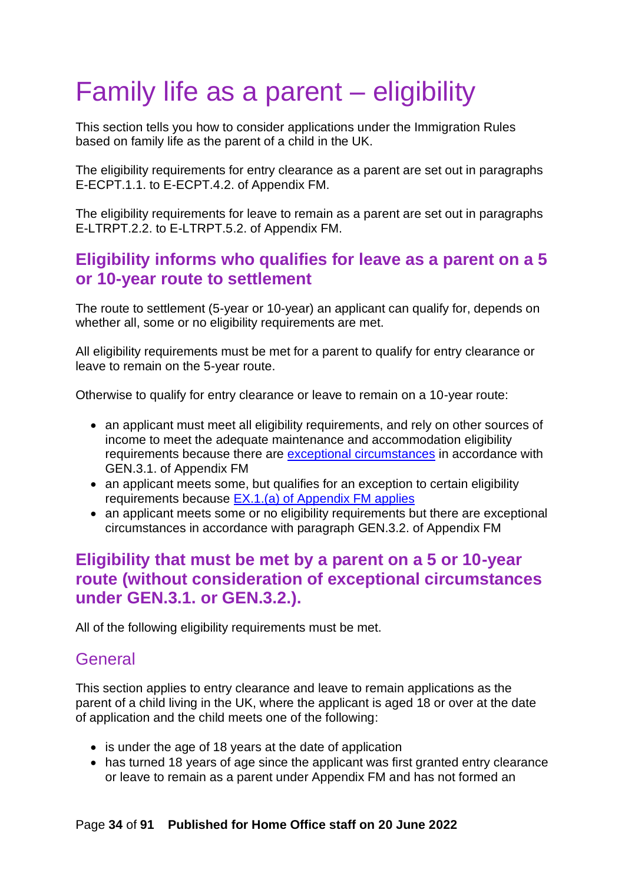# Family life as a parent – eligibility

This section tells you how to consider applications under the Immigration Rules based on family life as the parent of a child in the UK.

The eligibility requirements for entry clearance as a parent are set out in paragraphs E-ECPT.1.1. to E-ECPT.4.2. of Appendix FM.

The eligibility requirements for leave to remain as a parent are set out in paragraphs E-LTRPT.2.2. to E-LTRPT.5.2. of Appendix FM.

## Eligibility informs who qualifies for leave as a parent on a 5 or 10-year route to settlement

The route to settlement (5-year or 10-year) an applicant can qualify for, depends on whether all, some or no eligibility requirements are met.

All eligibility requirements must be met for a parent to qualify for entry clearance or leave to remain on the 5-year route.

Otherwise to qualify for entry clearance or leave to remain on a 10-year route:

- an applicant must meet all eligibility requirements, and rely on other sources of income to meet the adequate maintenance and accommodation eligibility requirements because there are exceptional circumstances in accordance with GEN.3.1. of Appendix FM
- an applicant meets some, but qualifies for an exception to certain eligibility requirements because EX.1.(a) of Appendix FM applies
- an applicant meets some or no eligibility requirements but there are exceptional circumstances in accordance with paragraph GEN.3.2. of Appendix FM

## Eligibility that must be met by a parent on a 5 or 10-year route (without consideration of exceptional circumstances under GEN.3.1. or GEN.3.2.).

All of the following eligibility requirements must be met.

### General

This section applies to entry clearance and leave to remain applications as the parent of a child living in the UK, where the applicant is aged 18 or over at the date of application and the child meets one of the following:

- is under the age of 18 years at the date of application
- has turned 18 years of age since the applicant was first granted entry clearance or leave to remain as a parent under Appendix FM and has not formed an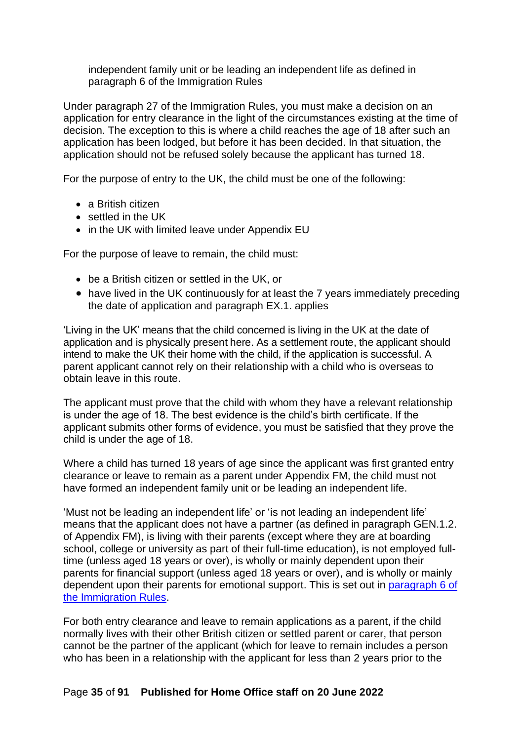independent family unit or be leading an independent life as defined in paragraph 6 of the Immigration Rules

Under paragraph 27 of the Immigration Rules, you must make a decision on an application for entry clearance in the light of the circumstances existing at the time of decision. The exception to this is where a child reaches the age of 18 after such an application has been lodged, but before it has been decided. In that situation, the application should not be refused solely because the applicant has turned 18.

For the purpose of entry to the UK, the child must be one of the following:

- a British citizen
- settled in the UK
- in the UK with limited leave under Appendix EU

For the purpose of leave to remain, the child must:

- be a British citizen or settled in the UK, or
- have lived in the UK continuously for at least the 7 years immediately preceding the date of application and paragraph EX.1. applies

'Living in the UK' means that the child concerned is living in the UK at the date of application and is physically present here. As a settlement route, the applicant should intend to make the UK their home with the child, if the application is successful. A parent applicant cannot rely on their relationship with a child who is overseas to obtain leave in this route.

The applicant must prove that the child with whom they have a relevant relationship is under the age of 18. The best evidence is the child's birth certificate. If the applicant submits other forms of evidence, you must be satisfied that they prove the child is under the age of 18.

Where a child has turned 18 years of age since the applicant was first granted entry clearance or leave to remain as a parent under Appendix FM, the child must not have formed an independent family unit or be leading an independent life.

'Must not be leading an independent life' or 'is not leading an independent life' means that the applicant does not have a partner (as defined in paragraph GEN.1.2. of Appendix FM), is living with their parents (except where they are at boarding school, college or university as part of their full-time education), is not employed full-time (unless aged 18 years or over), is wholly or mainly dependent upon their parents for financial support (unless aged 18 years or over), and is wholly or mainly dependent upon their parents for emotional support. This is set out in [paragraph 6 of the Immigration Rules](#).

For both entry clearance and leave to remain applications as a parent, if the child normally lives with their other British citizen or settled parent or carer, that person cannot be the partner of the applicant (which for leave to remain includes a person who has been in a relationship with the applicant for less than 2 years prior to the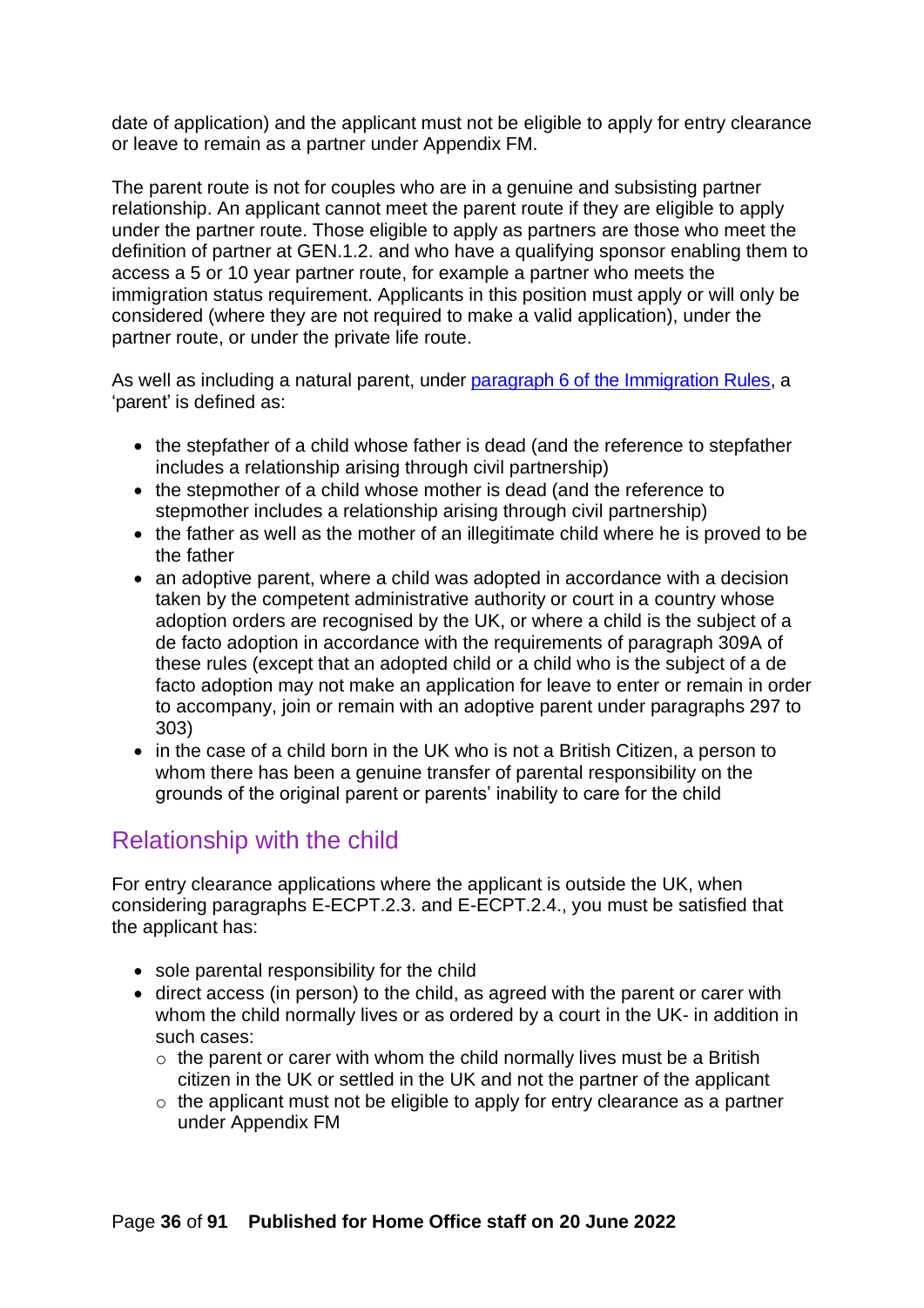date of application) and the applicant must not be eligible to apply for entry clearance or leave to remain as a partner under Appendix FM.

The parent route is not for couples who are in a genuine and subsisting partner relationship. An applicant cannot meet the parent route if they are eligible to apply under the partner route. Those eligible to apply as partners are those who meet the definition of partner at GEN.1.2. and who have a qualifying sponsor enabling them to access a 5 or 10 year partner route, for example a partner who meets the immigration status requirement. Applicants in this position must apply or will only be considered (where they are not required to make a valid application), under the partner route, or under the private life route.

As well as including a natural parent, under [paragraph 6 of the Immigration Rules](), a 'parent' is defined as:

- the stepfather of a child whose father is dead (and the reference to stepfather includes a relationship arising through civil partnership)
- the stepmother of a child whose mother is dead (and the reference to stepmother includes a relationship arising through civil partnership)
- the father as well as the mother of an illegitimate child where he is proved to be the father
- an adoptive parent, where a child was adopted in accordance with a decision taken by the competent administrative authority or court in a country whose adoption orders are recognised by the UK, or where a child is the subject of a de facto adoption in accordance with the requirements of paragraph 309A of these rules (except that an adopted child or a child who is the subject of a de facto adoption may not make an application for leave to enter or remain in order to accompany, join or remain with an adoptive parent under paragraphs 297 to 303)
- in the case of a child born in the UK who is not a British Citizen, a person to whom there has been a genuine transfer of parental responsibility on the grounds of the original parent or parents' inability to care for the child

## Relationship with the child

For entry clearance applications where the applicant is outside the UK, when considering paragraphs E-ECPT.2.3. and E-ECPT.2.4., you must be satisfied that the applicant has:

- sole parental responsibility for the child
- direct access (in person) to the child, as agreed with the parent or carer with whom the child normally lives or as ordered by a court in the UK- in addition in such cases:
  - the parent or carer with whom the child normally lives must be a British citizen in the UK or settled in the UK and not the partner of the applicant
  - the applicant must not be eligible to apply for entry clearance as a partner under Appendix FM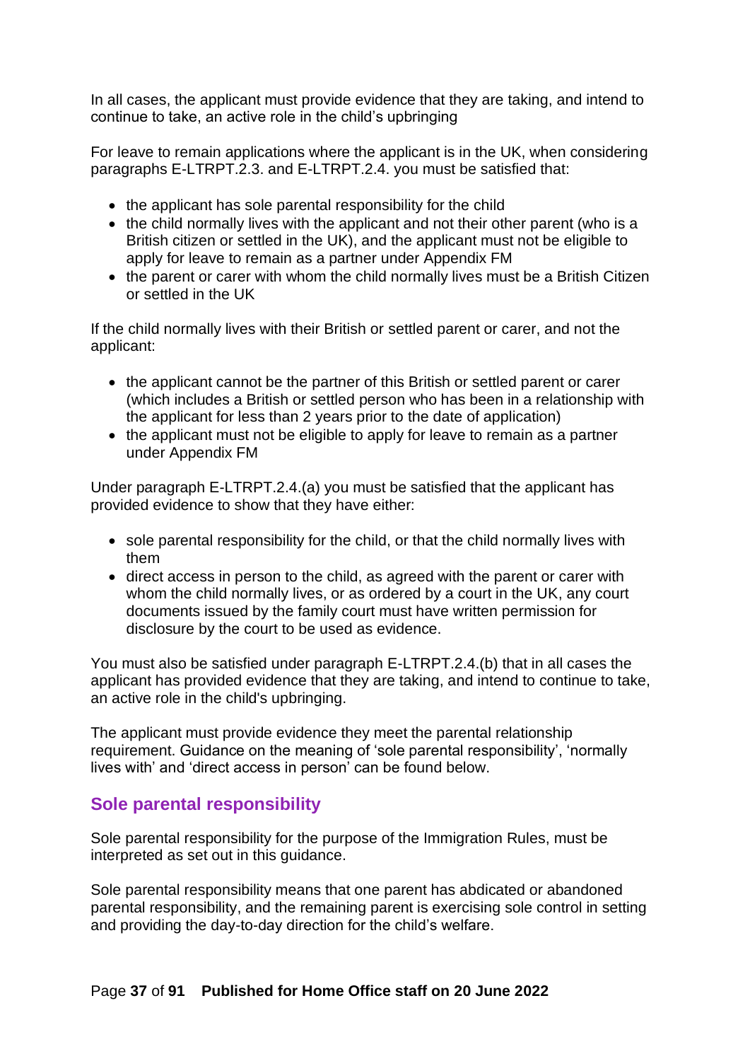In all cases, the applicant must provide evidence that they are taking, and intend to continue to take, an active role in the child's upbringing

For leave to remain applications where the applicant is in the UK, when considering paragraphs E-LTRPT.2.3. and E-LTRPT.2.4. you must be satisfied that:

- the applicant has sole parental responsibility for the child
- the child normally lives with the applicant and not their other parent (who is a British citizen or settled in the UK), and the applicant must not be eligible to apply for leave to remain as a partner under Appendix FM
- the parent or carer with whom the child normally lives must be a British Citizen or settled in the UK

If the child normally lives with their British or settled parent or carer, and not the applicant:

- the applicant cannot be the partner of this British or settled parent or carer (which includes a British or settled person who has been in a relationship with the applicant for less than 2 years prior to the date of application)
- the applicant must not be eligible to apply for leave to remain as a partner under Appendix FM

Under paragraph E-LTRPT.2.4.(a) you must be satisfied that the applicant has provided evidence to show that they have either:

- sole parental responsibility for the child, or that the child normally lives with them
- direct access in person to the child, as agreed with the parent or carer with whom the child normally lives, or as ordered by a court in the UK, any court documents issued by the family court must have written permission for disclosure by the court to be used as evidence.

You must also be satisfied under paragraph E-LTRPT.2.4.(b) that in all cases the applicant has provided evidence that they are taking, and intend to continue to take, an active role in the child's upbringing.

The applicant must provide evidence they meet the parental relationship requirement. Guidance on the meaning of 'sole parental responsibility', 'normally lives with' and 'direct access in person' can be found below.

## Sole parental responsibility

Sole parental responsibility for the purpose of the Immigration Rules, must be interpreted as set out in this guidance.

Sole parental responsibility means that one parent has abdicated or abandoned parental responsibility, and the remaining parent is exercising sole control in setting and providing the day-to-day direction for the child's welfare.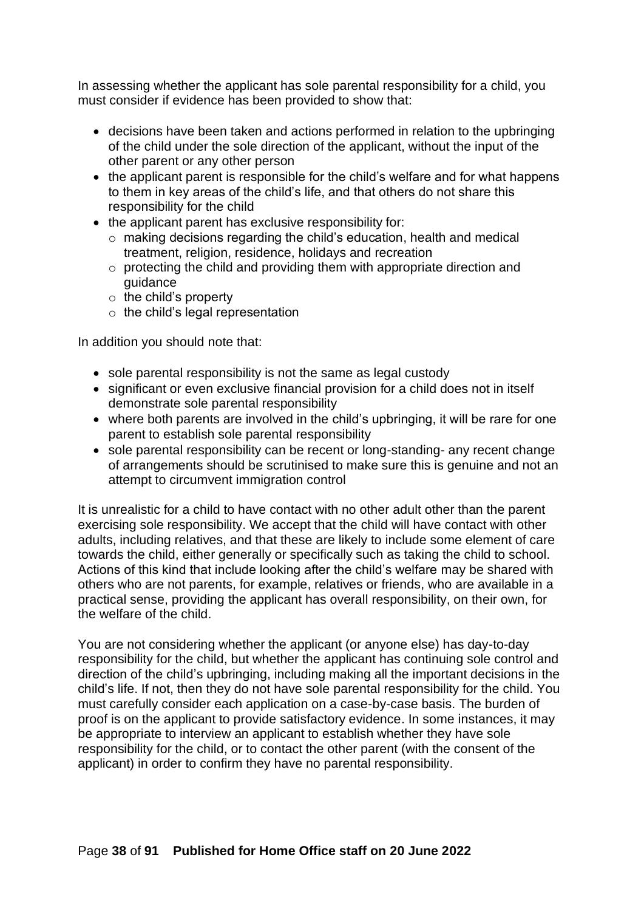In assessing whether the applicant has sole parental responsibility for a child, you must consider if evidence has been provided to show that:

- decisions have been taken and actions performed in relation to the upbringing of the child under the sole direction of the applicant, without the input of the other parent or any other person
- the applicant parent is responsible for the child's welfare and for what happens to them in key areas of the child's life, and that others do not share this responsibility for the child
- the applicant parent has exclusive responsibility for:
  - making decisions regarding the child's education, health and medical treatment, religion, residence, holidays and recreation
  - protecting the child and providing them with appropriate direction and guidance
  - the child's property
  - the child's legal representation

In addition you should note that:

- sole parental responsibility is not the same as legal custody
- significant or even exclusive financial provision for a child does not in itself demonstrate sole parental responsibility
- where both parents are involved in the child's upbringing, it will be rare for one parent to establish sole parental responsibility
- sole parental responsibility can be recent or long-standing- any recent change of arrangements should be scrutinised to make sure this is genuine and not an attempt to circumvent immigration control

It is unrealistic for a child to have contact with no other adult other than the parent exercising sole responsibility. We accept that the child will have contact with other adults, including relatives, and that these are likely to include some element of care towards the child, either generally or specifically such as taking the child to school. Actions of this kind that include looking after the child's welfare may be shared with others who are not parents, for example, relatives or friends, who are available in a practical sense, providing the applicant has overall responsibility, on their own, for the welfare of the child.

You are not considering whether the applicant (or anyone else) has day-to-day responsibility for the child, but whether the applicant has continuing sole control and direction of the child's upbringing, including making all the important decisions in the child's life. If not, then they do not have sole parental responsibility for the child. You must carefully consider each application on a case-by-case basis. The burden of proof is on the applicant to provide satisfactory evidence. In some instances, it may be appropriate to interview an applicant to establish whether they have sole responsibility for the child, or to contact the other parent (with the consent of the applicant) in order to confirm they have no parental responsibility.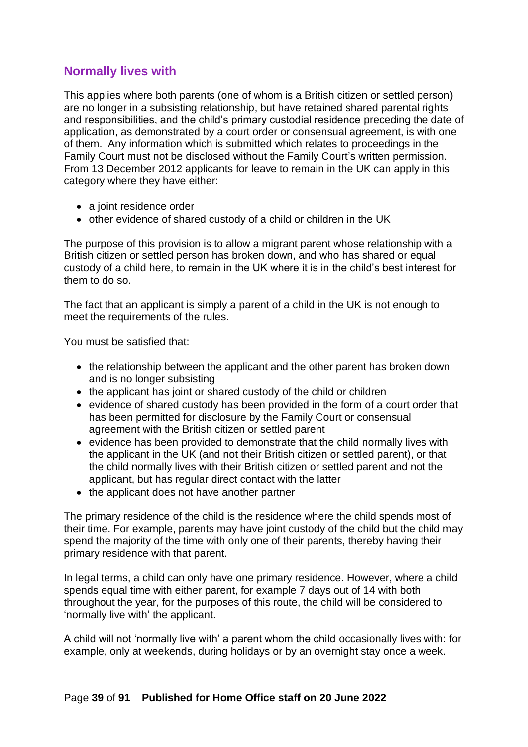## Normally lives with

This applies where both parents (one of whom is a British citizen or settled person) are no longer in a subsisting relationship, but have retained shared parental rights and responsibilities, and the child's primary custodial residence preceding the date of application, as demonstrated by a court order or consensual agreement, is with one of them. Any information which is submitted which relates to proceedings in the Family Court must not be disclosed without the Family Court's written permission. From 13 December 2012 applicants for leave to remain in the UK can apply in this category where they have either:

- a joint residence order
- other evidence of shared custody of a child or children in the UK

The purpose of this provision is to allow a migrant parent whose relationship with a British citizen or settled person has broken down, and who has shared or equal custody of a child here, to remain in the UK where it is in the child's best interest for them to do so.

The fact that an applicant is simply a parent of a child in the UK is not enough to meet the requirements of the rules.

You must be satisfied that:

- the relationship between the applicant and the other parent has broken down and is no longer subsisting
- the applicant has joint or shared custody of the child or children
- evidence of shared custody has been provided in the form of a court order that has been permitted for disclosure by the Family Court or consensual agreement with the British citizen or settled parent
- evidence has been provided to demonstrate that the child normally lives with the applicant in the UK (and not their British citizen or settled parent), or that the child normally lives with their British citizen or settled parent and not the applicant, but has regular direct contact with the latter
- the applicant does not have another partner

The primary residence of the child is the residence where the child spends most of their time. For example, parents may have joint custody of the child but the child may spend the majority of the time with only one of their parents, thereby having their primary residence with that parent.

In legal terms, a child can only have one primary residence. However, where a child spends equal time with either parent, for example 7 days out of 14 with both throughout the year, for the purposes of this route, the child will be considered to 'normally live with' the applicant.

A child will not 'normally live with' a parent whom the child occasionally lives with: for example, only at weekends, during holidays or by an overnight stay once a week.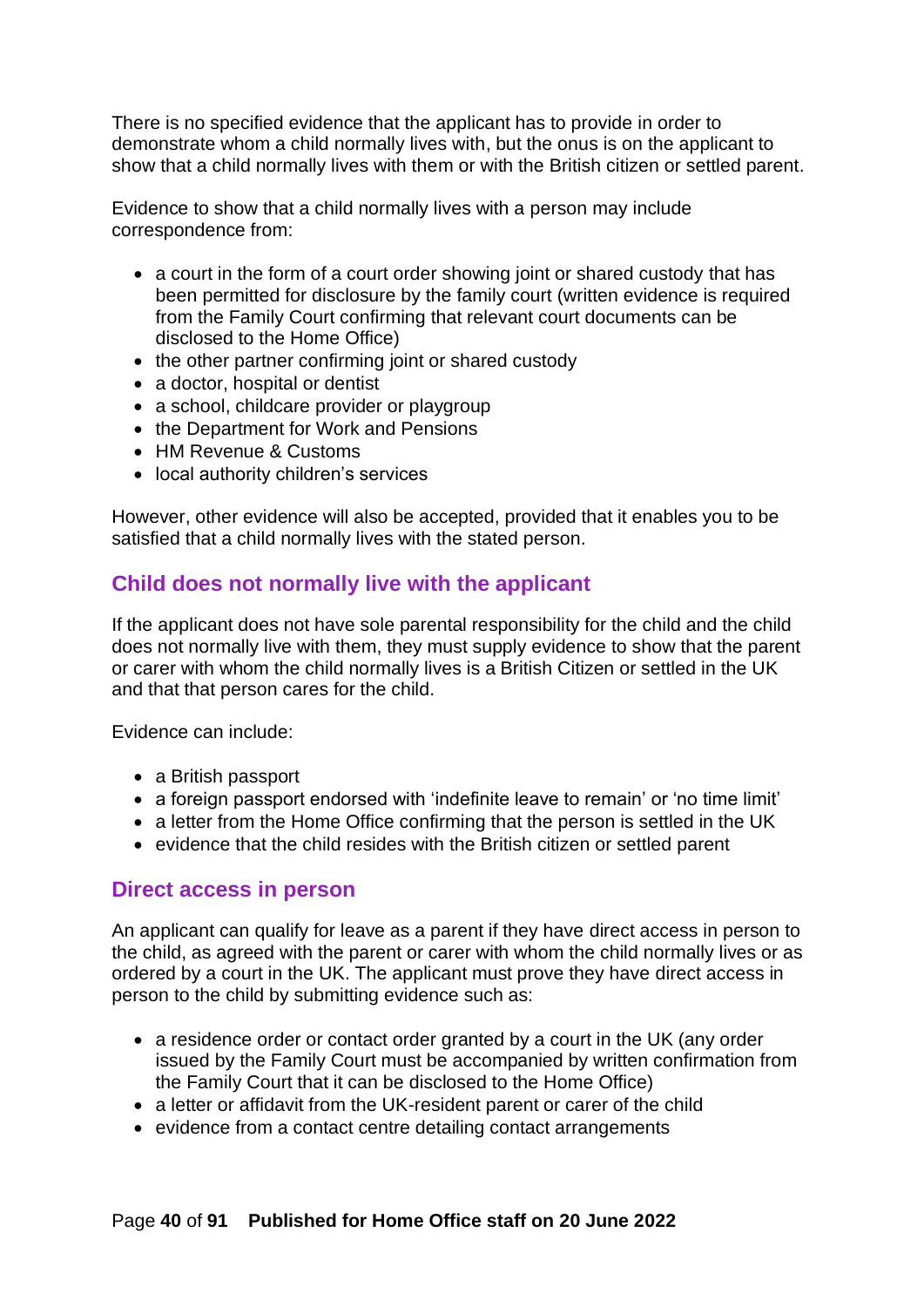There is no specified evidence that the applicant has to provide in order to demonstrate whom a child normally lives with, but the onus is on the applicant to show that a child normally lives with them or with the British citizen or settled parent.

Evidence to show that a child normally lives with a person may include correspondence from:

- a court in the form of a court order showing joint or shared custody that has been permitted for disclosure by the family court (written evidence is required from the Family Court confirming that relevant court documents can be disclosed to the Home Office)
- the other partner confirming joint or shared custody
- a doctor, hospital or dentist
- a school, childcare provider or playgroup
- the Department for Work and Pensions
- HM Revenue & Customs
- local authority children's services

However, other evidence will also be accepted, provided that it enables you to be satisfied that a child normally lives with the stated person.

## Child does not normally live with the applicant

If the applicant does not have sole parental responsibility for the child and the child does not normally live with them, they must supply evidence to show that the parent or carer with whom the child normally lives is a British Citizen or settled in the UK and that that person cares for the child.

Evidence can include:

- a British passport
- a foreign passport endorsed with 'indefinite leave to remain' or 'no time limit'
- a letter from the Home Office confirming that the person is settled in the UK
- evidence that the child resides with the British citizen or settled parent

## Direct access in person

An applicant can qualify for leave as a parent if they have direct access in person to the child, as agreed with the parent or carer with whom the child normally lives or as ordered by a court in the UK. The applicant must prove they have direct access in person to the child by submitting evidence such as:

- a residence order or contact order granted by a court in the UK (any order issued by the Family Court must be accompanied by written confirmation from the Family Court that it can be disclosed to the Home Office)
- a letter or affidavit from the UK-resident parent or carer of the child
- evidence from a contact centre detailing contact arrangements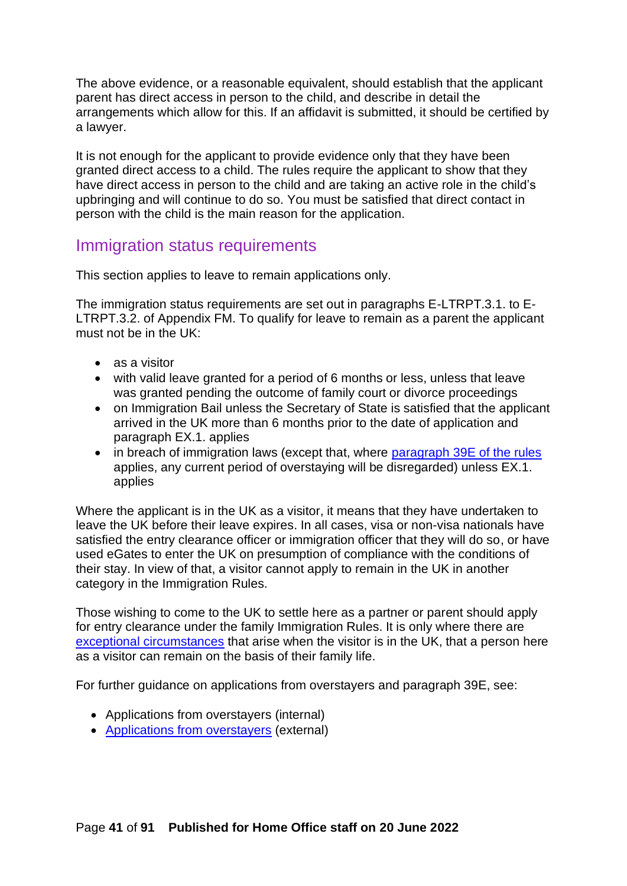The above evidence, or a reasonable equivalent, should establish that the applicant parent has direct access in person to the child, and describe in detail the arrangements which allow for this. If an affidavit is submitted, it should be certified by a lawyer.

It is not enough for the applicant to provide evidence only that they have been granted direct access to a child. The rules require the applicant to show that they have direct access in person to the child and are taking an active role in the child's upbringing and will continue to do so. You must be satisfied that direct contact in person with the child is the main reason for the application.

## Immigration status requirements

This section applies to leave to remain applications only.

The immigration status requirements are set out in paragraphs E-LTRPT.3.1. to E-LTRPT.3.2. of Appendix FM. To qualify for leave to remain as a parent the applicant must not be in the UK:

- as a visitor
- with valid leave granted for a period of 6 months or less, unless that leave was granted pending the outcome of family court or divorce proceedings
- on Immigration Bail unless the Secretary of State is satisfied that the applicant arrived in the UK more than 6 months prior to the date of application and paragraph EX.1. applies
- in breach of immigration laws (except that, where paragraph 39E of the rules applies, any current period of overstaying will be disregarded) unless EX.1. applies

Where the applicant is in the UK as a visitor, it means that they have undertaken to leave the UK before their leave expires. In all cases, visa or non-visa nationals have satisfied the entry clearance officer or immigration officer that they will do so, or have used eGates to enter the UK on presumption of compliance with the conditions of their stay. In view of that, a visitor cannot apply to remain in the UK in another category in the Immigration Rules.

Those wishing to come to the UK to settle here as a partner or parent should apply for entry clearance under the family Immigration Rules. It is only where there are exceptional circumstances that arise when the visitor is in the UK, that a person here as a visitor can remain on the basis of their family life.

For further guidance on applications from overstayers and paragraph 39E, see:

- Applications from overstayers (internal)
- Applications from overstayers (external)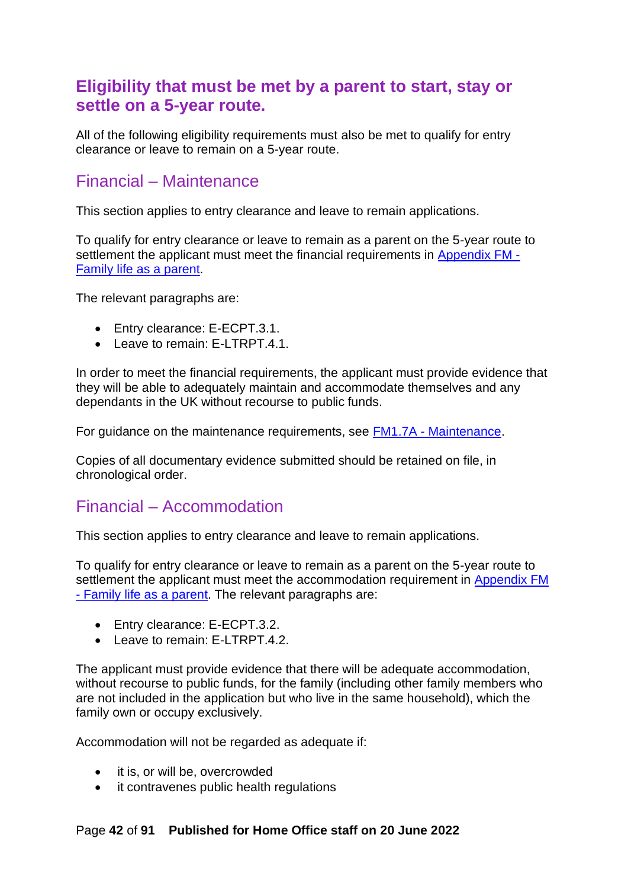## Eligibility that must be met by a parent to start, stay or settle on a 5-year route.

All of the following eligibility requirements must also be met to qualify for entry clearance or leave to remain on a 5-year route.

### Financial – Maintenance

This section applies to entry clearance and leave to remain applications.

To qualify for entry clearance or leave to remain as a parent on the 5-year route to settlement the applicant must meet the financial requirements in Appendix FM - Family life as a parent.

The relevant paragraphs are:

- Entry clearance: E-ECPT.3.1.
- Leave to remain: E-LTRPT.4.1.

In order to meet the financial requirements, the applicant must provide evidence that they will be able to adequately maintain and accommodate themselves and any dependants in the UK without recourse to public funds.

For guidance on the maintenance requirements, see FM1.7A - Maintenance.

Copies of all documentary evidence submitted should be retained on file, in chronological order.

### Financial – Accommodation

This section applies to entry clearance and leave to remain applications.

To qualify for entry clearance or leave to remain as a parent on the 5-year route to settlement the applicant must meet the accommodation requirement in Appendix FM - Family life as a parent. The relevant paragraphs are:

- Entry clearance: E-ECPT.3.2.
- Leave to remain: E-LTRPT.4.2.

The applicant must provide evidence that there will be adequate accommodation, without recourse to public funds, for the family (including other family members who are not included in the application but who live in the same household), which the family own or occupy exclusively.

Accommodation will not be regarded as adequate if:

- it is, or will be, overcrowded
- it contravenes public health regulations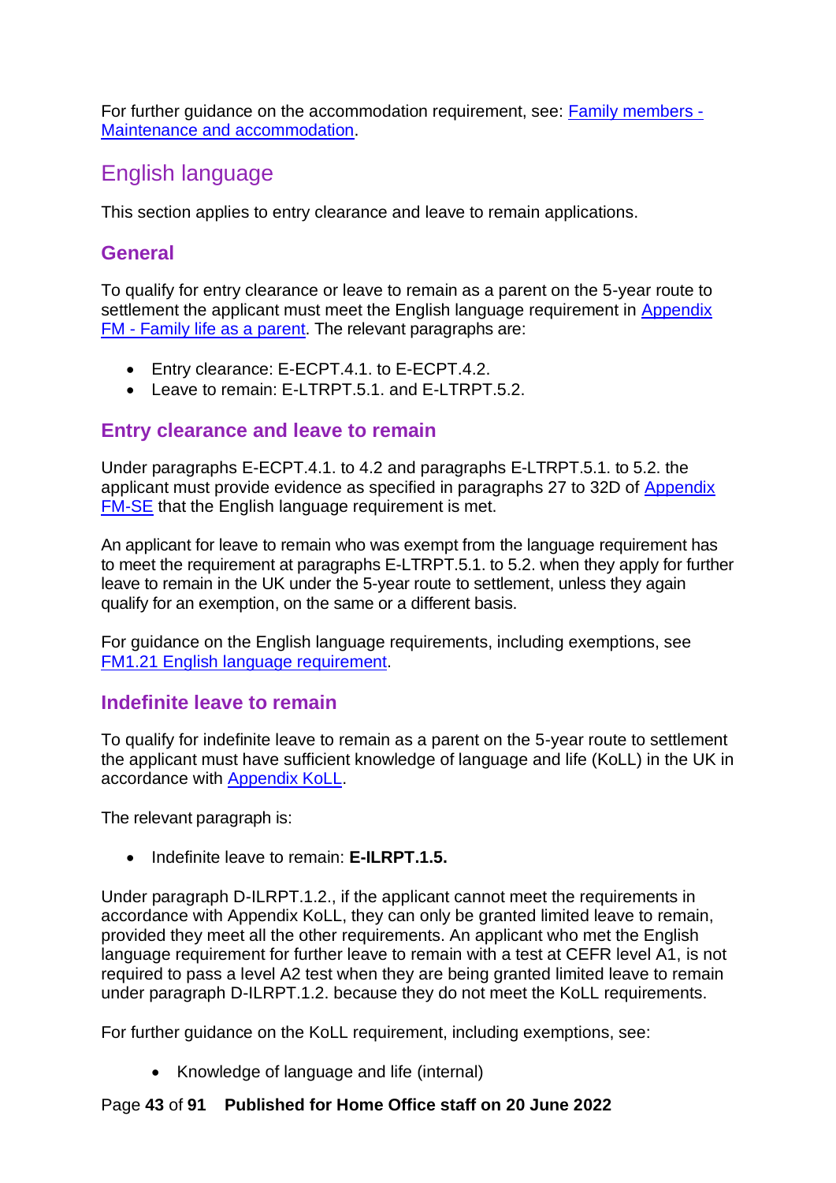For further guidance on the accommodation requirement, see: [Family members - Maintenance and accommodation](#).

## English language

This section applies to entry clearance and leave to remain applications.

### General

To qualify for entry clearance or leave to remain as a parent on the 5-year route to settlement the applicant must meet the English language requirement in [Appendix FM - Family life as a parent](#). The relevant paragraphs are:

- Entry clearance: E-ECPT.4.1. to E-ECPT.4.2.
- Leave to remain: E-LTRPT.5.1. and E-LTRPT.5.2.

### Entry clearance and leave to remain

Under paragraphs E-ECPT.4.1. to 4.2 and paragraphs E-LTRPT.5.1. to 5.2. the applicant must provide evidence as specified in paragraphs 27 to 32D of [Appendix FM-SE](#) that the English language requirement is met.

An applicant for leave to remain who was exempt from the language requirement has to meet the requirement at paragraphs E-LTRPT.5.1. to 5.2. when they apply for further leave to remain in the UK under the 5-year route to settlement, unless they again qualify for an exemption, on the same or a different basis.

For guidance on the English language requirements, including exemptions, see [FM1.21 English language requirement](#).

### Indefinite leave to remain

To qualify for indefinite leave to remain as a parent on the 5-year route to settlement the applicant must have sufficient knowledge of language and life (KoLL) in the UK in accordance with [Appendix KoLL](#).

The relevant paragraph is:

- Indefinite leave to remain: **E-ILRPT.1.5.**

Under paragraph D-ILRPT.1.2., if the applicant cannot meet the requirements in accordance with Appendix KoLL, they can only be granted limited leave to remain, provided they meet all the other requirements. An applicant who met the English language requirement for further leave to remain with a test at CEFR level A1, is not required to pass a level A2 test when they are being granted limited leave to remain under paragraph D-ILRPT.1.2. because they do not meet the KoLL requirements.

For further guidance on the KoLL requirement, including exemptions, see:

- Knowledge of language and life (internal)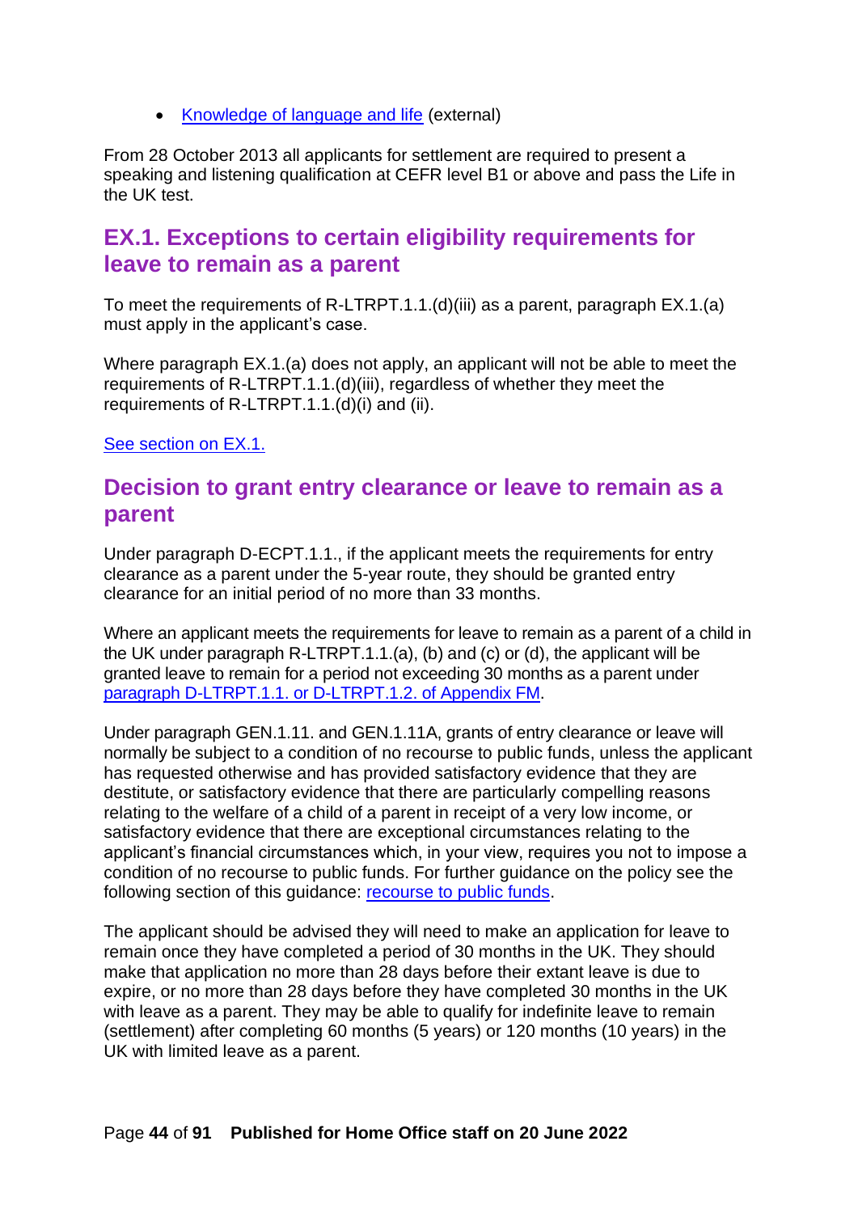- [Knowledge of language and life](#) (external)

From 28 October 2013 all applicants for settlement are required to present a speaking and listening qualification at CEFR level B1 or above and pass the Life in the UK test.

## EX.1. Exceptions to certain eligibility requirements for leave to remain as a parent

To meet the requirements of R-LTRPT.1.1.(d)(iii) as a parent, paragraph EX.1.(a) must apply in the applicant's case.

Where paragraph EX.1.(a) does not apply, an applicant will not be able to meet the requirements of R-LTRPT.1.1.(d)(iii), regardless of whether they meet the requirements of R-LTRPT.1.1.(d)(i) and (ii).

[See section on EX.1.](#)

## Decision to grant entry clearance or leave to remain as a parent

Under paragraph D-ECPT.1.1., if the applicant meets the requirements for entry clearance as a parent under the 5-year route, they should be granted entry clearance for an initial period of no more than 33 months.

Where an applicant meets the requirements for leave to remain as a parent of a child in the UK under paragraph R-LTRPT.1.1.(a), (b) and (c) or (d), the applicant will be granted leave to remain for a period not exceeding 30 months as a parent under [paragraph D-LTRPT.1.1. or D-LTRPT.1.2. of Appendix FM](#).

Under paragraph GEN.1.11. and GEN.1.11A, grants of entry clearance or leave will normally be subject to a condition of no recourse to public funds, unless the applicant has requested otherwise and has provided satisfactory evidence that they are destitute, or satisfactory evidence that there are particularly compelling reasons relating to the welfare of a child of a parent in receipt of a very low income, or satisfactory evidence that there are exceptional circumstances relating to the applicant's financial circumstances which, in your view, requires you not to impose a condition of no recourse to public funds. For further guidance on the policy see the following section of this guidance: [recourse to public funds](#).

The applicant should be advised they will need to make an application for leave to remain once they have completed a period of 30 months in the UK. They should make that application no more than 28 days before their extant leave is due to expire, or no more than 28 days before they have completed 30 months in the UK with leave as a parent. They may be able to qualify for indefinite leave to remain (settlement) after completing 60 months (5 years) or 120 months (10 years) in the UK with limited leave as a parent.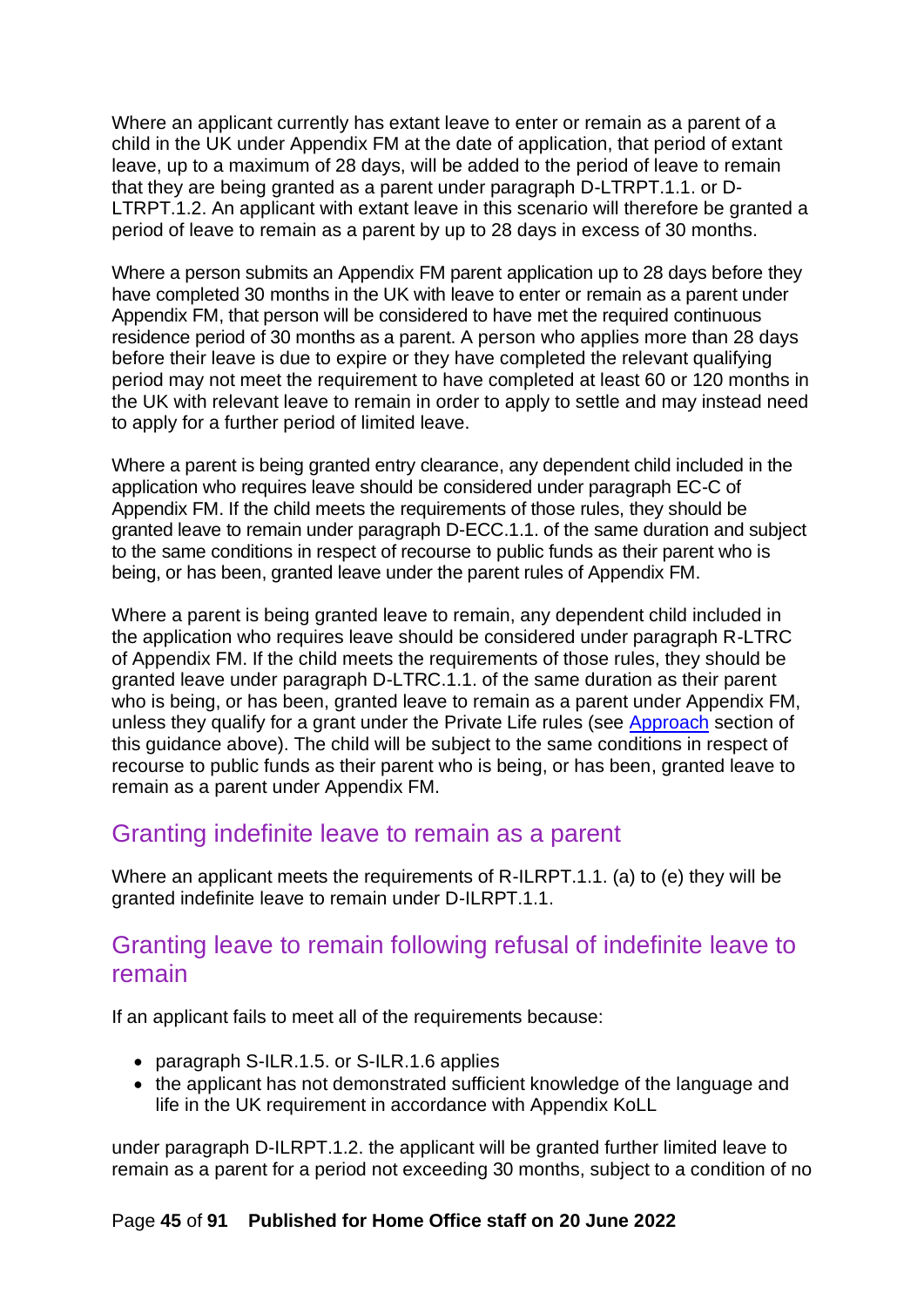Where an applicant currently has extant leave to enter or remain as a parent of a child in the UK under Appendix FM at the date of application, that period of extant leave, up to a maximum of 28 days, will be added to the period of leave to remain that they are being granted as a parent under paragraph D-LTRPT.1.1. or D-LTRPT.1.2. An applicant with extant leave in this scenario will therefore be granted a period of leave to remain as a parent by up to 28 days in excess of 30 months.

Where a person submits an Appendix FM parent application up to 28 days before they have completed 30 months in the UK with leave to enter or remain as a parent under Appendix FM, that person will be considered to have met the required continuous residence period of 30 months as a parent. A person who applies more than 28 days before their leave is due to expire or they have completed the relevant qualifying period may not meet the requirement to have completed at least 60 or 120 months in the UK with relevant leave to remain in order to apply to settle and may instead need to apply for a further period of limited leave.

Where a parent is being granted entry clearance, any dependent child included in the application who requires leave should be considered under paragraph EC-C of Appendix FM. If the child meets the requirements of those rules, they should be granted leave to remain under paragraph D-ECC.1.1. of the same duration and subject to the same conditions in respect of recourse to public funds as their parent who is being, or has been, granted leave under the parent rules of Appendix FM.

Where a parent is being granted leave to remain, any dependent child included in the application who requires leave should be considered under paragraph R-LTRC of Appendix FM. If the child meets the requirements of those rules, they should be granted leave under paragraph D-LTRC.1.1. of the same duration as their parent who is being, or has been, granted leave to remain as a parent under Appendix FM, unless they qualify for a grant under the Private Life rules (see [Approach](#) section of this guidance above). The child will be subject to the same conditions in respect of recourse to public funds as their parent who is being, or has been, granted leave to remain as a parent under Appendix FM.

## Granting indefinite leave to remain as a parent

Where an applicant meets the requirements of R-ILRPT.1.1. (a) to (e) they will be granted indefinite leave to remain under D-ILRPT.1.1.

## Granting leave to remain following refusal of indefinite leave to remain

If an applicant fails to meet all of the requirements because:

- paragraph S-ILR.1.5. or S-ILR.1.6 applies
- the applicant has not demonstrated sufficient knowledge of the language and life in the UK requirement in accordance with Appendix KoLL

under paragraph D-ILRPT.1.2. the applicant will be granted further limited leave to remain as a parent for a period not exceeding 30 months, subject to a condition of no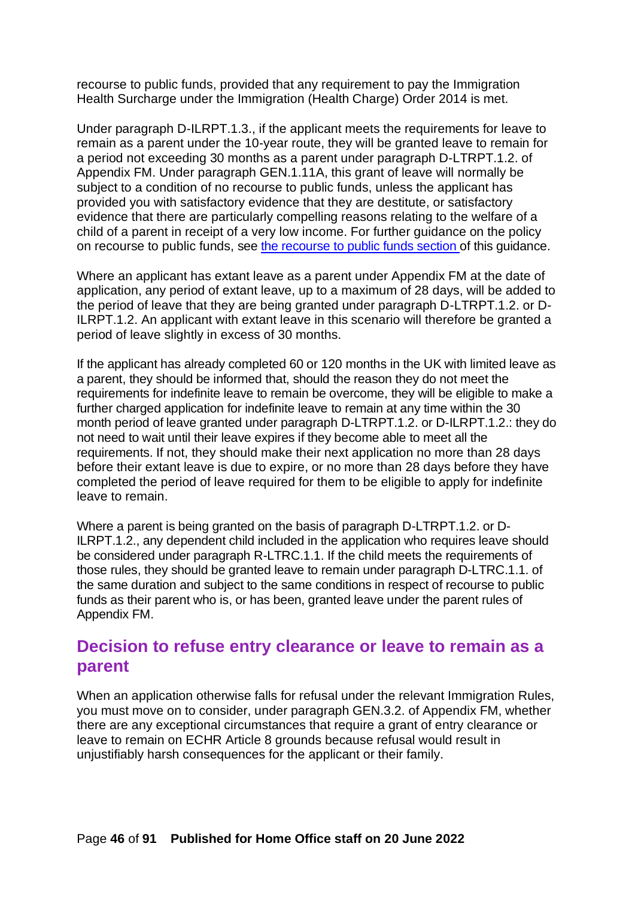recourse to public funds, provided that any requirement to pay the Immigration Health Surcharge under the Immigration (Health Charge) Order 2014 is met.

Under paragraph D-ILRPT.1.3., if the applicant meets the requirements for leave to remain as a parent under the 10-year route, they will be granted leave to remain for a period not exceeding 30 months as a parent under paragraph D-LTRPT.1.2. of Appendix FM. Under paragraph GEN.1.11A, this grant of leave will normally be subject to a condition of no recourse to public funds, unless the applicant has provided you with satisfactory evidence that they are destitute, or satisfactory evidence that there are particularly compelling reasons relating to the welfare of a child of a parent in receipt of a very low income. For further guidance on the policy on recourse to public funds, see [the recourse to public funds section](#) of this guidance.

Where an applicant has extant leave as a parent under Appendix FM at the date of application, any period of extant leave, up to a maximum of 28 days, will be added to the period of leave that they are being granted under paragraph D-LTRPT.1.2. or D-ILRPT.1.2. An applicant with extant leave in this scenario will therefore be granted a period of leave slightly in excess of 30 months.

If the applicant has already completed 60 or 120 months in the UK with limited leave as a parent, they should be informed that, should the reason they do not meet the requirements for indefinite leave to remain be overcome, they will be eligible to make a further charged application for indefinite leave to remain at any time within the 30 month period of leave granted under paragraph D-LTRPT.1.2. or D-ILRPT.1.2.: they do not need to wait until their leave expires if they become able to meet all the requirements. If not, they should make their next application no more than 28 days before their extant leave is due to expire, or no more than 28 days before they have completed the period of leave required for them to be eligible to apply for indefinite leave to remain.

Where a parent is being granted on the basis of paragraph D-LTRPT.1.2. or D-ILRPT.1.2., any dependent child included in the application who requires leave should be considered under paragraph R-LTRC.1.1. If the child meets the requirements of those rules, they should be granted leave to remain under paragraph D-LTRC.1.1. of the same duration and subject to the same conditions in respect of recourse to public funds as their parent who is, or has been, granted leave under the parent rules of Appendix FM.

## Decision to refuse entry clearance or leave to remain as a parent

When an application otherwise falls for refusal under the relevant Immigration Rules, you must move on to consider, under paragraph GEN.3.2. of Appendix FM, whether there are any exceptional circumstances that require a grant of entry clearance or leave to remain on ECHR Article 8 grounds because refusal would result in unjustifiably harsh consequences for the applicant or their family.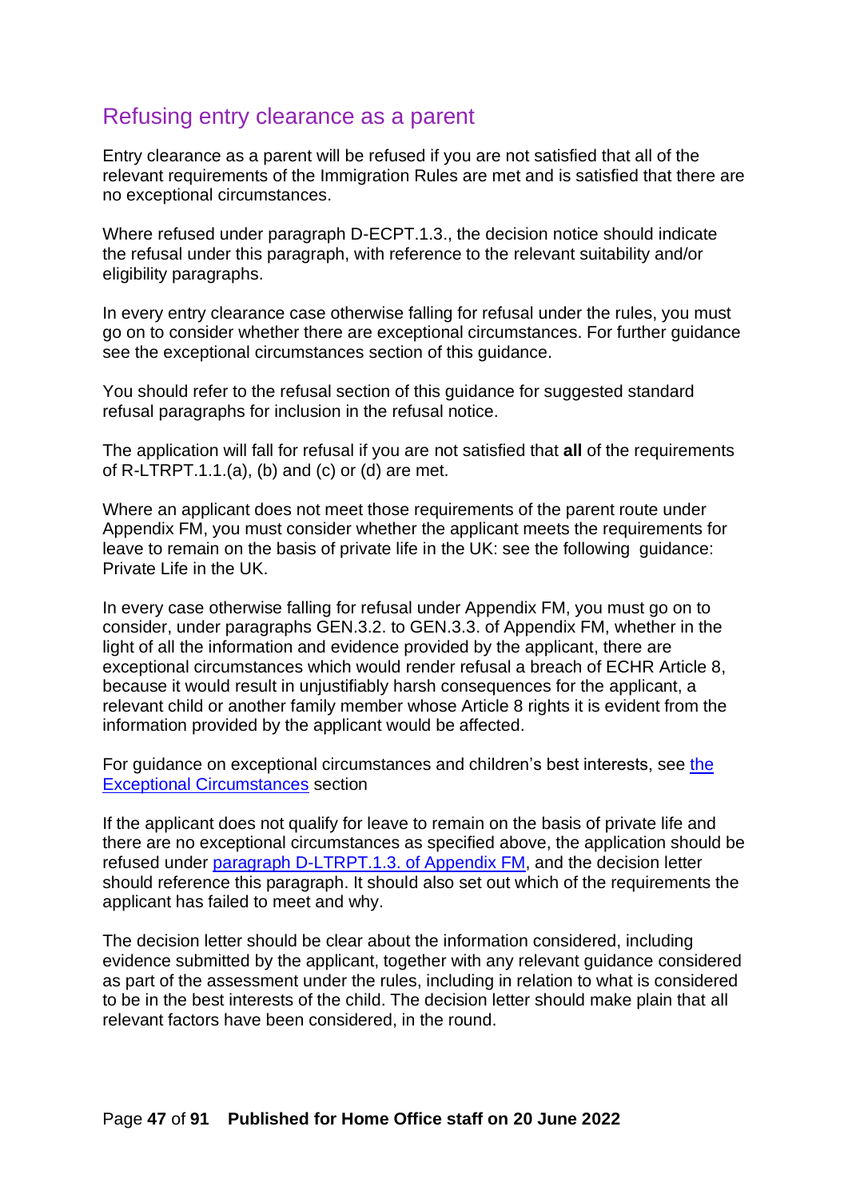## Refusing entry clearance as a parent

Entry clearance as a parent will be refused if you are not satisfied that all of the relevant requirements of the Immigration Rules are met and is satisfied that there are no exceptional circumstances.

Where refused under paragraph D-ECPT.1.3., the decision notice should indicate the refusal under this paragraph, with reference to the relevant suitability and/or eligibility paragraphs.

In every entry clearance case otherwise falling for refusal under the rules, you must go on to consider whether there are exceptional circumstances. For further guidance see the exceptional circumstances section of this guidance.

You should refer to the refusal section of this guidance for suggested standard refusal paragraphs for inclusion in the refusal notice.

The application will fall for refusal if you are not satisfied that **all** of the requirements of R-LTRPT.1.1.(a), (b) and (c) or (d) are met.

Where an applicant does not meet those requirements of the parent route under Appendix FM, you must consider whether the applicant meets the requirements for leave to remain on the basis of private life in the UK: see the following guidance: Private Life in the UK.

In every case otherwise falling for refusal under Appendix FM, you must go on to consider, under paragraphs GEN.3.2. to GEN.3.3. of Appendix FM, whether in the light of all the information and evidence provided by the applicant, there are exceptional circumstances which would render refusal a breach of ECHR Article 8, because it would result in unjustifiably harsh consequences for the applicant, a relevant child or another family member whose Article 8 rights it is evident from the information provided by the applicant would be affected.

For guidance on exceptional circumstances and children's best interests, see [the Exceptional Circumstances](#) section

If the applicant does not qualify for leave to remain on the basis of private life and there are no exceptional circumstances as specified above, the application should be refused under [paragraph D-LTRPT.1.3. of Appendix FM](#), and the decision letter should reference this paragraph. It should also set out which of the requirements the applicant has failed to meet and why.

The decision letter should be clear about the information considered, including evidence submitted by the applicant, together with any relevant guidance considered as part of the assessment under the rules, including in relation to what is considered to be in the best interests of the child. The decision letter should make plain that all relevant factors have been considered, in the round.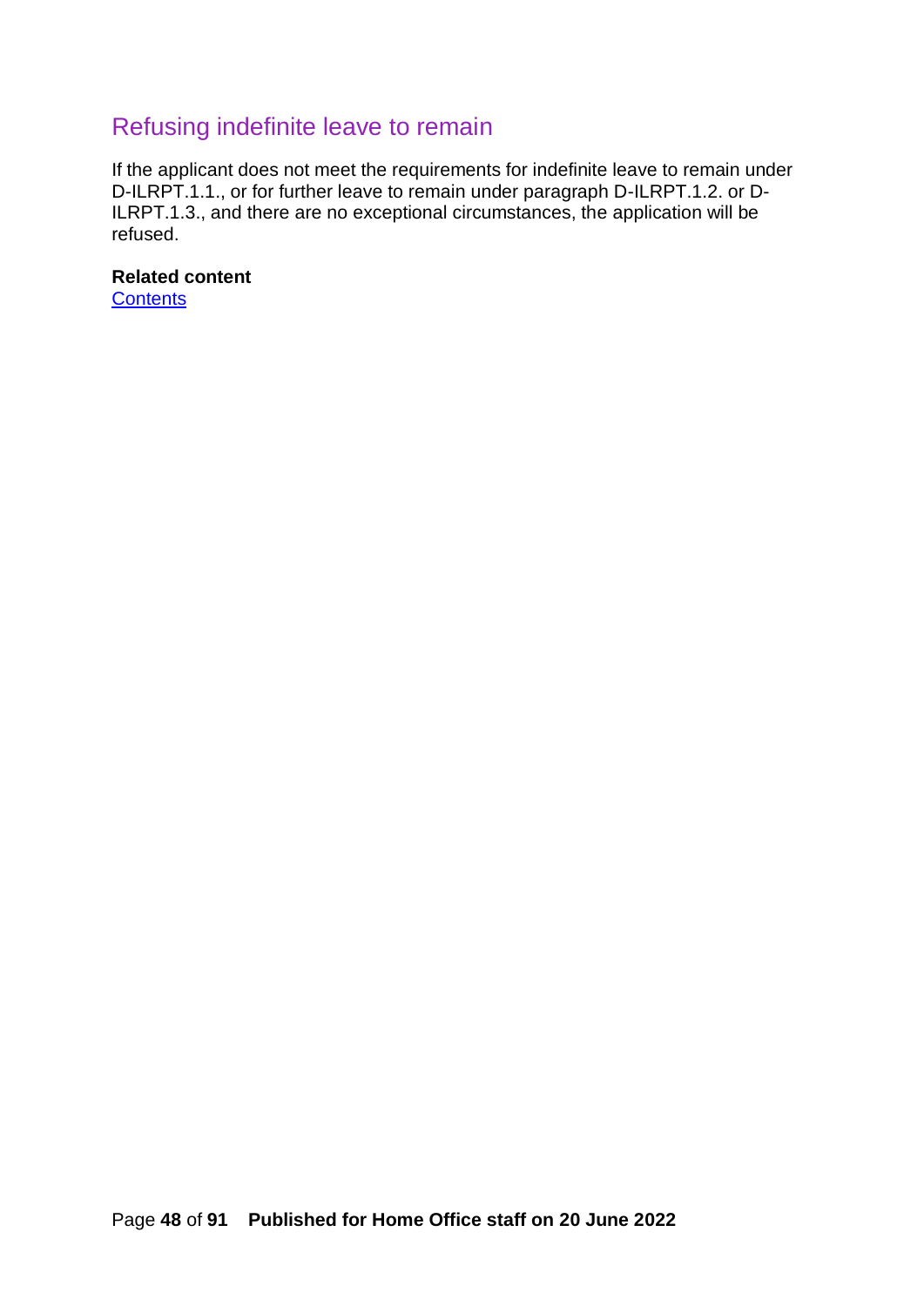## Refusing indefinite leave to remain

If the applicant does not meet the requirements for indefinite leave to remain under D-ILRPT.1.1., or for further leave to remain under paragraph D-ILRPT.1.2. or D-ILRPT.1.3., and there are no exceptional circumstances, the application will be refused.

**Related content**
[Contents]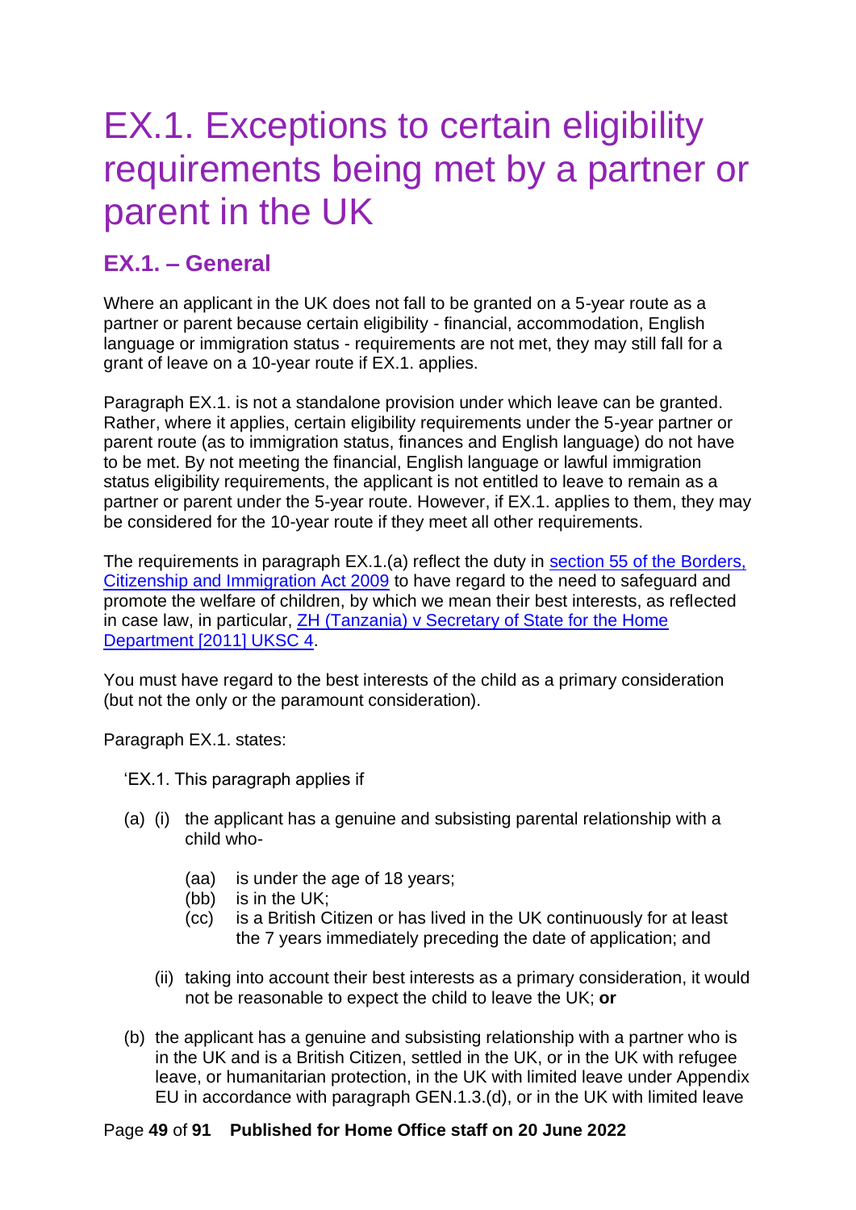# EX.1. Exceptions to certain eligibility requirements being met by a partner or parent in the UK

## EX.1. – General

Where an applicant in the UK does not fall to be granted on a 5-year route as a partner or parent because certain eligibility - financial, accommodation, English language or immigration status - requirements are not met, they may still fall for a grant of leave on a 10-year route if EX.1. applies.

Paragraph EX.1. is not a standalone provision under which leave can be granted. Rather, where it applies, certain eligibility requirements under the 5-year partner or parent route (as to immigration status, finances and English language) do not have to be met. By not meeting the financial, English language or lawful immigration status eligibility requirements, the applicant is not entitled to leave to remain as a partner or parent under the 5-year route. However, if EX.1. applies to them, they may be considered for the 10-year route if they meet all other requirements.

The requirements in paragraph EX.1.(a) reflect the duty in section 55 of the Borders, Citizenship and Immigration Act 2009 to have regard to the need to safeguard and promote the welfare of children, by which we mean their best interests, as reflected in case law, in particular, ZH (Tanzania) v Secretary of State for the Home Department [2011] UKSC 4.

You must have regard to the best interests of the child as a primary consideration (but not the only or the paramount consideration).

Paragraph EX.1. states:

'EX.1. This paragraph applies if

(a) (i) the applicant has a genuine and subsisting parental relationship with a child who-

- (aa) is under the age of 18 years;
- (bb) is in the UK;
- (cc) is a British Citizen or has lived in the UK continuously for at least the 7 years immediately preceding the date of application; and

(ii) taking into account their best interests as a primary consideration, it would not be reasonable to expect the child to leave the UK; **or**

(b) the applicant has a genuine and subsisting relationship with a partner who is in the UK and is a British Citizen, settled in the UK, or in the UK with refugee leave, or humanitarian protection, in the UK with limited leave under Appendix EU in accordance with paragraph GEN.1.3.(d), or in the UK with limited leave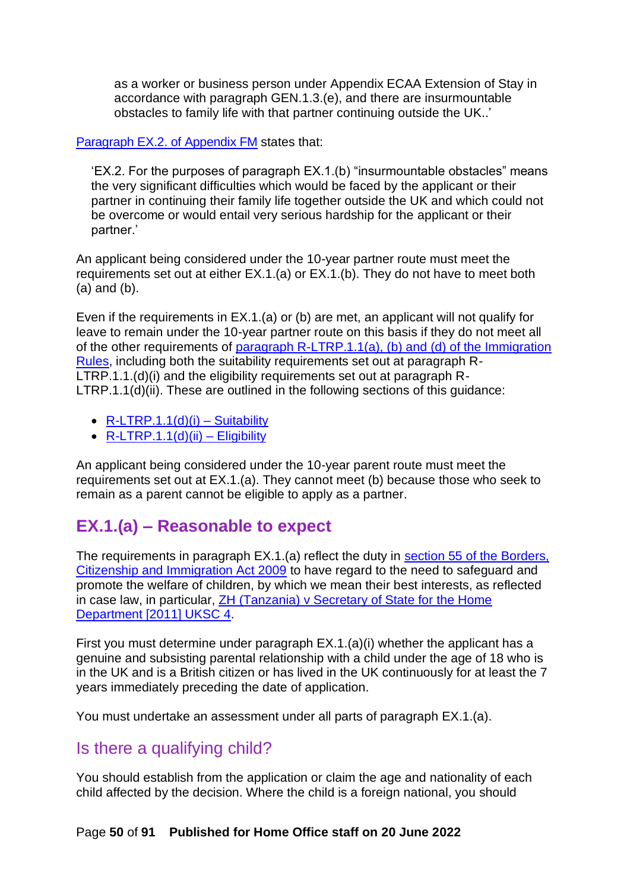> as a worker or business person under Appendix ECAA Extension of Stay in accordance with paragraph GEN.1.3.(e), and there are insurmountable obstacles to family life with that partner continuing outside the UK..'

[Paragraph EX.2. of Appendix FM](#) states that:

> 'EX.2. For the purposes of paragraph EX.1.(b) "insurmountable obstacles" means the very significant difficulties which would be faced by the applicant or their partner in continuing their family life together outside the UK and which could not be overcome or would entail very serious hardship for the applicant or their partner.'

An applicant being considered under the 10-year partner route must meet the requirements set out at either EX.1.(a) or EX.1.(b). They do not have to meet both (a) and (b).

Even if the requirements in EX.1.(a) or (b) are met, an applicant will not qualify for leave to remain under the 10-year partner route on this basis if they do not meet all of the other requirements of [paragraph R-LTRP.1.1(a), (b) and (d) of the Immigration Rules](#), including both the suitability requirements set out at paragraph R-LTRP.1.1.(d)(i) and the eligibility requirements set out at paragraph R-LTRP.1.1(d)(ii). These are outlined in the following sections of this guidance:

- [R-LTRP.1.1(d)(i) – Suitability](#)
- [R-LTRP.1.1(d)(ii) – Eligibility](#)

An applicant being considered under the 10-year parent route must meet the requirements set out at EX.1.(a). They cannot meet (b) because those who seek to remain as a parent cannot be eligible to apply as a partner.

## EX.1.(a) – Reasonable to expect

The requirements in paragraph EX.1.(a) reflect the duty in [section 55 of the Borders, Citizenship and Immigration Act 2009](#) to have regard to the need to safeguard and promote the welfare of children, by which we mean their best interests, as reflected in case law, in particular, [ZH (Tanzania) v Secretary of State for the Home Department [2011] UKSC 4](#).

First you must determine under paragraph EX.1.(a)(i) whether the applicant has a genuine and subsisting parental relationship with a child under the age of 18 who is in the UK and is a British citizen or has lived in the UK continuously for at least the 7 years immediately preceding the date of application.

You must undertake an assessment under all parts of paragraph EX.1.(a).

### Is there a qualifying child?

You should establish from the application or claim the age and nationality of each child affected by the decision. Where the child is a foreign national, you should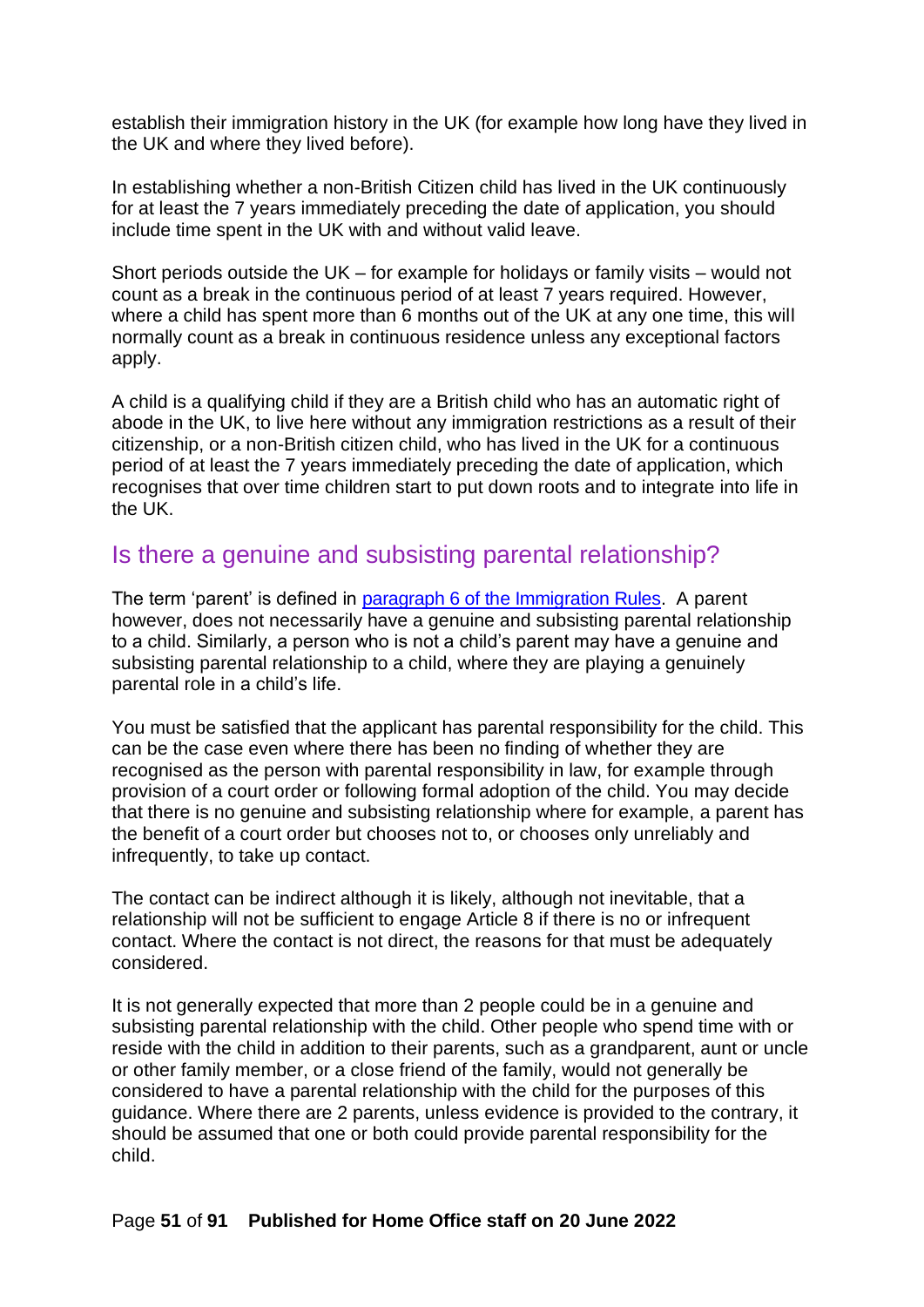establish their immigration history in the UK (for example how long have they lived in the UK and where they lived before).

In establishing whether a non-British Citizen child has lived in the UK continuously for at least the 7 years immediately preceding the date of application, you should include time spent in the UK with and without valid leave.

Short periods outside the UK – for example for holidays or family visits – would not count as a break in the continuous period of at least 7 years required. However, where a child has spent more than 6 months out of the UK at any one time, this will normally count as a break in continuous residence unless any exceptional factors apply.

A child is a qualifying child if they are a British child who has an automatic right of abode in the UK, to live here without any immigration restrictions as a result of their citizenship, or a non-British citizen child, who has lived in the UK for a continuous period of at least the 7 years immediately preceding the date of application, which recognises that over time children start to put down roots and to integrate into life in the UK.

## Is there a genuine and subsisting parental relationship?

The term 'parent' is defined in [paragraph 6 of the Immigration Rules](). A parent however, does not necessarily have a genuine and subsisting parental relationship to a child. Similarly, a person who is not a child's parent may have a genuine and subsisting parental relationship to a child, where they are playing a genuinely parental role in a child's life.

You must be satisfied that the applicant has parental responsibility for the child. This can be the case even where there has been no finding of whether they are recognised as the person with parental responsibility in law, for example through provision of a court order or following formal adoption of the child. You may decide that there is no genuine and subsisting relationship where for example, a parent has the benefit of a court order but chooses not to, or chooses only unreliably and infrequently, to take up contact.

The contact can be indirect although it is likely, although not inevitable, that a relationship will not be sufficient to engage Article 8 if there is no or infrequent contact. Where the contact is not direct, the reasons for that must be adequately considered.

It is not generally expected that more than 2 people could be in a genuine and subsisting parental relationship with the child. Other people who spend time with or reside with the child in addition to their parents, such as a grandparent, aunt or uncle or other family member, or a close friend of the family, would not generally be considered to have a parental relationship with the child for the purposes of this guidance. Where there are 2 parents, unless evidence is provided to the contrary, it should be assumed that one or both could provide parental responsibility for the child.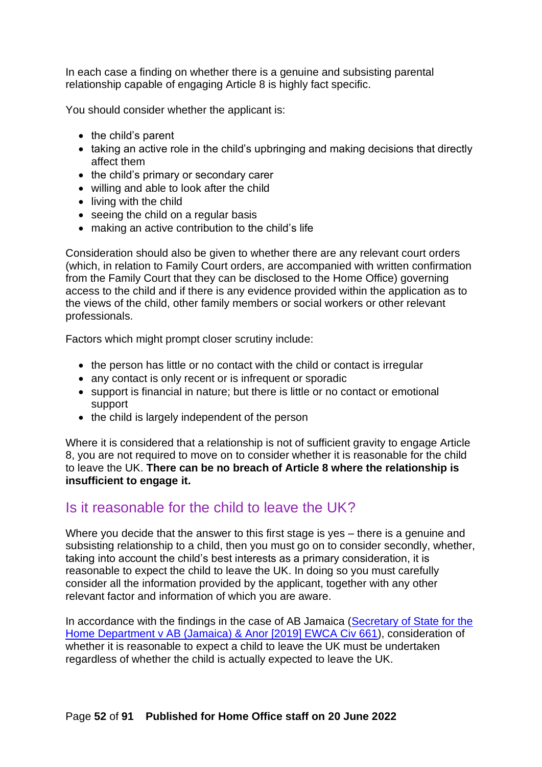In each case a finding on whether there is a genuine and subsisting parental relationship capable of engaging Article 8 is highly fact specific.

You should consider whether the applicant is:

- the child's parent
- taking an active role in the child's upbringing and making decisions that directly affect them
- the child's primary or secondary carer
- willing and able to look after the child
- living with the child
- seeing the child on a regular basis
- making an active contribution to the child's life

Consideration should also be given to whether there are any relevant court orders (which, in relation to Family Court orders, are accompanied with written confirmation from the Family Court that they can be disclosed to the Home Office) governing access to the child and if there is any evidence provided within the application as to the views of the child, other family members or social workers or other relevant professionals.

Factors which might prompt closer scrutiny include:

- the person has little or no contact with the child or contact is irregular
- any contact is only recent or is infrequent or sporadic
- support is financial in nature; but there is little or no contact or emotional support
- the child is largely independent of the person

Where it is considered that a relationship is not of sufficient gravity to engage Article 8, you are not required to move on to consider whether it is reasonable for the child to leave the UK. **There can be no breach of Article 8 where the relationship is insufficient to engage it.**

## Is it reasonable for the child to leave the UK?

Where you decide that the answer to this first stage is yes – there is a genuine and subsisting relationship to a child, then you must go on to consider secondly, whether, taking into account the child's best interests as a primary consideration, it is reasonable to expect the child to leave the UK. In doing so you must carefully consider all the information provided by the applicant, together with any other relevant factor and information of which you are aware.

In accordance with the findings in the case of AB Jamaica (Secretary of State for the Home Department v AB (Jamaica) & Anor [2019] EWCA Civ 661), consideration of whether it is reasonable to expect a child to leave the UK must be undertaken regardless of whether the child is actually expected to leave the UK.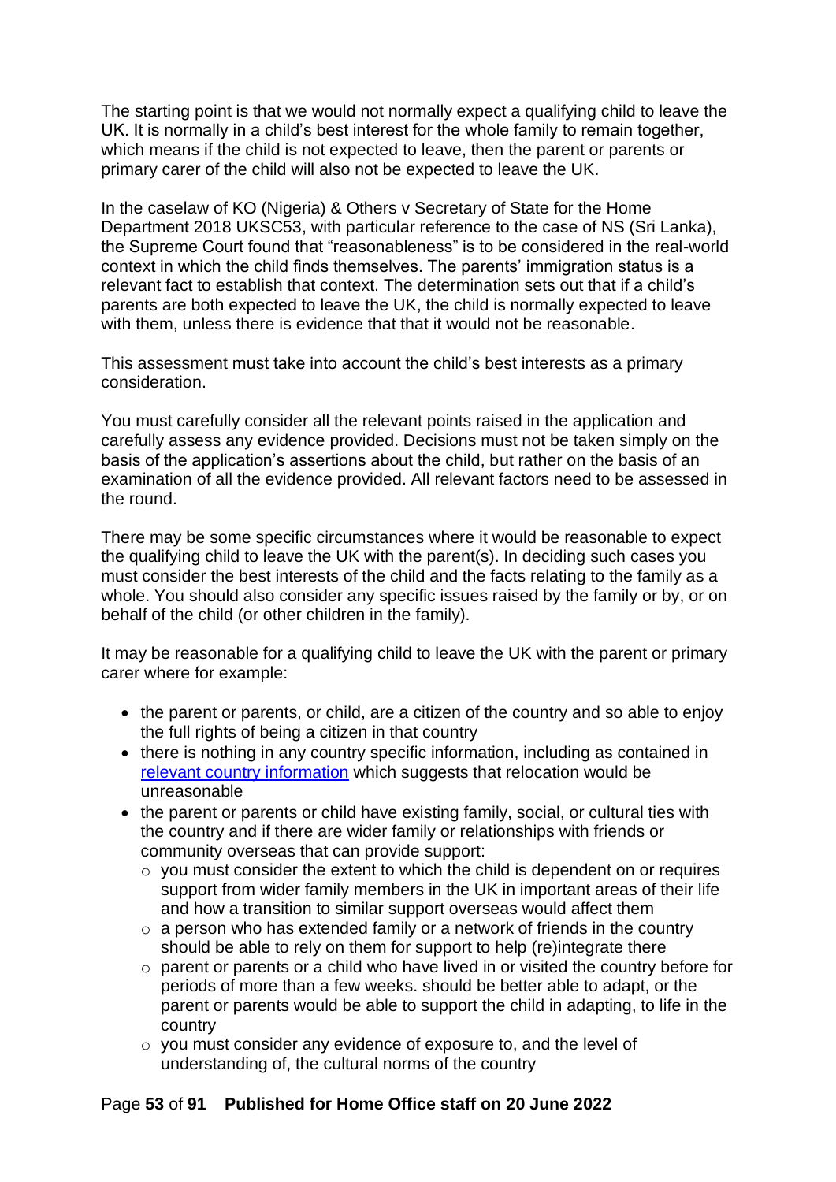The starting point is that we would not normally expect a qualifying child to leave the UK. It is normally in a child's best interest for the whole family to remain together, which means if the child is not expected to leave, then the parent or parents or primary carer of the child will also not be expected to leave the UK.

In the caselaw of KO (Nigeria) & Others v Secretary of State for the Home Department 2018 UKSC53, with particular reference to the case of NS (Sri Lanka), the Supreme Court found that "reasonableness" is to be considered in the real-world context in which the child finds themselves. The parents' immigration status is a relevant fact to establish that context. The determination sets out that if a child's parents are both expected to leave the UK, the child is normally expected to leave with them, unless there is evidence that that it would not be reasonable.

This assessment must take into account the child's best interests as a primary consideration.

You must carefully consider all the relevant points raised in the application and carefully assess any evidence provided. Decisions must not be taken simply on the basis of the application's assertions about the child, but rather on the basis of an examination of all the evidence provided. All relevant factors need to be assessed in the round.

There may be some specific circumstances where it would be reasonable to expect the qualifying child to leave the UK with the parent(s). In deciding such cases you must consider the best interests of the child and the facts relating to the family as a whole. You should also consider any specific issues raised by the family or by, or on behalf of the child (or other children in the family).

It may be reasonable for a qualifying child to leave the UK with the parent or primary carer where for example:

- the parent or parents, or child, are a citizen of the country and so able to enjoy the full rights of being a citizen in that country
- there is nothing in any country specific information, including as contained in [relevant country information] which suggests that relocation would be unreasonable
- the parent or parents or child have existing family, social, or cultural ties with the country and if there are wider family or relationships with friends or community overseas that can provide support:
  - you must consider the extent to which the child is dependent on or requires support from wider family members in the UK in important areas of their life and how a transition to similar support overseas would affect them
  - a person who has extended family or a network of friends in the country should be able to rely on them for support to help (re)integrate there
  - parent or parents or a child who have lived in or visited the country before for periods of more than a few weeks. should be better able to adapt, or the parent or parents would be able to support the child in adapting, to life in the country
  - you must consider any evidence of exposure to, and the level of understanding of, the cultural norms of the country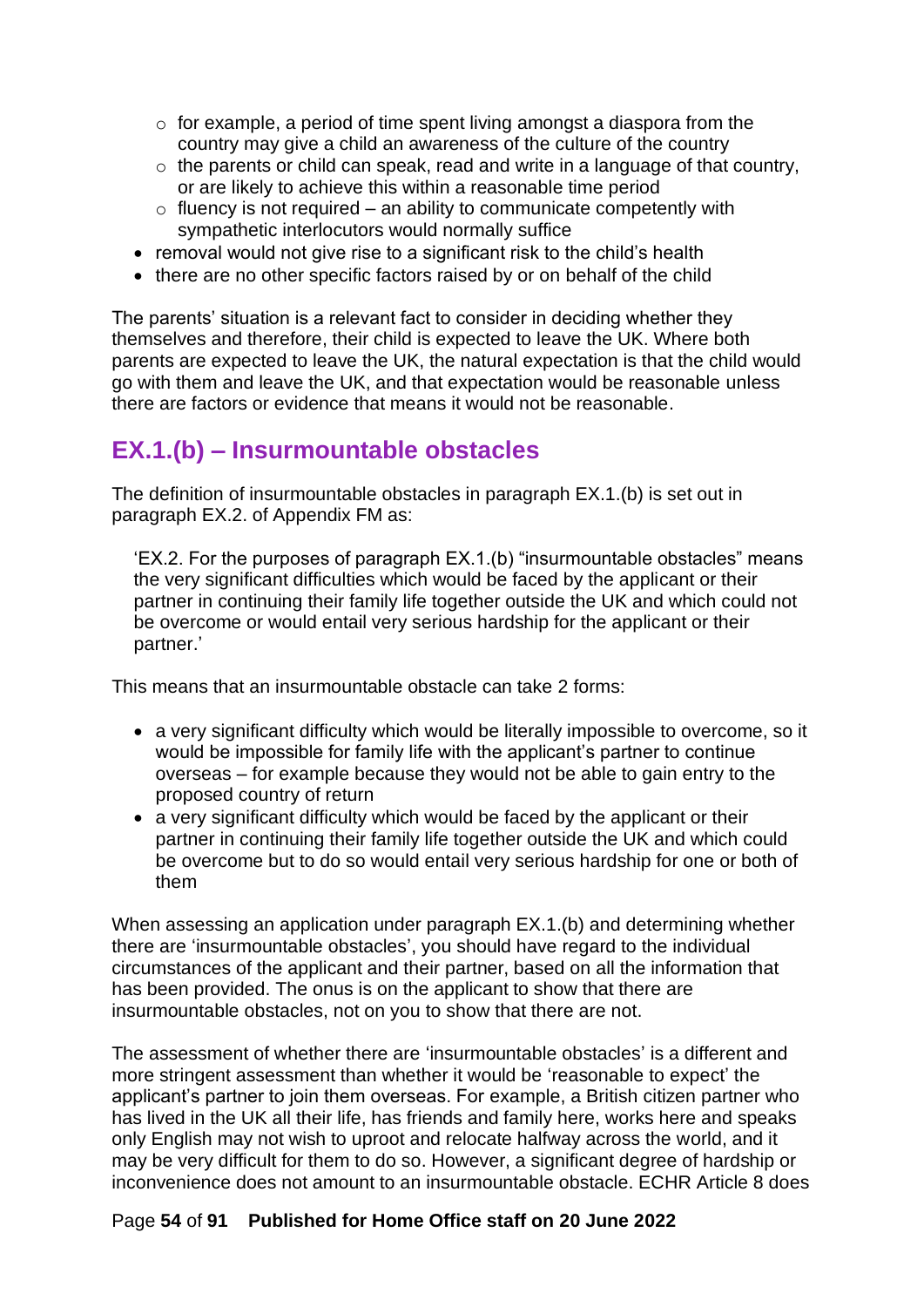- for example, a period of time spent living amongst a diaspora from the country may give a child an awareness of the culture of the country
  - the parents or child can speak, read and write in a language of that country, or are likely to achieve this within a reasonable time period
  - fluency is not required – an ability to communicate competently with sympathetic interlocutors would normally suffice
- removal would not give rise to a significant risk to the child's health
- there are no other specific factors raised by or on behalf of the child

The parents' situation is a relevant fact to consider in deciding whether they themselves and therefore, their child is expected to leave the UK. Where both parents are expected to leave the UK, the natural expectation is that the child would go with them and leave the UK, and that expectation would be reasonable unless there are factors or evidence that means it would not be reasonable.

## EX.1.(b) – Insurmountable obstacles

The definition of insurmountable obstacles in paragraph EX.1.(b) is set out in paragraph EX.2. of Appendix FM as:

> 'EX.2. For the purposes of paragraph EX.1.(b) "insurmountable obstacles" means the very significant difficulties which would be faced by the applicant or their partner in continuing their family life together outside the UK and which could not be overcome or would entail very serious hardship for the applicant or their partner.'

This means that an insurmountable obstacle can take 2 forms:

- a very significant difficulty which would be literally impossible to overcome, so it would be impossible for family life with the applicant's partner to continue overseas – for example because they would not be able to gain entry to the proposed country of return
- a very significant difficulty which would be faced by the applicant or their partner in continuing their family life together outside the UK and which could be overcome but to do so would entail very serious hardship for one or both of them

When assessing an application under paragraph EX.1.(b) and determining whether there are 'insurmountable obstacles', you should have regard to the individual circumstances of the applicant and their partner, based on all the information that has been provided. The onus is on the applicant to show that there are insurmountable obstacles, not on you to show that there are not.

The assessment of whether there are 'insurmountable obstacles' is a different and more stringent assessment than whether it would be 'reasonable to expect' the applicant's partner to join them overseas. For example, a British citizen partner who has lived in the UK all their life, has friends and family here, works here and speaks only English may not wish to uproot and relocate halfway across the world, and it may be very difficult for them to do so. However, a significant degree of hardship or inconvenience does not amount to an insurmountable obstacle. ECHR Article 8 does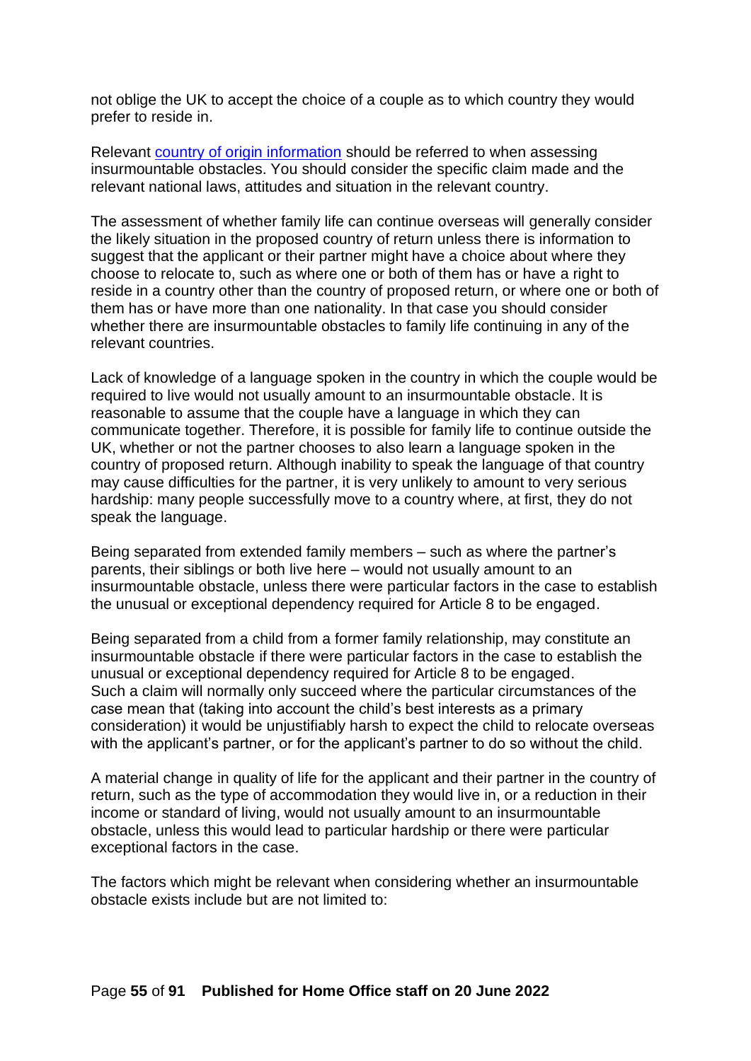not oblige the UK to accept the choice of a couple as to which country they would prefer to reside in.

Relevant [country of origin information](#) should be referred to when assessing insurmountable obstacles. You should consider the specific claim made and the relevant national laws, attitudes and situation in the relevant country.

The assessment of whether family life can continue overseas will generally consider the likely situation in the proposed country of return unless there is information to suggest that the applicant or their partner might have a choice about where they choose to relocate to, such as where one or both of them has or have a right to reside in a country other than the country of proposed return, or where one or both of them has or have more than one nationality. In that case you should consider whether there are insurmountable obstacles to family life continuing in any of the relevant countries.

Lack of knowledge of a language spoken in the country in which the couple would be required to live would not usually amount to an insurmountable obstacle. It is reasonable to assume that the couple have a language in which they can communicate together. Therefore, it is possible for family life to continue outside the UK, whether or not the partner chooses to also learn a language spoken in the country of proposed return. Although inability to speak the language of that country may cause difficulties for the partner, it is very unlikely to amount to very serious hardship: many people successfully move to a country where, at first, they do not speak the language.

Being separated from extended family members – such as where the partner's parents, their siblings or both live here – would not usually amount to an insurmountable obstacle, unless there were particular factors in the case to establish the unusual or exceptional dependency required for Article 8 to be engaged.

Being separated from a child from a former family relationship, may constitute an insurmountable obstacle if there were particular factors in the case to establish the unusual or exceptional dependency required for Article 8 to be engaged. Such a claim will normally only succeed where the particular circumstances of the case mean that (taking into account the child's best interests as a primary consideration) it would be unjustifiably harsh to expect the child to relocate overseas with the applicant's partner, or for the applicant's partner to do so without the child.

A material change in quality of life for the applicant and their partner in the country of return, such as the type of accommodation they would live in, or a reduction in their income or standard of living, would not usually amount to an insurmountable obstacle, unless this would lead to particular hardship or there were particular exceptional factors in the case.

The factors which might be relevant when considering whether an insurmountable obstacle exists include but are not limited to: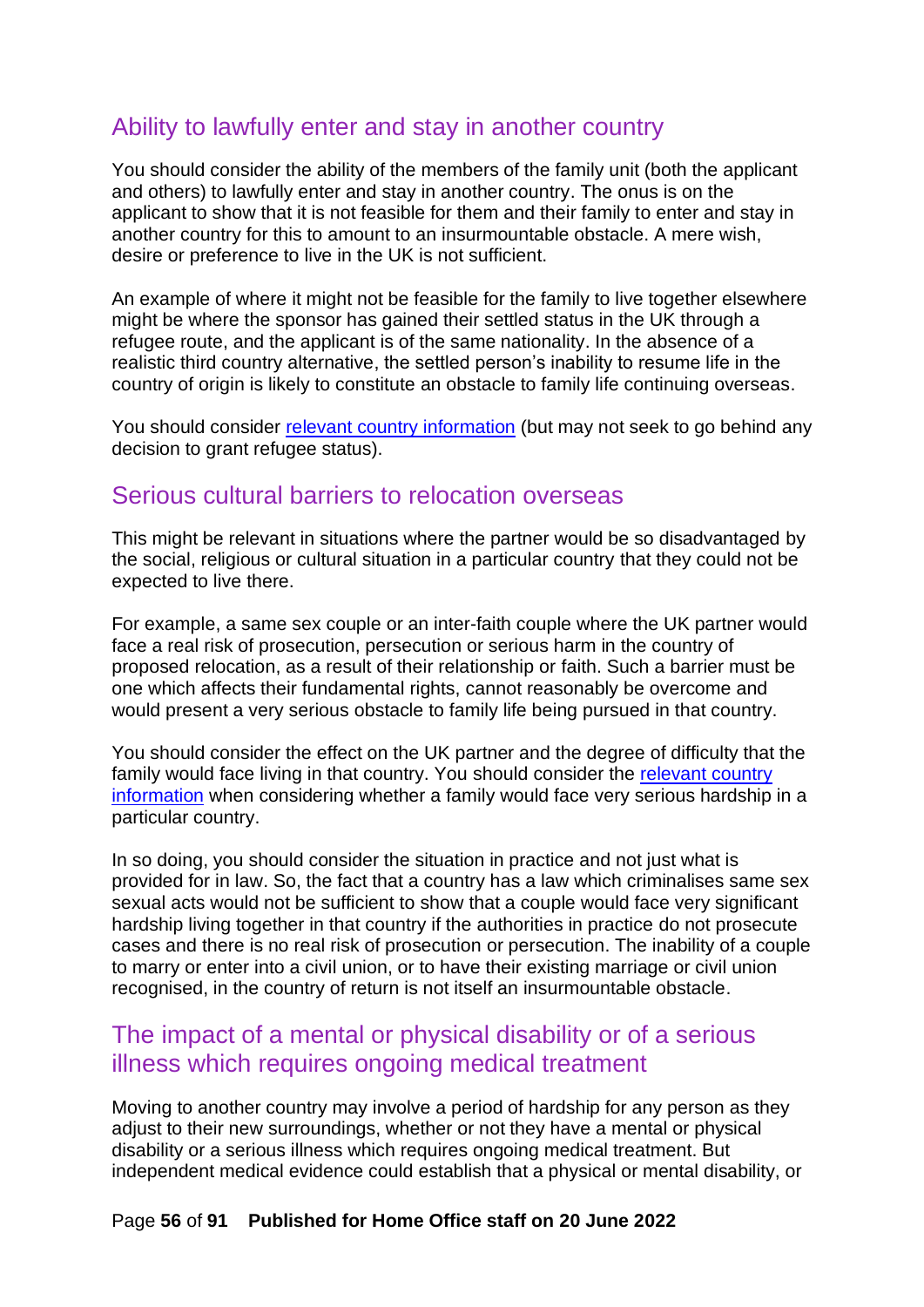## Ability to lawfully enter and stay in another country

You should consider the ability of the members of the family unit (both the applicant and others) to lawfully enter and stay in another country. The onus is on the applicant to show that it is not feasible for them and their family to enter and stay in another country for this to amount to an insurmountable obstacle. A mere wish, desire or preference to live in the UK is not sufficient.

An example of where it might not be feasible for the family to live together elsewhere might be where the sponsor has gained their settled status in the UK through a refugee route, and the applicant is of the same nationality. In the absence of a realistic third country alternative, the settled person's inability to resume life in the country of origin is likely to constitute an obstacle to family life continuing overseas.

You should consider [relevant country information](#) (but may not seek to go behind any decision to grant refugee status).

## Serious cultural barriers to relocation overseas

This might be relevant in situations where the partner would be so disadvantaged by the social, religious or cultural situation in a particular country that they could not be expected to live there.

For example, a same sex couple or an inter-faith couple where the UK partner would face a real risk of prosecution, persecution or serious harm in the country of proposed relocation, as a result of their relationship or faith. Such a barrier must be one which affects their fundamental rights, cannot reasonably be overcome and would present a very serious obstacle to family life being pursued in that country.

You should consider the effect on the UK partner and the degree of difficulty that the family would face living in that country. You should consider the [relevant country information](#) when considering whether a family would face very serious hardship in a particular country.

In so doing, you should consider the situation in practice and not just what is provided for in law. So, the fact that a country has a law which criminalises same sex sexual acts would not be sufficient to show that a couple would face very significant hardship living together in that country if the authorities in practice do not prosecute cases and there is no real risk of prosecution or persecution. The inability of a couple to marry or enter into a civil union, or to have their existing marriage or civil union recognised, in the country of return is not itself an insurmountable obstacle.

## The impact of a mental or physical disability or of a serious illness which requires ongoing medical treatment

Moving to another country may involve a period of hardship for any person as they adjust to their new surroundings, whether or not they have a mental or physical disability or a serious illness which requires ongoing medical treatment. But independent medical evidence could establish that a physical or mental disability, or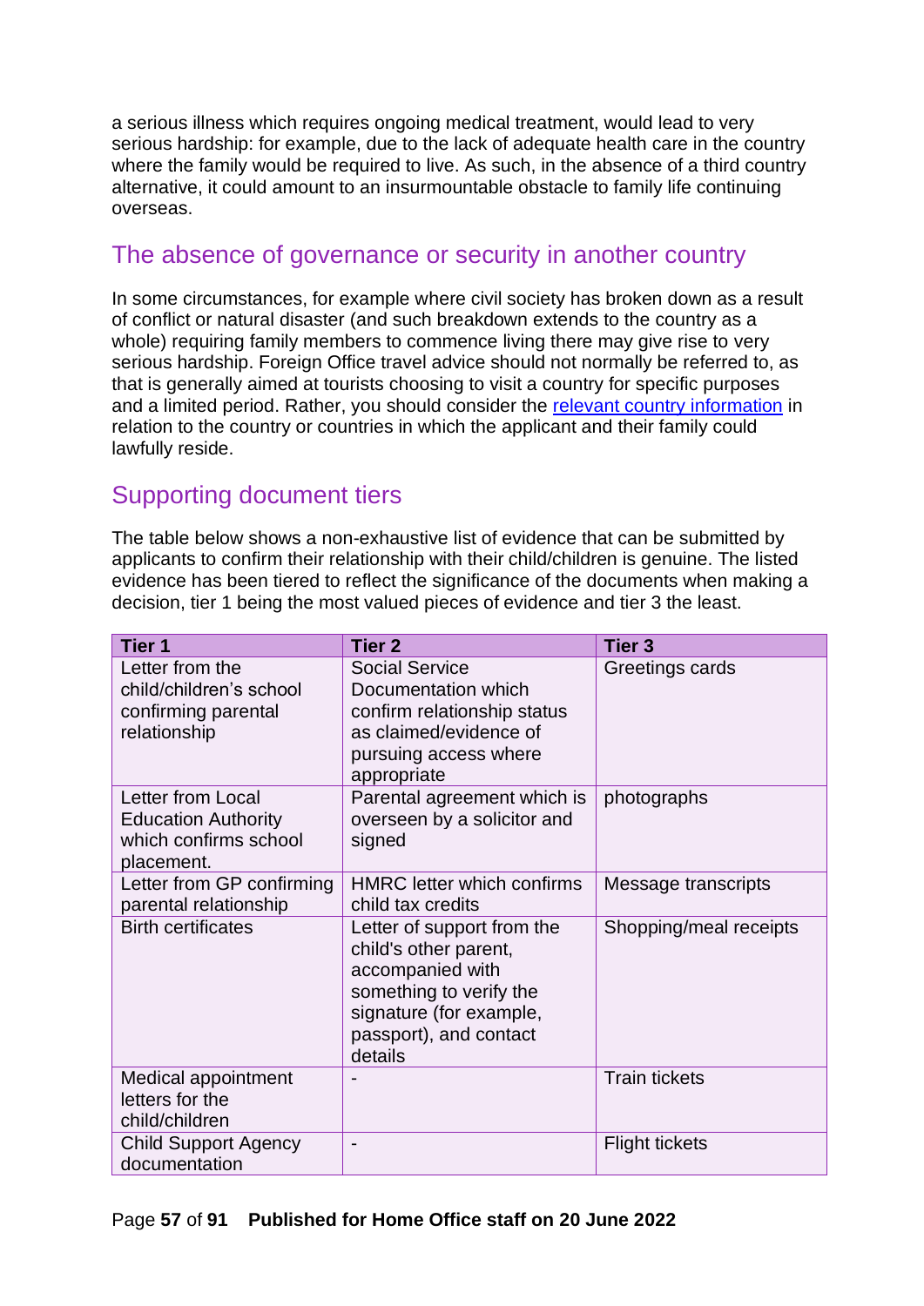a serious illness which requires ongoing medical treatment, would lead to very serious hardship: for example, due to the lack of adequate health care in the country where the family would be required to live. As such, in the absence of a third country alternative, it could amount to an insurmountable obstacle to family life continuing overseas.

## The absence of governance or security in another country

In some circumstances, for example where civil society has broken down as a result of conflict or natural disaster (and such breakdown extends to the country as a whole) requiring family members to commence living there may give rise to very serious hardship. Foreign Office travel advice should not normally be referred to, as that is generally aimed at tourists choosing to visit a country for specific purposes and a limited period. Rather, you should consider the [relevant country information](#) in relation to the country or countries in which the applicant and their family could lawfully reside.

## Supporting document tiers

The table below shows a non-exhaustive list of evidence that can be submitted by applicants to confirm their relationship with their child/children is genuine. The listed evidence has been tiered to reflect the significance of the documents when making a decision, tier 1 being the most valued pieces of evidence and tier 3 the least.

| Tier 1 | Tier 2 | Tier 3 |
|---|---|---|
| Letter from the child/children's school confirming parental relationship | Social Service Documentation which confirm relationship status as claimed/evidence of pursuing access where appropriate | Greetings cards |
| Letter from Local Education Authority which confirms school placement. | Parental agreement which is overseen by a solicitor and signed | photographs |
| Letter from GP confirming parental relationship | HMRC letter which confirms child tax credits | Message transcripts |
| Birth certificates | Letter of support from the child's other parent, accompanied with something to verify the signature (for example, passport), and contact details | Shopping/meal receipts |
| Medical appointment letters for the child/children | - | Train tickets |
| Child Support Agency documentation | - | Flight tickets |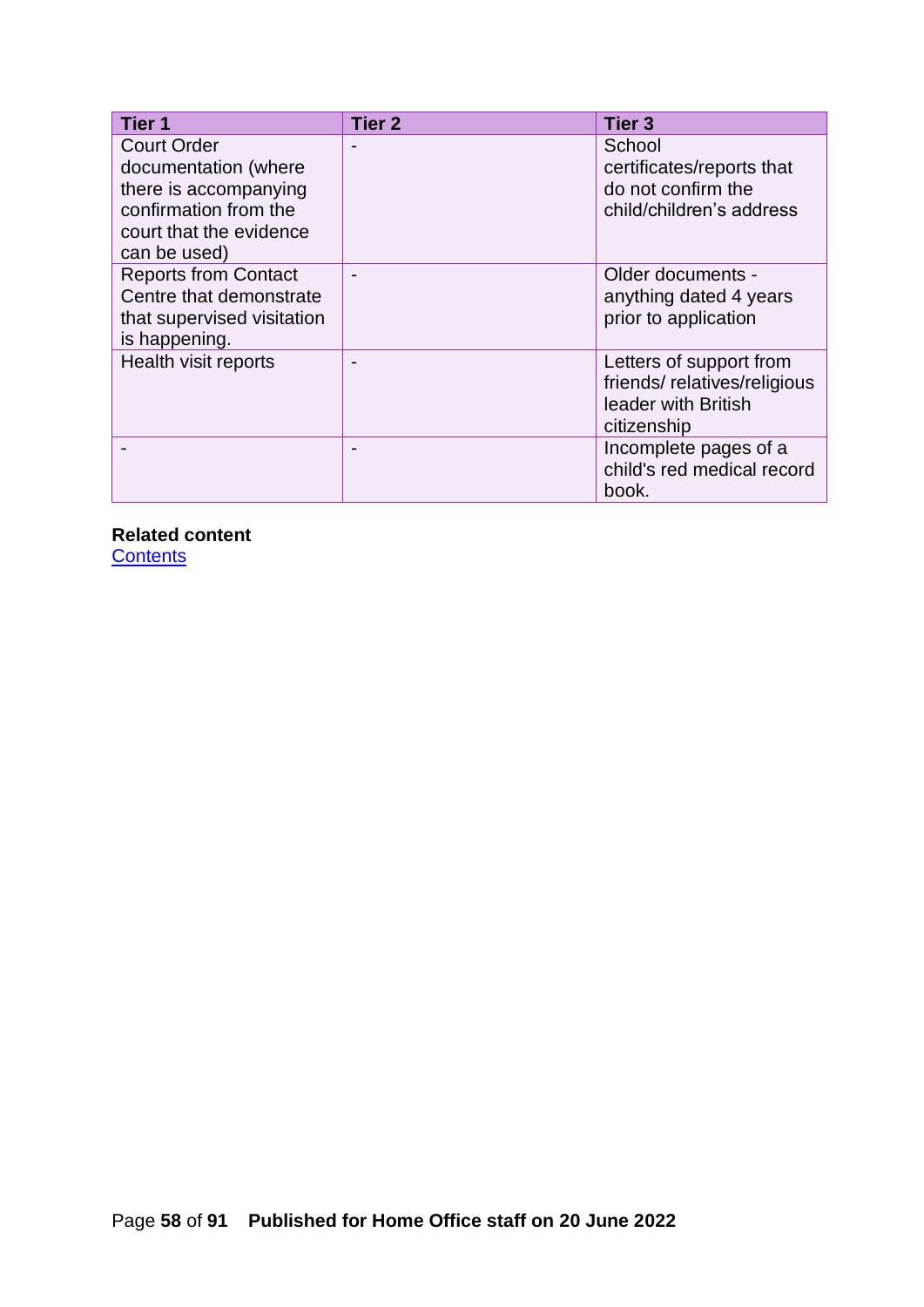| Tier 1 | Tier 2 | Tier 3 |
| --- | --- | --- |
| Court Order documentation (where there is accompanying confirmation from the court that the evidence can be used) | - | School certificates/reports that do not confirm the child/children's address |
| Reports from Contact Centre that demonstrate that supervised visitation is happening. | - | Older documents - anything dated 4 years prior to application |
| Health visit reports | - | Letters of support from friends/ relatives/religious leader with British citizenship |
| - | - | Incomplete pages of a child's red medical record book. |

**Related content**
[Contents](#)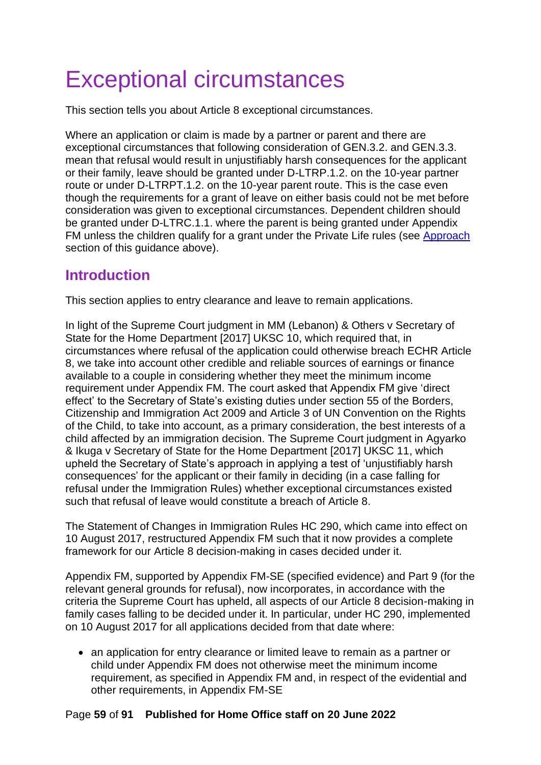# Exceptional circumstances

This section tells you about Article 8 exceptional circumstances.

Where an application or claim is made by a partner or parent and there are exceptional circumstances that following consideration of GEN.3.2. and GEN.3.3. mean that refusal would result in unjustifiably harsh consequences for the applicant or their family, leave should be granted under D-LTRP.1.2. on the 10-year partner route or under D-LTRPT.1.2. on the 10-year parent route. This is the case even though the requirements for a grant of leave on either basis could not be met before consideration was given to exceptional circumstances. Dependent children should be granted under D-LTRC.1.1. where the parent is being granted under Appendix FM unless the children qualify for a grant under the Private Life rules (see Approach section of this guidance above).

## Introduction

This section applies to entry clearance and leave to remain applications.

In light of the Supreme Court judgment in MM (Lebanon) & Others v Secretary of State for the Home Department [2017] UKSC 10, which required that, in circumstances where refusal of the application could otherwise breach ECHR Article 8, we take into account other credible and reliable sources of earnings or finance available to a couple in considering whether they meet the minimum income requirement under Appendix FM. The court asked that Appendix FM give 'direct effect' to the Secretary of State's existing duties under section 55 of the Borders, Citizenship and Immigration Act 2009 and Article 3 of UN Convention on the Rights of the Child, to take into account, as a primary consideration, the best interests of a child affected by an immigration decision. The Supreme Court judgment in Agyarko & Ikuga v Secretary of State for the Home Department [2017] UKSC 11, which upheld the Secretary of State's approach in applying a test of 'unjustifiably harsh consequences' for the applicant or their family in deciding (in a case falling for refusal under the Immigration Rules) whether exceptional circumstances existed such that refusal of leave would constitute a breach of Article 8.

The Statement of Changes in Immigration Rules HC 290, which came into effect on 10 August 2017, restructured Appendix FM such that it now provides a complete framework for our Article 8 decision-making in cases decided under it.

Appendix FM, supported by Appendix FM-SE (specified evidence) and Part 9 (for the relevant general grounds for refusal), now incorporates, in accordance with the criteria the Supreme Court has upheld, all aspects of our Article 8 decision-making in family cases falling to be decided under it. In particular, under HC 290, implemented on 10 August 2017 for all applications decided from that date where:

- an application for entry clearance or limited leave to remain as a partner or child under Appendix FM does not otherwise meet the minimum income requirement, as specified in Appendix FM and, in respect of the evidential and other requirements, in Appendix FM-SE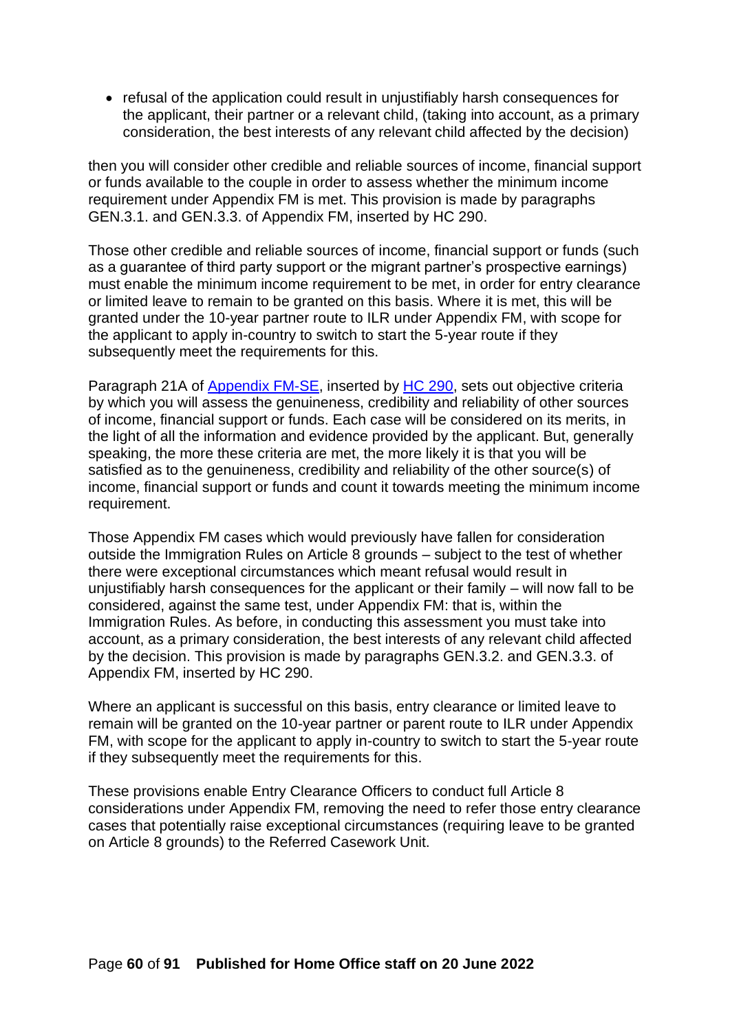- refusal of the application could result in unjustifiably harsh consequences for the applicant, their partner or a relevant child, (taking into account, as a primary consideration, the best interests of any relevant child affected by the decision)

then you will consider other credible and reliable sources of income, financial support or funds available to the couple in order to assess whether the minimum income requirement under Appendix FM is met. This provision is made by paragraphs GEN.3.1. and GEN.3.3. of Appendix FM, inserted by HC 290.

Those other credible and reliable sources of income, financial support or funds (such as a guarantee of third party support or the migrant partner's prospective earnings) must enable the minimum income requirement to be met, in order for entry clearance or limited leave to remain to be granted on this basis. Where it is met, this will be granted under the 10-year partner route to ILR under Appendix FM, with scope for the applicant to apply in-country to switch to start the 5-year route if they subsequently meet the requirements for this.

Paragraph 21A of [Appendix FM-SE](), inserted by [HC 290](), sets out objective criteria by which you will assess the genuineness, credibility and reliability of other sources of income, financial support or funds. Each case will be considered on its merits, in the light of all the information and evidence provided by the applicant. But, generally speaking, the more these criteria are met, the more likely it is that you will be satisfied as to the genuineness, credibility and reliability of the other source(s) of income, financial support or funds and count it towards meeting the minimum income requirement.

Those Appendix FM cases which would previously have fallen for consideration outside the Immigration Rules on Article 8 grounds – subject to the test of whether there were exceptional circumstances which meant refusal would result in unjustifiably harsh consequences for the applicant or their family – will now fall to be considered, against the same test, under Appendix FM: that is, within the Immigration Rules. As before, in conducting this assessment you must take into account, as a primary consideration, the best interests of any relevant child affected by the decision. This provision is made by paragraphs GEN.3.2. and GEN.3.3. of Appendix FM, inserted by HC 290.

Where an applicant is successful on this basis, entry clearance or limited leave to remain will be granted on the 10-year partner or parent route to ILR under Appendix FM, with scope for the applicant to apply in-country to switch to start the 5-year route if they subsequently meet the requirements for this.

These provisions enable Entry Clearance Officers to conduct full Article 8 considerations under Appendix FM, removing the need to refer those entry clearance cases that potentially raise exceptional circumstances (requiring leave to be granted on Article 8 grounds) to the Referred Casework Unit.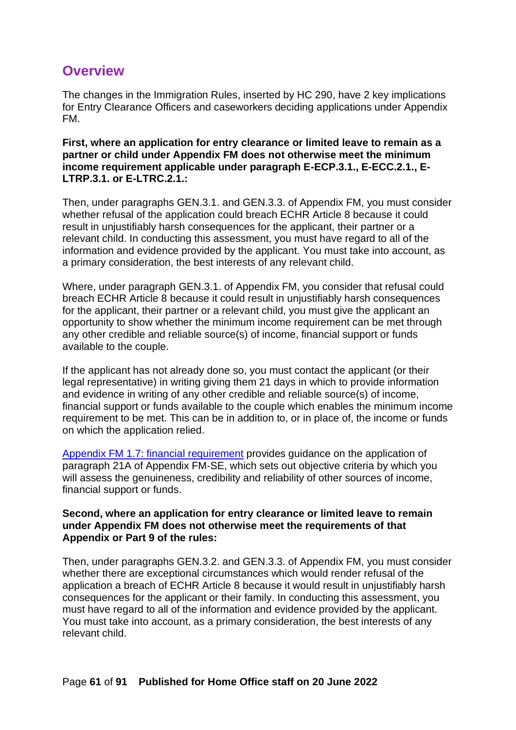## Overview

The changes in the Immigration Rules, inserted by HC 290, have 2 key implications for Entry Clearance Officers and caseworkers deciding applications under Appendix FM.

**First, where an application for entry clearance or limited leave to remain as a partner or child under Appendix FM does not otherwise meet the minimum income requirement applicable under paragraph E-ECP.3.1., E-ECC.2.1., E-LTRP.3.1. or E-LTRC.2.1.:**

Then, under paragraphs GEN.3.1. and GEN.3.3. of Appendix FM, you must consider whether refusal of the application could breach ECHR Article 8 because it could result in unjustifiably harsh consequences for the applicant, their partner or a relevant child. In conducting this assessment, you must have regard to all of the information and evidence provided by the applicant. You must take into account, as a primary consideration, the best interests of any relevant child.

Where, under paragraph GEN.3.1. of Appendix FM, you consider that refusal could breach ECHR Article 8 because it could result in unjustifiably harsh consequences for the applicant, their partner or a relevant child, you must give the applicant an opportunity to show whether the minimum income requirement can be met through any other credible and reliable source(s) of income, financial support or funds available to the couple.

If the applicant has not already done so, you must contact the applicant (or their legal representative) in writing giving them 21 days in which to provide information and evidence in writing of any other credible and reliable source(s) of income, financial support or funds available to the couple which enables the minimum income requirement to be met. This can be in addition to, or in place of, the income or funds on which the application relied.

[Appendix FM 1.7: financial requirement] provides guidance on the application of paragraph 21A of Appendix FM-SE, which sets out objective criteria by which you will assess the genuineness, credibility and reliability of other sources of income, financial support or funds.

**Second, where an application for entry clearance or limited leave to remain under Appendix FM does not otherwise meet the requirements of that Appendix or Part 9 of the rules:**

Then, under paragraphs GEN.3.2. and GEN.3.3. of Appendix FM, you must consider whether there are exceptional circumstances which would render refusal of the application a breach of ECHR Article 8 because it would result in unjustifiably harsh consequences for the applicant or their family. In conducting this assessment, you must have regard to all of the information and evidence provided by the applicant. You must take into account, as a primary consideration, the best interests of any relevant child.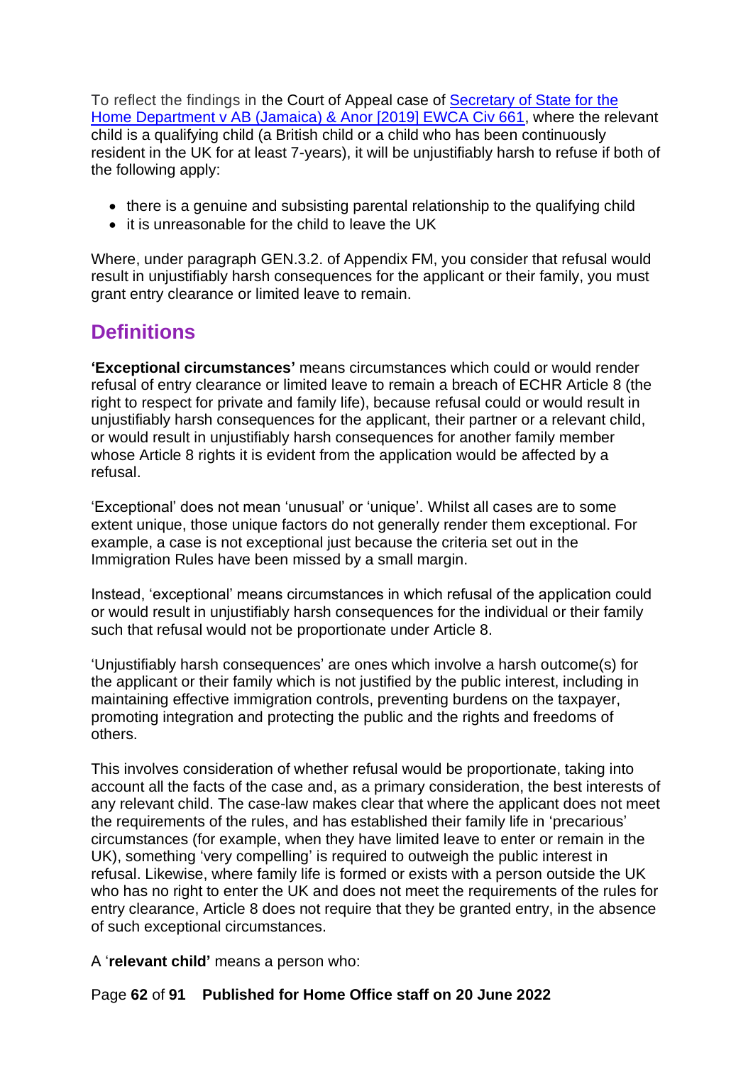To reflect the findings in the Court of Appeal case of [Secretary of State for the Home Department v AB (Jamaica) & Anor [2019] EWCA Civ 661](), where the relevant child is a qualifying child (a British child or a child who has been continuously resident in the UK for at least 7-years), it will be unjustifiably harsh to refuse if both of the following apply:

- there is a genuine and subsisting parental relationship to the qualifying child
- it is unreasonable for the child to leave the UK

Where, under paragraph GEN.3.2. of Appendix FM, you consider that refusal would result in unjustifiably harsh consequences for the applicant or their family, you must grant entry clearance or limited leave to remain.

## Definitions

**'Exceptional circumstances'** means circumstances which could or would render refusal of entry clearance or limited leave to remain a breach of ECHR Article 8 (the right to respect for private and family life), because refusal could or would result in unjustifiably harsh consequences for the applicant, their partner or a relevant child, or would result in unjustifiably harsh consequences for another family member whose Article 8 rights it is evident from the application would be affected by a refusal.

'Exceptional' does not mean 'unusual' or 'unique'. Whilst all cases are to some extent unique, those unique factors do not generally render them exceptional. For example, a case is not exceptional just because the criteria set out in the Immigration Rules have been missed by a small margin.

Instead, 'exceptional' means circumstances in which refusal of the application could or would result in unjustifiably harsh consequences for the individual or their family such that refusal would not be proportionate under Article 8.

'Unjustifiably harsh consequences' are ones which involve a harsh outcome(s) for the applicant or their family which is not justified by the public interest, including in maintaining effective immigration controls, preventing burdens on the taxpayer, promoting integration and protecting the public and the rights and freedoms of others.

This involves consideration of whether refusal would be proportionate, taking into account all the facts of the case and, as a primary consideration, the best interests of any relevant child. The case-law makes clear that where the applicant does not meet the requirements of the rules, and has established their family life in 'precarious' circumstances (for example, when they have limited leave to enter or remain in the UK), something 'very compelling' is required to outweigh the public interest in refusal. Likewise, where family life is formed or exists with a person outside the UK who has no right to enter the UK and does not meet the requirements of the rules for entry clearance, Article 8 does not require that they be granted entry, in the absence of such exceptional circumstances.

A '**relevant child'** means a person who: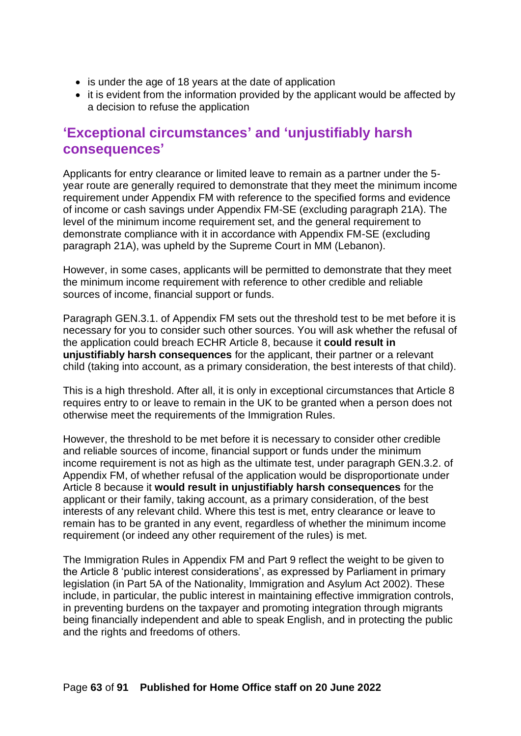- is under the age of 18 years at the date of application
- it is evident from the information provided by the applicant would be affected by a decision to refuse the application

## 'Exceptional circumstances' and 'unjustifiably harsh consequences'

Applicants for entry clearance or limited leave to remain as a partner under the 5-year route are generally required to demonstrate that they meet the minimum income requirement under Appendix FM with reference to the specified forms and evidence of income or cash savings under Appendix FM-SE (excluding paragraph 21A). The level of the minimum income requirement set, and the general requirement to demonstrate compliance with it in accordance with Appendix FM-SE (excluding paragraph 21A), was upheld by the Supreme Court in MM (Lebanon).

However, in some cases, applicants will be permitted to demonstrate that they meet the minimum income requirement with reference to other credible and reliable sources of income, financial support or funds.

Paragraph GEN.3.1. of Appendix FM sets out the threshold test to be met before it is necessary for you to consider such other sources. You will ask whether the refusal of the application could breach ECHR Article 8, because it **could result in unjustifiably harsh consequences** for the applicant, their partner or a relevant child (taking into account, as a primary consideration, the best interests of that child).

This is a high threshold. After all, it is only in exceptional circumstances that Article 8 requires entry to or leave to remain in the UK to be granted when a person does not otherwise meet the requirements of the Immigration Rules.

However, the threshold to be met before it is necessary to consider other credible and reliable sources of income, financial support or funds under the minimum income requirement is not as high as the ultimate test, under paragraph GEN.3.2. of Appendix FM, of whether refusal of the application would be disproportionate under Article 8 because it **would result in unjustifiably harsh consequences** for the applicant or their family, taking account, as a primary consideration, of the best interests of any relevant child. Where this test is met, entry clearance or leave to remain has to be granted in any event, regardless of whether the minimum income requirement (or indeed any other requirement of the rules) is met.

The Immigration Rules in Appendix FM and Part 9 reflect the weight to be given to the Article 8 'public interest considerations', as expressed by Parliament in primary legislation (in Part 5A of the Nationality, Immigration and Asylum Act 2002). These include, in particular, the public interest in maintaining effective immigration controls, in preventing burdens on the taxpayer and promoting integration through migrants being financially independent and able to speak English, and in protecting the public and the rights and freedoms of others.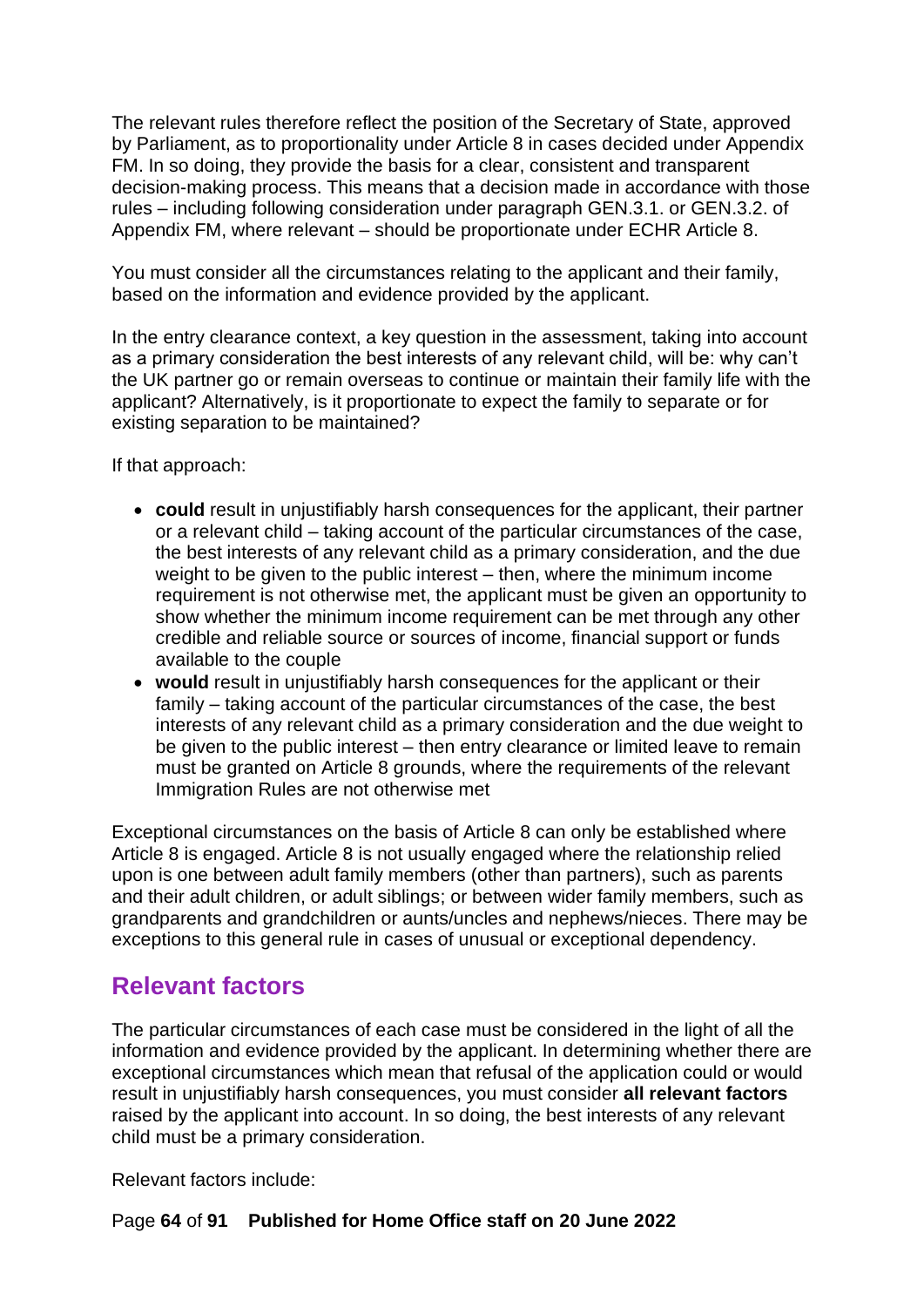The relevant rules therefore reflect the position of the Secretary of State, approved by Parliament, as to proportionality under Article 8 in cases decided under Appendix FM. In so doing, they provide the basis for a clear, consistent and transparent decision-making process. This means that a decision made in accordance with those rules – including following consideration under paragraph GEN.3.1. or GEN.3.2. of Appendix FM, where relevant – should be proportionate under ECHR Article 8.

You must consider all the circumstances relating to the applicant and their family, based on the information and evidence provided by the applicant.

In the entry clearance context, a key question in the assessment, taking into account as a primary consideration the best interests of any relevant child, will be: why can't the UK partner go or remain overseas to continue or maintain their family life with the applicant? Alternatively, is it proportionate to expect the family to separate or for existing separation to be maintained?

If that approach:

- **could** result in unjustifiably harsh consequences for the applicant, their partner or a relevant child – taking account of the particular circumstances of the case, the best interests of any relevant child as a primary consideration, and the due weight to be given to the public interest – then, where the minimum income requirement is not otherwise met, the applicant must be given an opportunity to show whether the minimum income requirement can be met through any other credible and reliable source or sources of income, financial support or funds available to the couple
- **would** result in unjustifiably harsh consequences for the applicant or their family – taking account of the particular circumstances of the case, the best interests of any relevant child as a primary consideration and the due weight to be given to the public interest – then entry clearance or limited leave to remain must be granted on Article 8 grounds, where the requirements of the relevant Immigration Rules are not otherwise met

Exceptional circumstances on the basis of Article 8 can only be established where Article 8 is engaged. Article 8 is not usually engaged where the relationship relied upon is one between adult family members (other than partners), such as parents and their adult children, or adult siblings; or between wider family members, such as grandparents and grandchildren or aunts/uncles and nephews/nieces. There may be exceptions to this general rule in cases of unusual or exceptional dependency.

## Relevant factors

The particular circumstances of each case must be considered in the light of all the information and evidence provided by the applicant. In determining whether there are exceptional circumstances which mean that refusal of the application could or would result in unjustifiably harsh consequences, you must consider **all relevant factors** raised by the applicant into account. In so doing, the best interests of any relevant child must be a primary consideration.

Relevant factors include: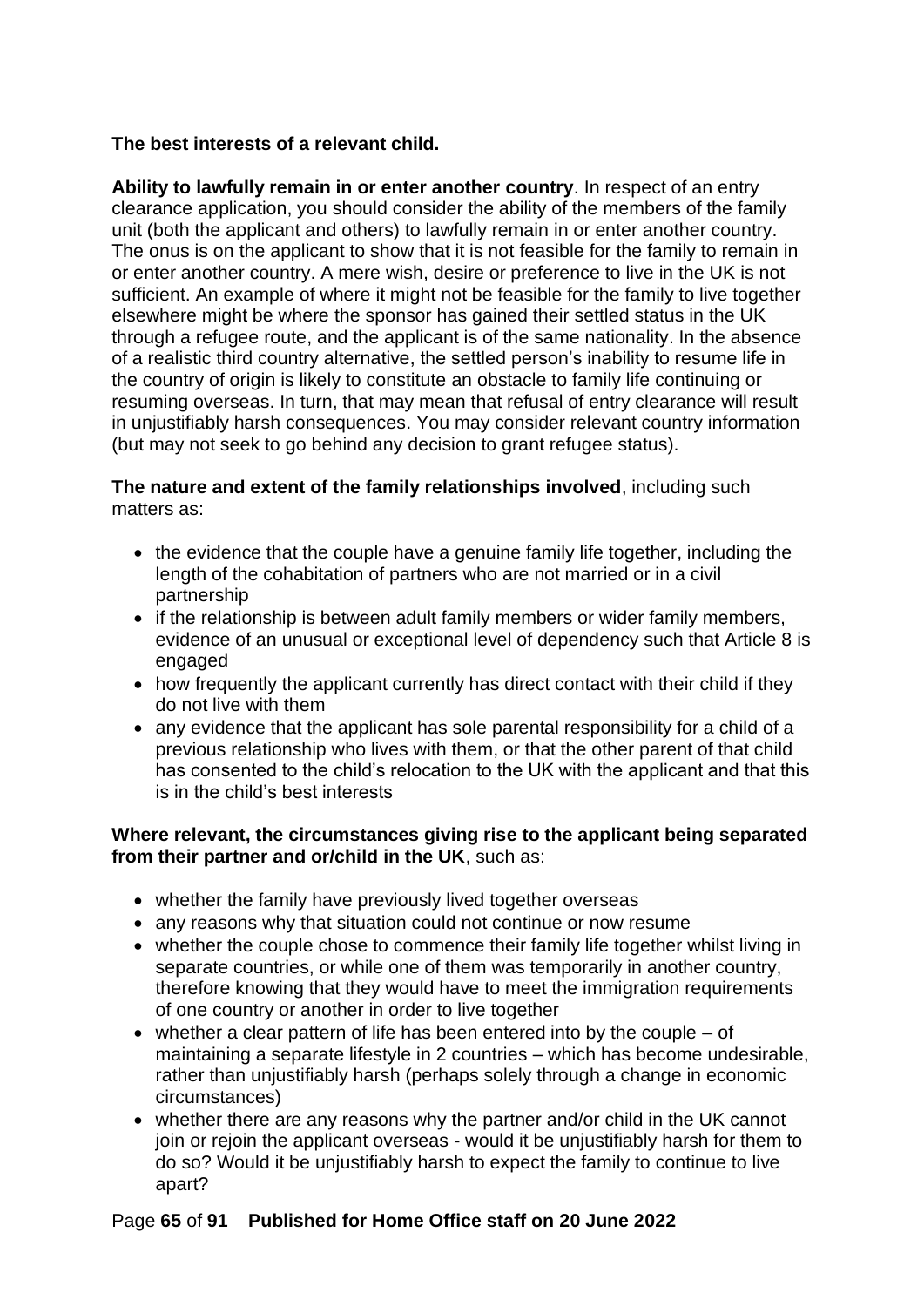**The best interests of a relevant child.**

**Ability to lawfully remain in or enter another country**. In respect of an entry clearance application, you should consider the ability of the members of the family unit (both the applicant and others) to lawfully remain in or enter another country. The onus is on the applicant to show that it is not feasible for the family to remain in or enter another country. A mere wish, desire or preference to live in the UK is not sufficient. An example of where it might not be feasible for the family to live together elsewhere might be where the sponsor has gained their settled status in the UK through a refugee route, and the applicant is of the same nationality. In the absence of a realistic third country alternative, the settled person's inability to resume life in the country of origin is likely to constitute an obstacle to family life continuing or resuming overseas. In turn, that may mean that refusal of entry clearance will result in unjustifiably harsh consequences. You may consider relevant country information (but may not seek to go behind any decision to grant refugee status).

**The nature and extent of the family relationships involved**, including such matters as:

- the evidence that the couple have a genuine family life together, including the length of the cohabitation of partners who are not married or in a civil partnership
- if the relationship is between adult family members or wider family members, evidence of an unusual or exceptional level of dependency such that Article 8 is engaged
- how frequently the applicant currently has direct contact with their child if they do not live with them
- any evidence that the applicant has sole parental responsibility for a child of a previous relationship who lives with them, or that the other parent of that child has consented to the child's relocation to the UK with the applicant and that this is in the child's best interests

**Where relevant, the circumstances giving rise to the applicant being separated from their partner and or/child in the UK**, such as:

- whether the family have previously lived together overseas
- any reasons why that situation could not continue or now resume
- whether the couple chose to commence their family life together whilst living in separate countries, or while one of them was temporarily in another country, therefore knowing that they would have to meet the immigration requirements of one country or another in order to live together
- whether a clear pattern of life has been entered into by the couple – of maintaining a separate lifestyle in 2 countries – which has become undesirable, rather than unjustifiably harsh (perhaps solely through a change in economic circumstances)
- whether there are any reasons why the partner and/or child in the UK cannot join or rejoin the applicant overseas - would it be unjustifiably harsh for them to do so? Would it be unjustifiably harsh to expect the family to continue to live apart?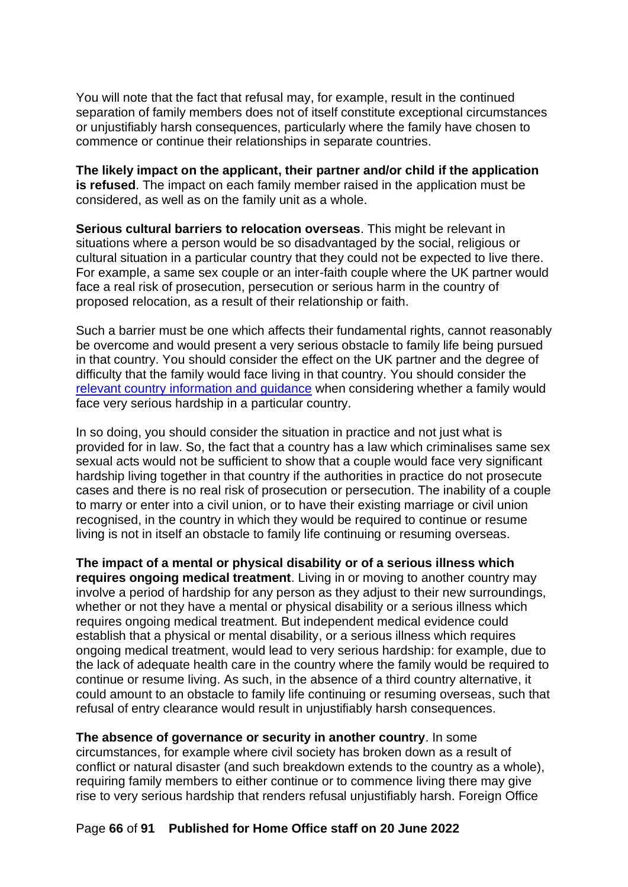You will note that the fact that refusal may, for example, result in the continued separation of family members does not of itself constitute exceptional circumstances or unjustifiably harsh consequences, particularly where the family have chosen to commence or continue their relationships in separate countries.

**The likely impact on the applicant, their partner and/or child if the application is refused**. The impact on each family member raised in the application must be considered, as well as on the family unit as a whole.

**Serious cultural barriers to relocation overseas**. This might be relevant in situations where a person would be so disadvantaged by the social, religious or cultural situation in a particular country that they could not be expected to live there. For example, a same sex couple or an inter-faith couple where the UK partner would face a real risk of prosecution, persecution or serious harm in the country of proposed relocation, as a result of their relationship or faith.

Such a barrier must be one which affects their fundamental rights, cannot reasonably be overcome and would present a very serious obstacle to family life being pursued in that country. You should consider the effect on the UK partner and the degree of difficulty that the family would face living in that country. You should consider the [relevant country information and guidance]() when considering whether a family would face very serious hardship in a particular country.

In so doing, you should consider the situation in practice and not just what is provided for in law. So, the fact that a country has a law which criminalises same sex sexual acts would not be sufficient to show that a couple would face very significant hardship living together in that country if the authorities in practice do not prosecute cases and there is no real risk of prosecution or persecution. The inability of a couple to marry or enter into a civil union, or to have their existing marriage or civil union recognised, in the country in which they would be required to continue or resume living is not in itself an obstacle to family life continuing or resuming overseas.

**The impact of a mental or physical disability or of a serious illness which requires ongoing medical treatment**. Living in or moving to another country may involve a period of hardship for any person as they adjust to their new surroundings, whether or not they have a mental or physical disability or a serious illness which requires ongoing medical treatment. But independent medical evidence could establish that a physical or mental disability, or a serious illness which requires ongoing medical treatment, would lead to very serious hardship: for example, due to the lack of adequate health care in the country where the family would be required to continue or resume living. As such, in the absence of a third country alternative, it could amount to an obstacle to family life continuing or resuming overseas, such that refusal of entry clearance would result in unjustifiably harsh consequences.

**The absence of governance or security in another country**. In some circumstances, for example where civil society has broken down as a result of conflict or natural disaster (and such breakdown extends to the country as a whole), requiring family members to either continue or to commence living there may give rise to very serious hardship that renders refusal unjustifiably harsh. Foreign Office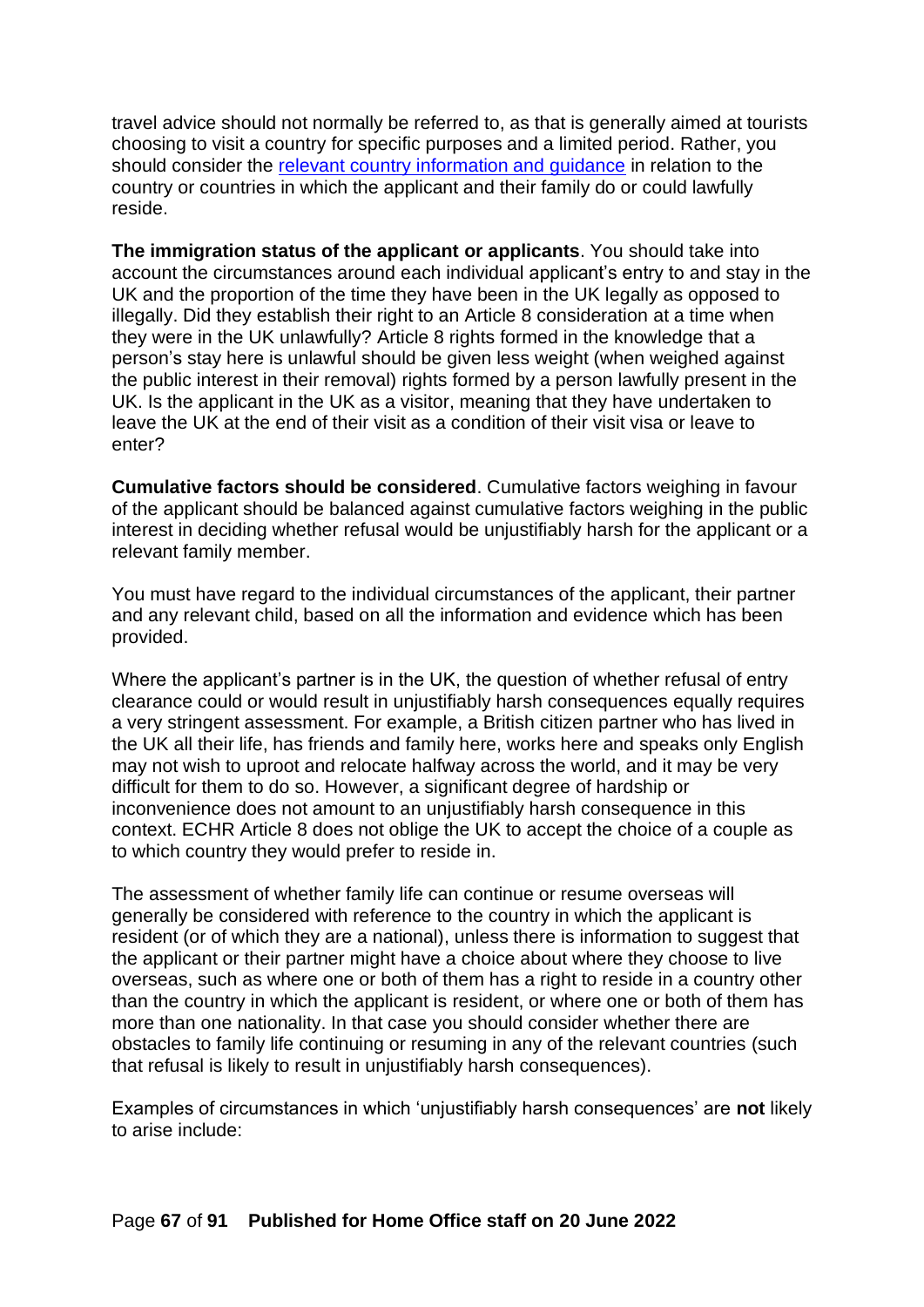travel advice should not normally be referred to, as that is generally aimed at tourists choosing to visit a country for specific purposes and a limited period. Rather, you should consider the [relevant country information and guidance]() in relation to the country or countries in which the applicant and their family do or could lawfully reside.

**The immigration status of the applicant or applicants**. You should take into account the circumstances around each individual applicant's entry to and stay in the UK and the proportion of the time they have been in the UK legally as opposed to illegally. Did they establish their right to an Article 8 consideration at a time when they were in the UK unlawfully? Article 8 rights formed in the knowledge that a person's stay here is unlawful should be given less weight (when weighed against the public interest in their removal) rights formed by a person lawfully present in the UK. Is the applicant in the UK as a visitor, meaning that they have undertaken to leave the UK at the end of their visit as a condition of their visit visa or leave to enter?

**Cumulative factors should be considered**. Cumulative factors weighing in favour of the applicant should be balanced against cumulative factors weighing in the public interest in deciding whether refusal would be unjustifiably harsh for the applicant or a relevant family member.

You must have regard to the individual circumstances of the applicant, their partner and any relevant child, based on all the information and evidence which has been provided.

Where the applicant's partner is in the UK, the question of whether refusal of entry clearance could or would result in unjustifiably harsh consequences equally requires a very stringent assessment. For example, a British citizen partner who has lived in the UK all their life, has friends and family here, works here and speaks only English may not wish to uproot and relocate halfway across the world, and it may be very difficult for them to do so. However, a significant degree of hardship or inconvenience does not amount to an unjustifiably harsh consequence in this context. ECHR Article 8 does not oblige the UK to accept the choice of a couple as to which country they would prefer to reside in.

The assessment of whether family life can continue or resume overseas will generally be considered with reference to the country in which the applicant is resident (or of which they are a national), unless there is information to suggest that the applicant or their partner might have a choice about where they choose to live overseas, such as where one or both of them has a right to reside in a country other than the country in which the applicant is resident, or where one or both of them has more than one nationality. In that case you should consider whether there are obstacles to family life continuing or resuming in any of the relevant countries (such that refusal is likely to result in unjustifiably harsh consequences).

Examples of circumstances in which 'unjustifiably harsh consequences' are **not** likely to arise include: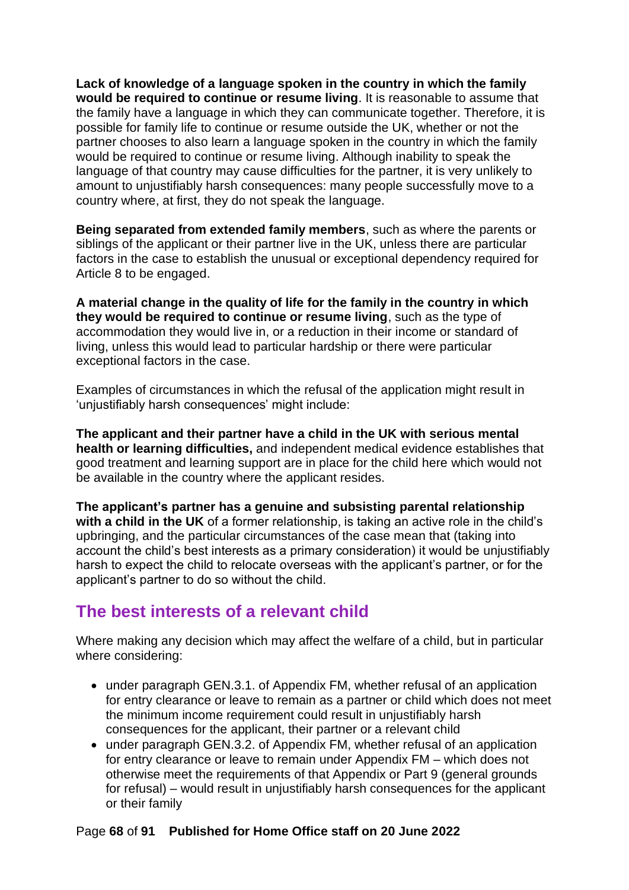**Lack of knowledge of a language spoken in the country in which the family would be required to continue or resume living**. It is reasonable to assume that the family have a language in which they can communicate together. Therefore, it is possible for family life to continue or resume outside the UK, whether or not the partner chooses to also learn a language spoken in the country in which the family would be required to continue or resume living. Although inability to speak the language of that country may cause difficulties for the partner, it is very unlikely to amount to unjustifiably harsh consequences: many people successfully move to a country where, at first, they do not speak the language.

**Being separated from extended family members**, such as where the parents or siblings of the applicant or their partner live in the UK, unless there are particular factors in the case to establish the unusual or exceptional dependency required for Article 8 to be engaged.

**A material change in the quality of life for the family in the country in which they would be required to continue or resume living**, such as the type of accommodation they would live in, or a reduction in their income or standard of living, unless this would lead to particular hardship or there were particular exceptional factors in the case.

Examples of circumstances in which the refusal of the application might result in 'unjustifiably harsh consequences' might include:

**The applicant and their partner have a child in the UK with serious mental health or learning difficulties,** and independent medical evidence establishes that good treatment and learning support are in place for the child here which would not be available in the country where the applicant resides.

**The applicant's partner has a genuine and subsisting parental relationship with a child in the UK** of a former relationship, is taking an active role in the child's upbringing, and the particular circumstances of the case mean that (taking into account the child's best interests as a primary consideration) it would be unjustifiably harsh to expect the child to relocate overseas with the applicant's partner, or for the applicant's partner to do so without the child.

## The best interests of a relevant child

Where making any decision which may affect the welfare of a child, but in particular where considering:

- under paragraph GEN.3.1. of Appendix FM, whether refusal of an application for entry clearance or leave to remain as a partner or child which does not meet the minimum income requirement could result in unjustifiably harsh consequences for the applicant, their partner or a relevant child
- under paragraph GEN.3.2. of Appendix FM, whether refusal of an application for entry clearance or leave to remain under Appendix FM – which does not otherwise meet the requirements of that Appendix or Part 9 (general grounds for refusal) – would result in unjustifiably harsh consequences for the applicant or their family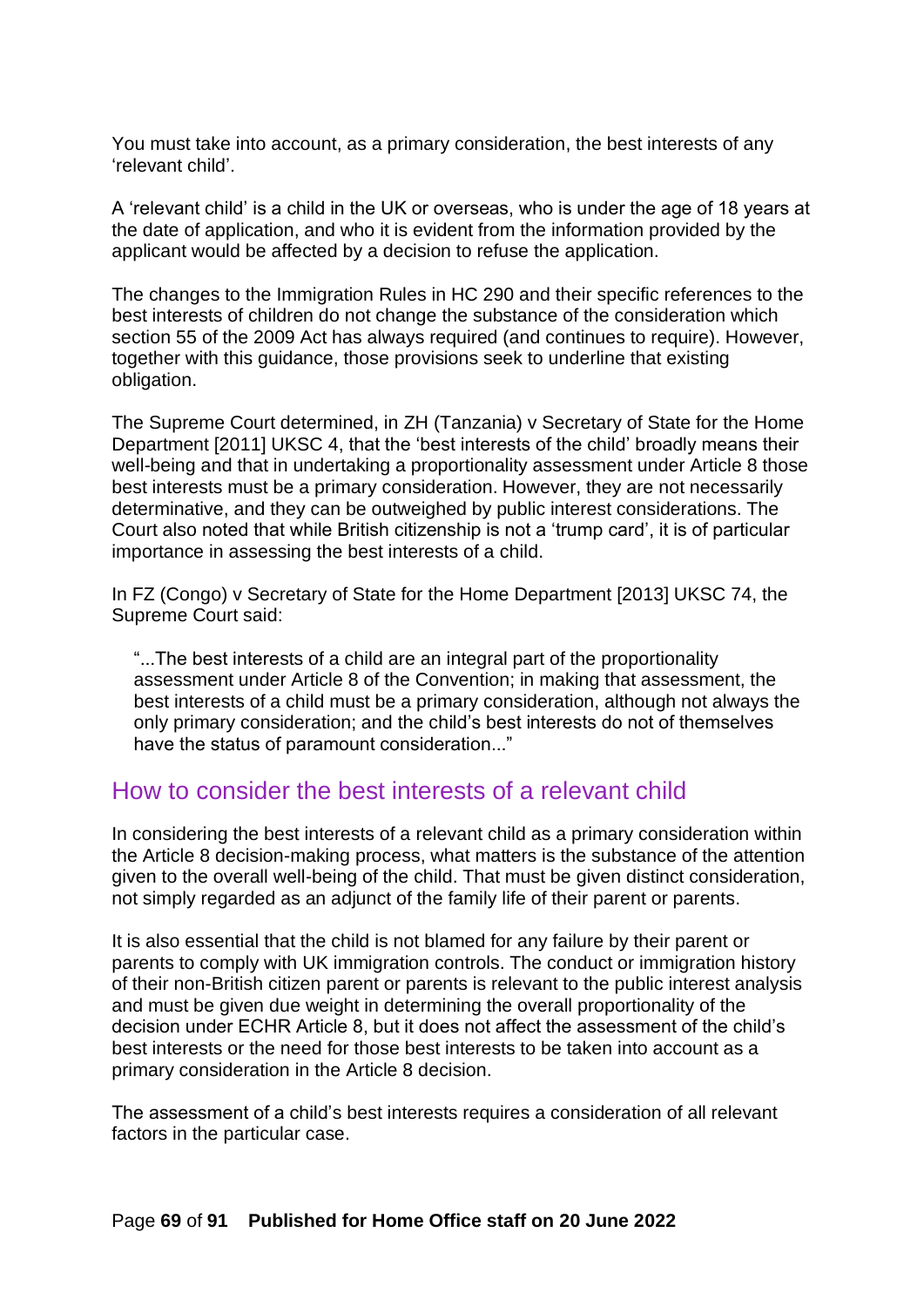You must take into account, as a primary consideration, the best interests of any 'relevant child'.

A 'relevant child' is a child in the UK or overseas, who is under the age of 18 years at the date of application, and who it is evident from the information provided by the applicant would be affected by a decision to refuse the application.

The changes to the Immigration Rules in HC 290 and their specific references to the best interests of children do not change the substance of the consideration which section 55 of the 2009 Act has always required (and continues to require). However, together with this guidance, those provisions seek to underline that existing obligation.

The Supreme Court determined, in ZH (Tanzania) v Secretary of State for the Home Department [2011] UKSC 4, that the 'best interests of the child' broadly means their well-being and that in undertaking a proportionality assessment under Article 8 those best interests must be a primary consideration. However, they are not necessarily determinative, and they can be outweighed by public interest considerations. The Court also noted that while British citizenship is not a 'trump card', it is of particular importance in assessing the best interests of a child.

In FZ (Congo) v Secretary of State for the Home Department [2013] UKSC 74, the Supreme Court said:

> "...The best interests of a child are an integral part of the proportionality assessment under Article 8 of the Convention; in making that assessment, the best interests of a child must be a primary consideration, although not always the only primary consideration; and the child's best interests do not of themselves have the status of paramount consideration..."

## How to consider the best interests of a relevant child

In considering the best interests of a relevant child as a primary consideration within the Article 8 decision-making process, what matters is the substance of the attention given to the overall well-being of the child. That must be given distinct consideration, not simply regarded as an adjunct of the family life of their parent or parents.

It is also essential that the child is not blamed for any failure by their parent or parents to comply with UK immigration controls. The conduct or immigration history of their non-British citizen parent or parents is relevant to the public interest analysis and must be given due weight in determining the overall proportionality of the decision under ECHR Article 8, but it does not affect the assessment of the child's best interests or the need for those best interests to be taken into account as a primary consideration in the Article 8 decision.

The assessment of a child's best interests requires a consideration of all relevant factors in the particular case.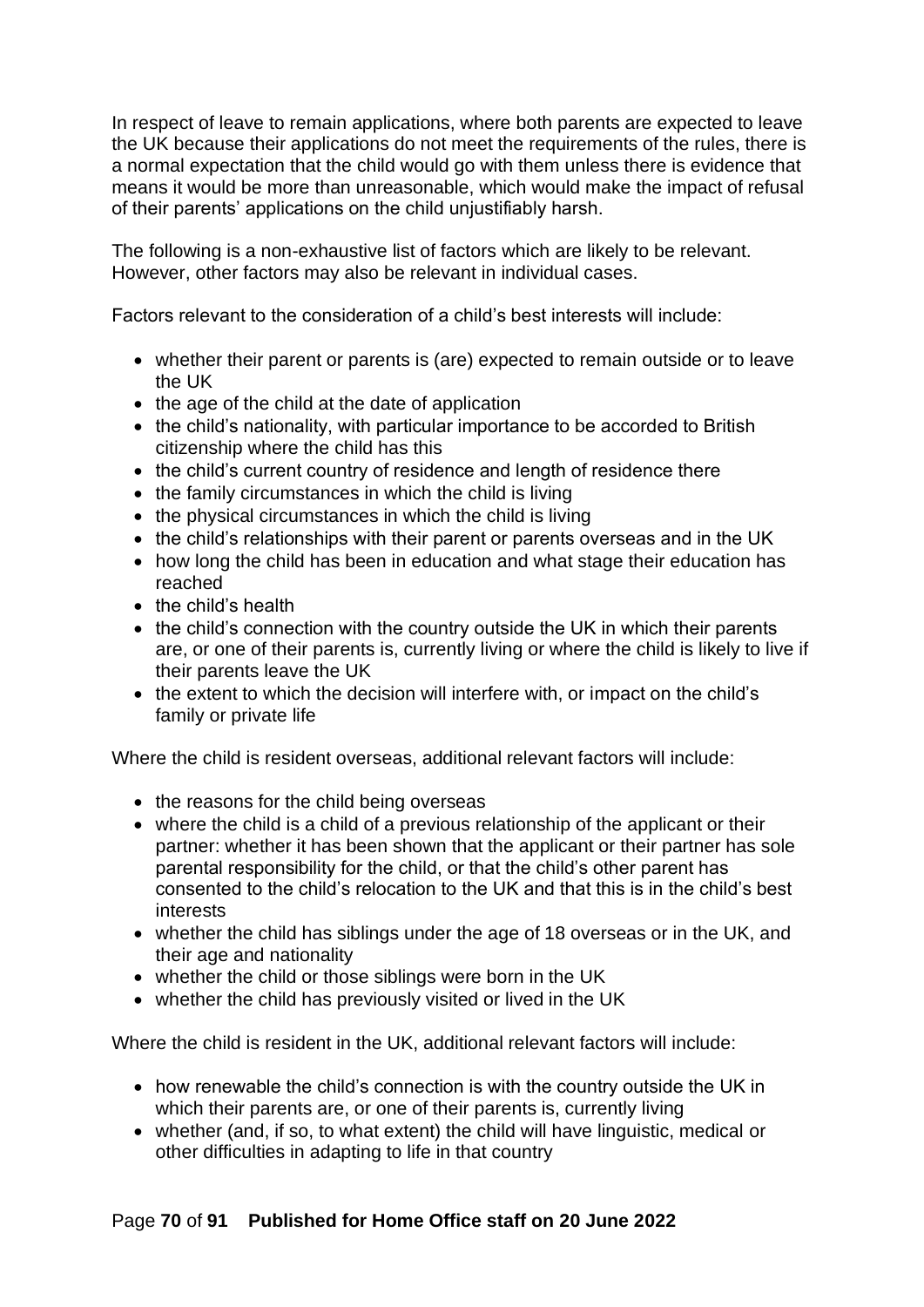In respect of leave to remain applications, where both parents are expected to leave the UK because their applications do not meet the requirements of the rules, there is a normal expectation that the child would go with them unless there is evidence that means it would be more than unreasonable, which would make the impact of refusal of their parents' applications on the child unjustifiably harsh.

The following is a non-exhaustive list of factors which are likely to be relevant. However, other factors may also be relevant in individual cases.

Factors relevant to the consideration of a child's best interests will include:

- whether their parent or parents is (are) expected to remain outside or to leave the UK
- the age of the child at the date of application
- the child's nationality, with particular importance to be accorded to British citizenship where the child has this
- the child's current country of residence and length of residence there
- the family circumstances in which the child is living
- the physical circumstances in which the child is living
- the child's relationships with their parent or parents overseas and in the UK
- how long the child has been in education and what stage their education has reached
- the child's health
- the child's connection with the country outside the UK in which their parents are, or one of their parents is, currently living or where the child is likely to live if their parents leave the UK
- the extent to which the decision will interfere with, or impact on the child's family or private life

Where the child is resident overseas, additional relevant factors will include:

- the reasons for the child being overseas
- where the child is a child of a previous relationship of the applicant or their partner: whether it has been shown that the applicant or their partner has sole parental responsibility for the child, or that the child's other parent has consented to the child's relocation to the UK and that this is in the child's best interests
- whether the child has siblings under the age of 18 overseas or in the UK, and their age and nationality
- whether the child or those siblings were born in the UK
- whether the child has previously visited or lived in the UK

Where the child is resident in the UK, additional relevant factors will include:

- how renewable the child's connection is with the country outside the UK in which their parents are, or one of their parents is, currently living
- whether (and, if so, to what extent) the child will have linguistic, medical or other difficulties in adapting to life in that country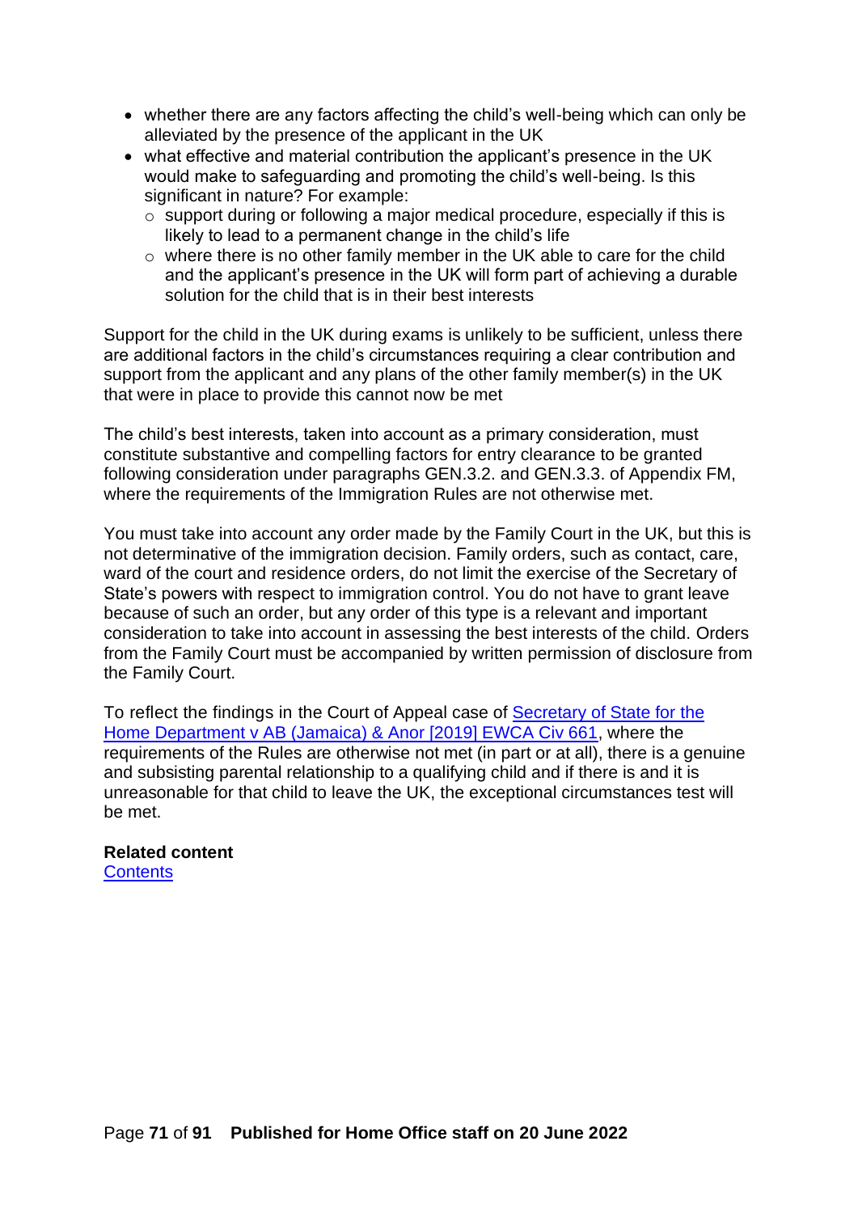- whether there are any factors affecting the child's well-being which can only be alleviated by the presence of the applicant in the UK
- what effective and material contribution the applicant's presence in the UK would make to safeguarding and promoting the child's well-being. Is this significant in nature? For example:
  - support during or following a major medical procedure, especially if this is likely to lead to a permanent change in the child's life
  - where there is no other family member in the UK able to care for the child and the applicant's presence in the UK will form part of achieving a durable solution for the child that is in their best interests

Support for the child in the UK during exams is unlikely to be sufficient, unless there are additional factors in the child's circumstances requiring a clear contribution and support from the applicant and any plans of the other family member(s) in the UK that were in place to provide this cannot now be met

The child's best interests, taken into account as a primary consideration, must constitute substantive and compelling factors for entry clearance to be granted following consideration under paragraphs GEN.3.2. and GEN.3.3. of Appendix FM, where the requirements of the Immigration Rules are not otherwise met.

You must take into account any order made by the Family Court in the UK, but this is not determinative of the immigration decision. Family orders, such as contact, care, ward of the court and residence orders, do not limit the exercise of the Secretary of State's powers with respect to immigration control. You do not have to grant leave because of such an order, but any order of this type is a relevant and important consideration to take into account in assessing the best interests of the child. Orders from the Family Court must be accompanied by written permission of disclosure from the Family Court.

To reflect the findings in the Court of Appeal case of [Secretary of State for the Home Department v AB (Jamaica) & Anor [2019] EWCA Civ 661](), where the requirements of the Rules are otherwise not met (in part or at all), there is a genuine and subsisting parental relationship to a qualifying child and if there is and it is unreasonable for that child to leave the UK, the exceptional circumstances test will be met.

**Related content**
[Contents]()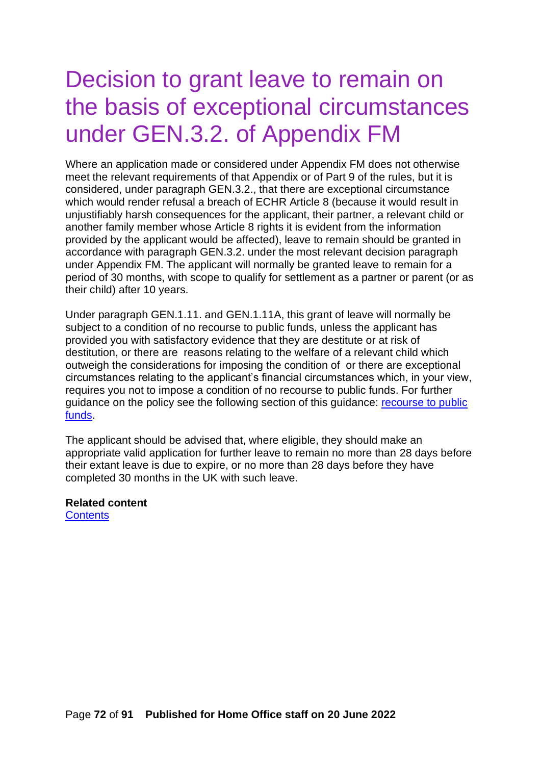# Decision to grant leave to remain on the basis of exceptional circumstances under GEN.3.2. of Appendix FM

Where an application made or considered under Appendix FM does not otherwise meet the relevant requirements of that Appendix or of Part 9 of the rules, but it is considered, under paragraph GEN.3.2., that there are exceptional circumstance which would render refusal a breach of ECHR Article 8 (because it would result in unjustifiably harsh consequences for the applicant, their partner, a relevant child or another family member whose Article 8 rights it is evident from the information provided by the applicant would be affected), leave to remain should be granted in accordance with paragraph GEN.3.2. under the most relevant decision paragraph under Appendix FM. The applicant will normally be granted leave to remain for a period of 30 months, with scope to qualify for settlement as a partner or parent (or as their child) after 10 years.

Under paragraph GEN.1.11. and GEN.1.11A, this grant of leave will normally be subject to a condition of no recourse to public funds, unless the applicant has provided you with satisfactory evidence that they are destitute or at risk of destitution, or there are reasons relating to the welfare of a relevant child which outweigh the considerations for imposing the condition of or there are exceptional circumstances relating to the applicant's financial circumstances which, in your view, requires you not to impose a condition of no recourse to public funds. For further guidance on the policy see the following section of this guidance: [recourse to public funds](#).

The applicant should be advised that, where eligible, they should make an appropriate valid application for further leave to remain no more than 28 days before their extant leave is due to expire, or no more than 28 days before they have completed 30 months in the UK with such leave.

**Related content**
[Contents](#)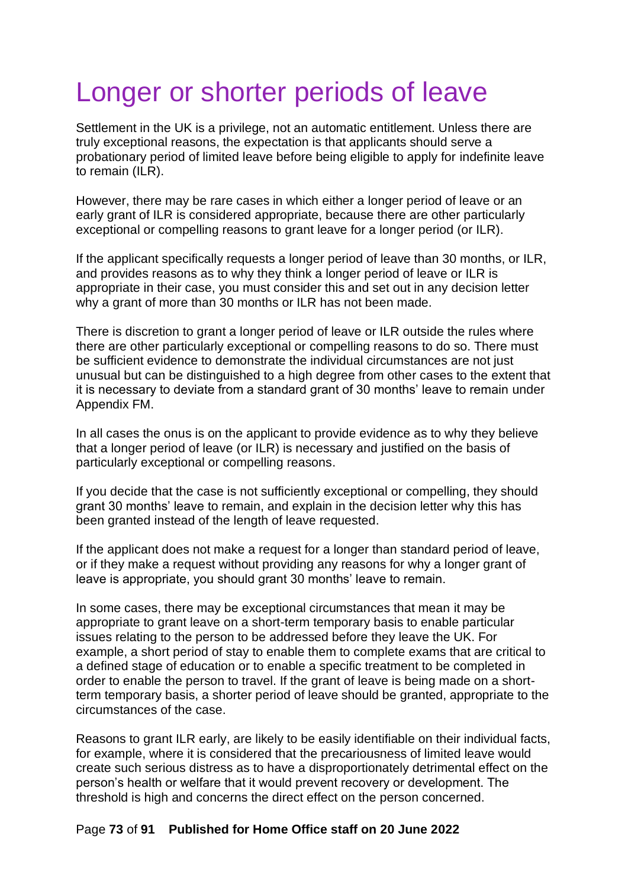# Longer or shorter periods of leave

Settlement in the UK is a privilege, not an automatic entitlement. Unless there are truly exceptional reasons, the expectation is that applicants should serve a probationary period of limited leave before being eligible to apply for indefinite leave to remain (ILR).

However, there may be rare cases in which either a longer period of leave or an early grant of ILR is considered appropriate, because there are other particularly exceptional or compelling reasons to grant leave for a longer period (or ILR).

If the applicant specifically requests a longer period of leave than 30 months, or ILR, and provides reasons as to why they think a longer period of leave or ILR is appropriate in their case, you must consider this and set out in any decision letter why a grant of more than 30 months or ILR has not been made.

There is discretion to grant a longer period of leave or ILR outside the rules where there are other particularly exceptional or compelling reasons to do so. There must be sufficient evidence to demonstrate the individual circumstances are not just unusual but can be distinguished to a high degree from other cases to the extent that it is necessary to deviate from a standard grant of 30 months' leave to remain under Appendix FM.

In all cases the onus is on the applicant to provide evidence as to why they believe that a longer period of leave (or ILR) is necessary and justified on the basis of particularly exceptional or compelling reasons.

If you decide that the case is not sufficiently exceptional or compelling, they should grant 30 months' leave to remain, and explain in the decision letter why this has been granted instead of the length of leave requested.

If the applicant does not make a request for a longer than standard period of leave, or if they make a request without providing any reasons for why a longer grant of leave is appropriate, you should grant 30 months' leave to remain.

In some cases, there may be exceptional circumstances that mean it may be appropriate to grant leave on a short-term temporary basis to enable particular issues relating to the person to be addressed before they leave the UK. For example, a short period of stay to enable them to complete exams that are critical to a defined stage of education or to enable a specific treatment to be completed in order to enable the person to travel. If the grant of leave is being made on a short-term temporary basis, a shorter period of leave should be granted, appropriate to the circumstances of the case.

Reasons to grant ILR early, are likely to be easily identifiable on their individual facts, for example, where it is considered that the precariousness of limited leave would create such serious distress as to have a disproportionately detrimental effect on the person's health or welfare that it would prevent recovery or development. The threshold is high and concerns the direct effect on the person concerned.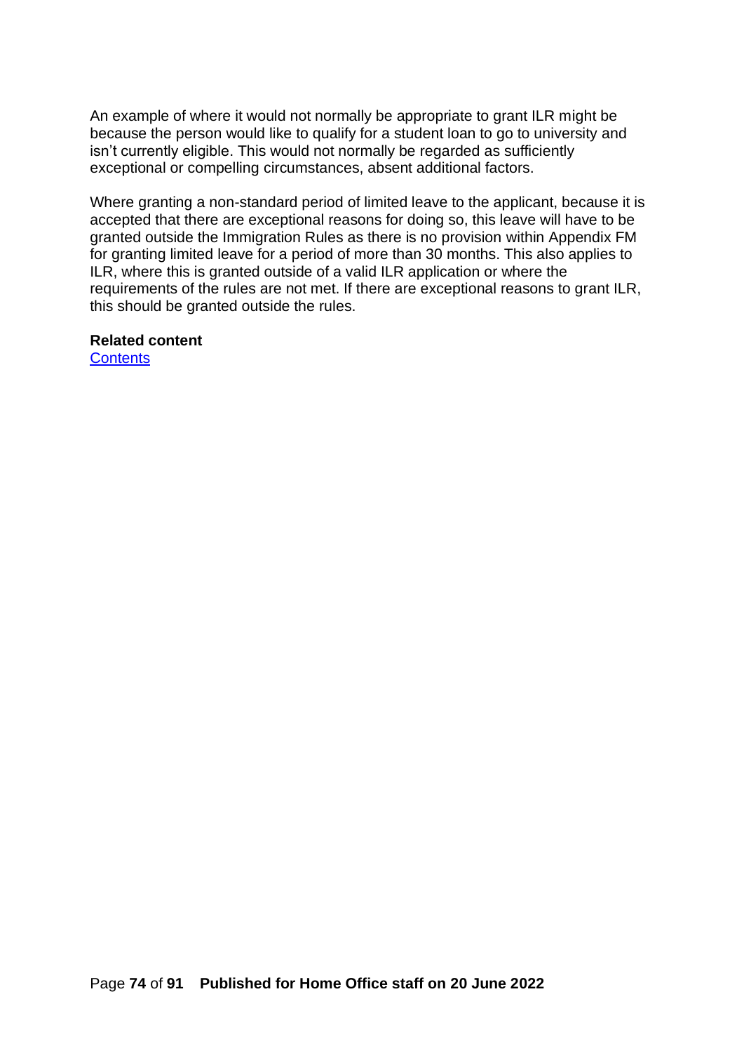An example of where it would not normally be appropriate to grant ILR might be because the person would like to qualify for a student loan to go to university and isn't currently eligible. This would not normally be regarded as sufficiently exceptional or compelling circumstances, absent additional factors.

Where granting a non-standard period of limited leave to the applicant, because it is accepted that there are exceptional reasons for doing so, this leave will have to be granted outside the Immigration Rules as there is no provision within Appendix FM for granting limited leave for a period of more than 30 months. This also applies to ILR, where this is granted outside of a valid ILR application or where the requirements of the rules are not met. If there are exceptional reasons to grant ILR, this should be granted outside the rules.

**Related content**
[Contents]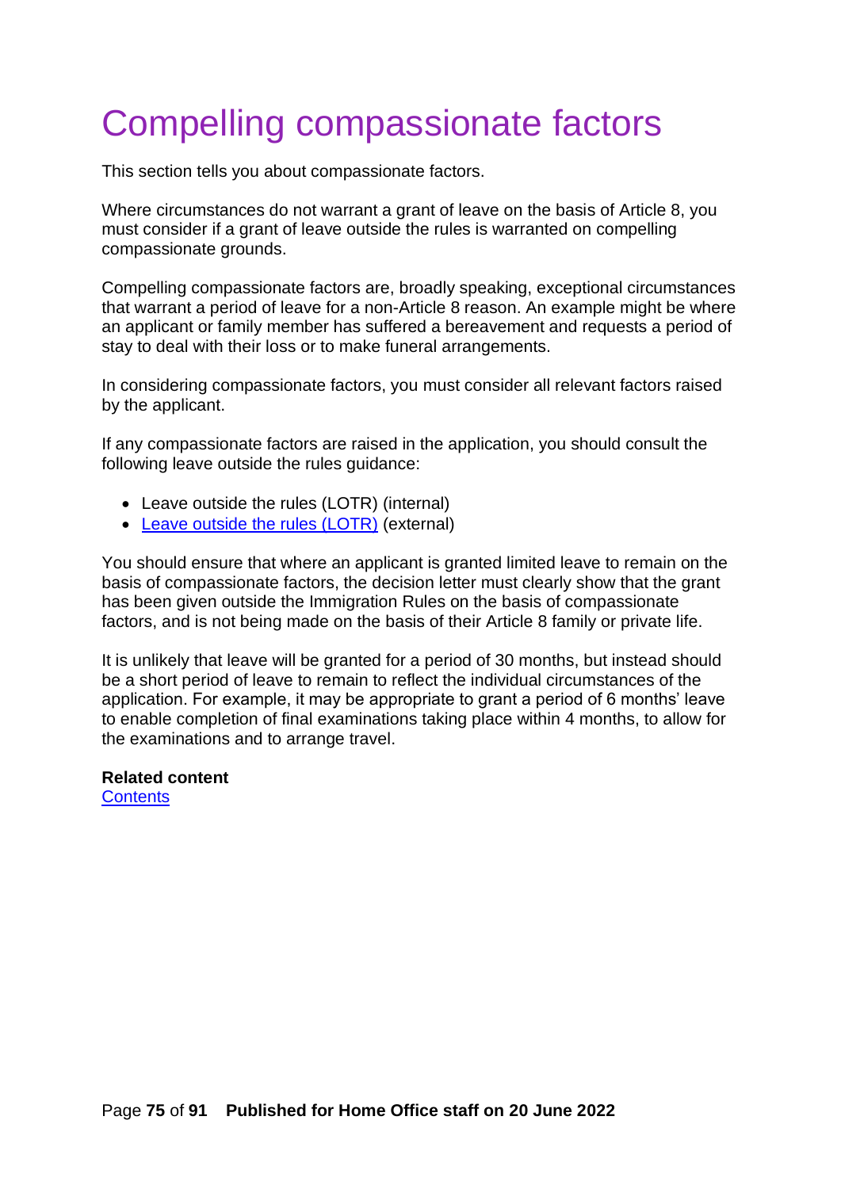# Compelling compassionate factors

This section tells you about compassionate factors.

Where circumstances do not warrant a grant of leave on the basis of Article 8, you must consider if a grant of leave outside the rules is warranted on compelling compassionate grounds.

Compelling compassionate factors are, broadly speaking, exceptional circumstances that warrant a period of leave for a non-Article 8 reason. An example might be where an applicant or family member has suffered a bereavement and requests a period of stay to deal with their loss or to make funeral arrangements.

In considering compassionate factors, you must consider all relevant factors raised by the applicant.

If any compassionate factors are raised in the application, you should consult the following leave outside the rules guidance:

- Leave outside the rules (LOTR) (internal)
- Leave outside the rules (LOTR) (external)

You should ensure that where an applicant is granted limited leave to remain on the basis of compassionate factors, the decision letter must clearly show that the grant has been given outside the Immigration Rules on the basis of compassionate factors, and is not being made on the basis of their Article 8 family or private life.

It is unlikely that leave will be granted for a period of 30 months, but instead should be a short period of leave to remain to reflect the individual circumstances of the application. For example, it may be appropriate to grant a period of 6 months' leave to enable completion of final examinations taking place within 4 months, to allow for the examinations and to arrange travel.

**Related content**
Contents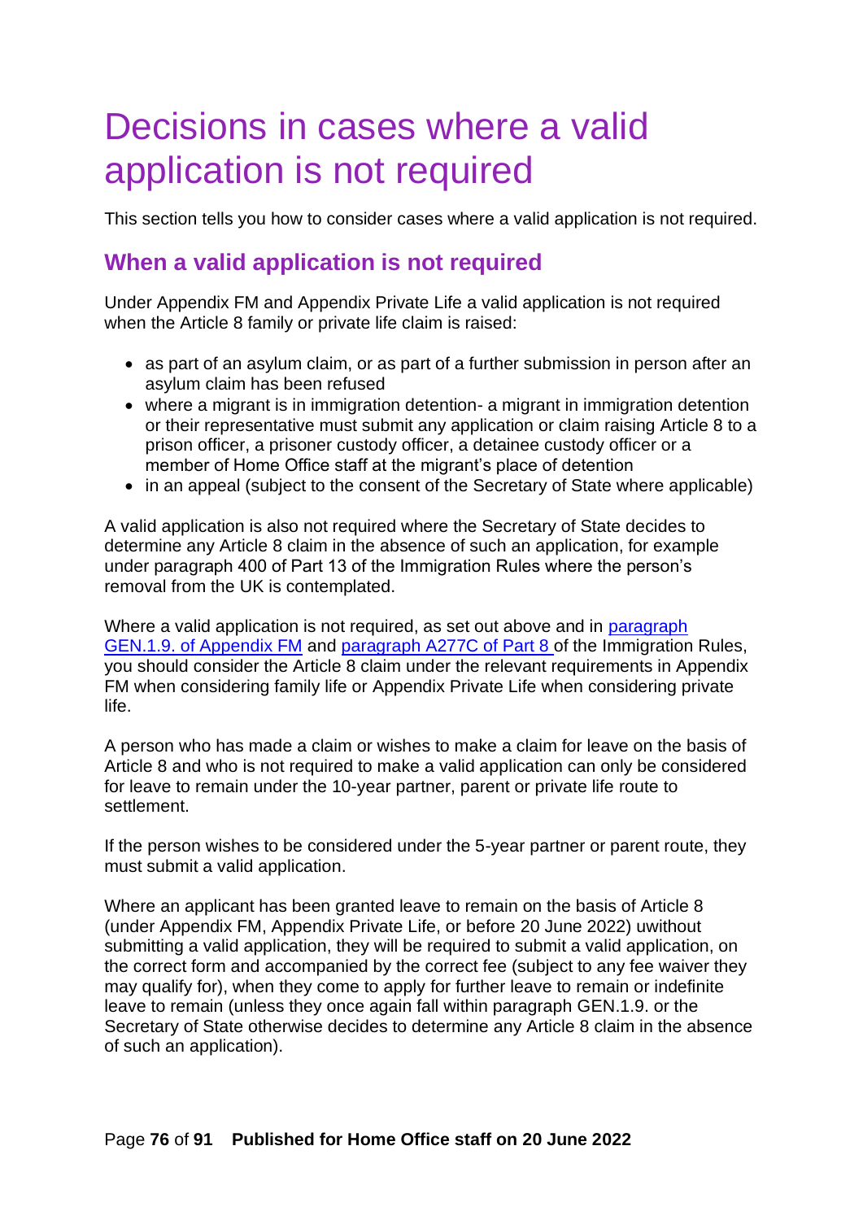# Decisions in cases where a valid application is not required

This section tells you how to consider cases where a valid application is not required.

## When a valid application is not required

Under Appendix FM and Appendix Private Life a valid application is not required when the Article 8 family or private life claim is raised:

- as part of an asylum claim, or as part of a further submission in person after an asylum claim has been refused
- where a migrant is in immigration detention- a migrant in immigration detention or their representative must submit any application or claim raising Article 8 to a prison officer, a prisoner custody officer, a detainee custody officer or a member of Home Office staff at the migrant's place of detention
- in an appeal (subject to the consent of the Secretary of State where applicable)

A valid application is also not required where the Secretary of State decides to determine any Article 8 claim in the absence of such an application, for example under paragraph 400 of Part 13 of the Immigration Rules where the person's removal from the UK is contemplated.

Where a valid application is not required, as set out above and in paragraph GEN.1.9. of Appendix FM and paragraph A277C of Part 8 of the Immigration Rules, you should consider the Article 8 claim under the relevant requirements in Appendix FM when considering family life or Appendix Private Life when considering private life.

A person who has made a claim or wishes to make a claim for leave on the basis of Article 8 and who is not required to make a valid application can only be considered for leave to remain under the 10-year partner, parent or private life route to settlement.

If the person wishes to be considered under the 5-year partner or parent route, they must submit a valid application.

Where an applicant has been granted leave to remain on the basis of Article 8 (under Appendix FM, Appendix Private Life, or before 20 June 2022) uwithout submitting a valid application, they will be required to submit a valid application, on the correct form and accompanied by the correct fee (subject to any fee waiver they may qualify for), when they come to apply for further leave to remain or indefinite leave to remain (unless they once again fall within paragraph GEN.1.9. or the Secretary of State otherwise decides to determine any Article 8 claim in the absence of such an application).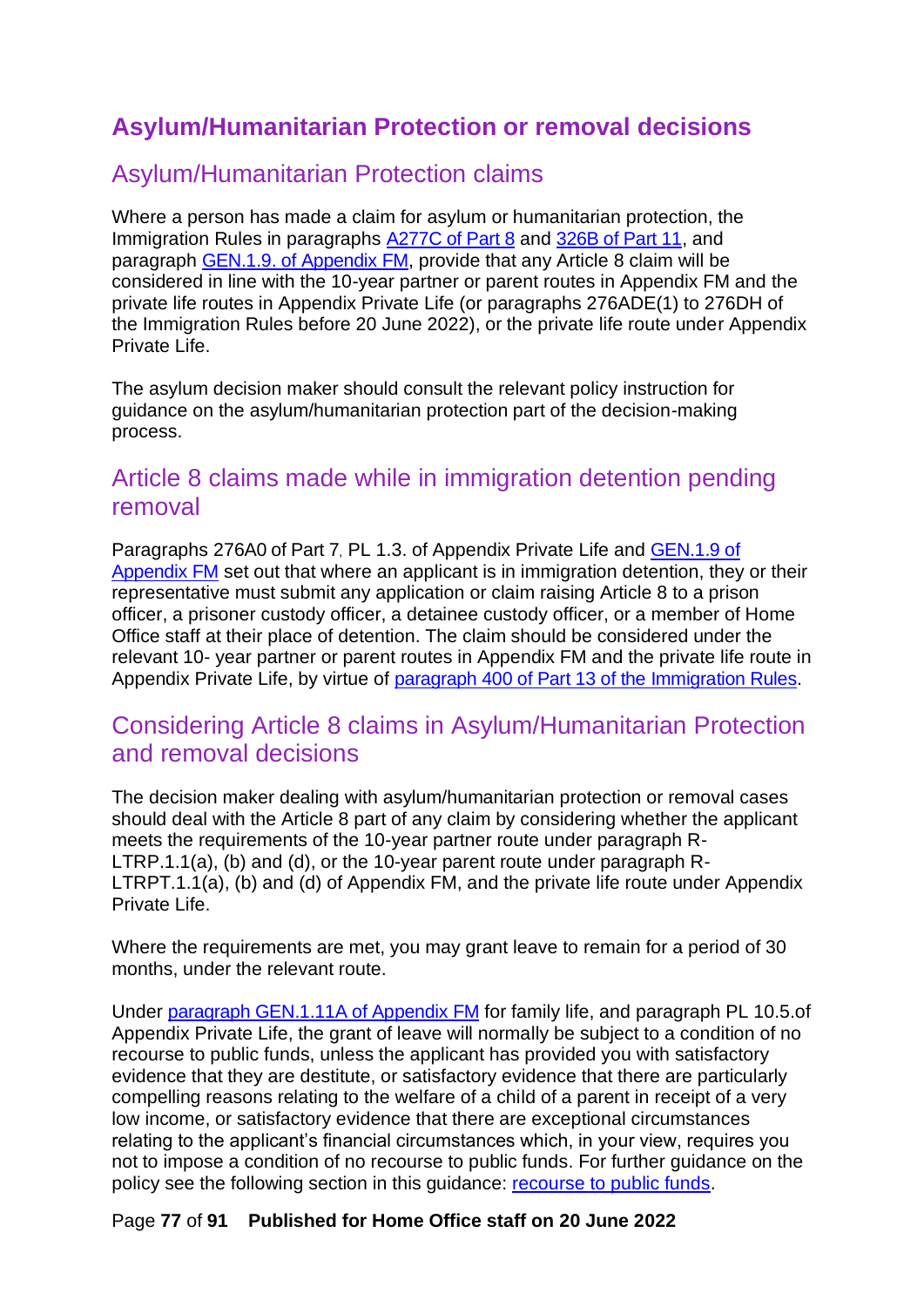## Asylum/Humanitarian Protection or removal decisions

### Asylum/Humanitarian Protection claims

Where a person has made a claim for asylum or humanitarian protection, the Immigration Rules in paragraphs A277C of Part 8 and 326B of Part 11, and paragraph GEN.1.9. of Appendix FM, provide that any Article 8 claim will be considered in line with the 10-year partner or parent routes in Appendix FM and the private life routes in Appendix Private Life (or paragraphs 276ADE(1) to 276DH of the Immigration Rules before 20 June 2022), or the private life route under Appendix Private Life.

The asylum decision maker should consult the relevant policy instruction for guidance on the asylum/humanitarian protection part of the decision-making process.

### Article 8 claims made while in immigration detention pending removal

Paragraphs 276A0 of Part 7, PL 1.3. of Appendix Private Life and GEN.1.9 of Appendix FM set out that where an applicant is in immigration detention, they or their representative must submit any application or claim raising Article 8 to a prison officer, a prisoner custody officer, a detainee custody officer, or a member of Home Office staff at their place of detention. The claim should be considered under the relevant 10- year partner or parent routes in Appendix FM and the private life route in Appendix Private Life, by virtue of paragraph 400 of Part 13 of the Immigration Rules.

### Considering Article 8 claims in Asylum/Humanitarian Protection and removal decisions

The decision maker dealing with asylum/humanitarian protection or removal cases should deal with the Article 8 part of any claim by considering whether the applicant meets the requirements of the 10-year partner route under paragraph R-LTRP.1.1(a), (b) and (d), or the 10-year parent route under paragraph R-LTRPT.1.1(a), (b) and (d) of Appendix FM, and the private life route under Appendix Private Life.

Where the requirements are met, you may grant leave to remain for a period of 30 months, under the relevant route.

Under paragraph GEN.1.11A of Appendix FM for family life, and paragraph PL 10.5.of Appendix Private Life, the grant of leave will normally be subject to a condition of no recourse to public funds, unless the applicant has provided you with satisfactory evidence that they are destitute, or satisfactory evidence that there are particularly compelling reasons relating to the welfare of a child of a parent in receipt of a very low income, or satisfactory evidence that there are exceptional circumstances relating to the applicant's financial circumstances which, in your view, requires you not to impose a condition of no recourse to public funds. For further guidance on the policy see the following section in this guidance: recourse to public funds.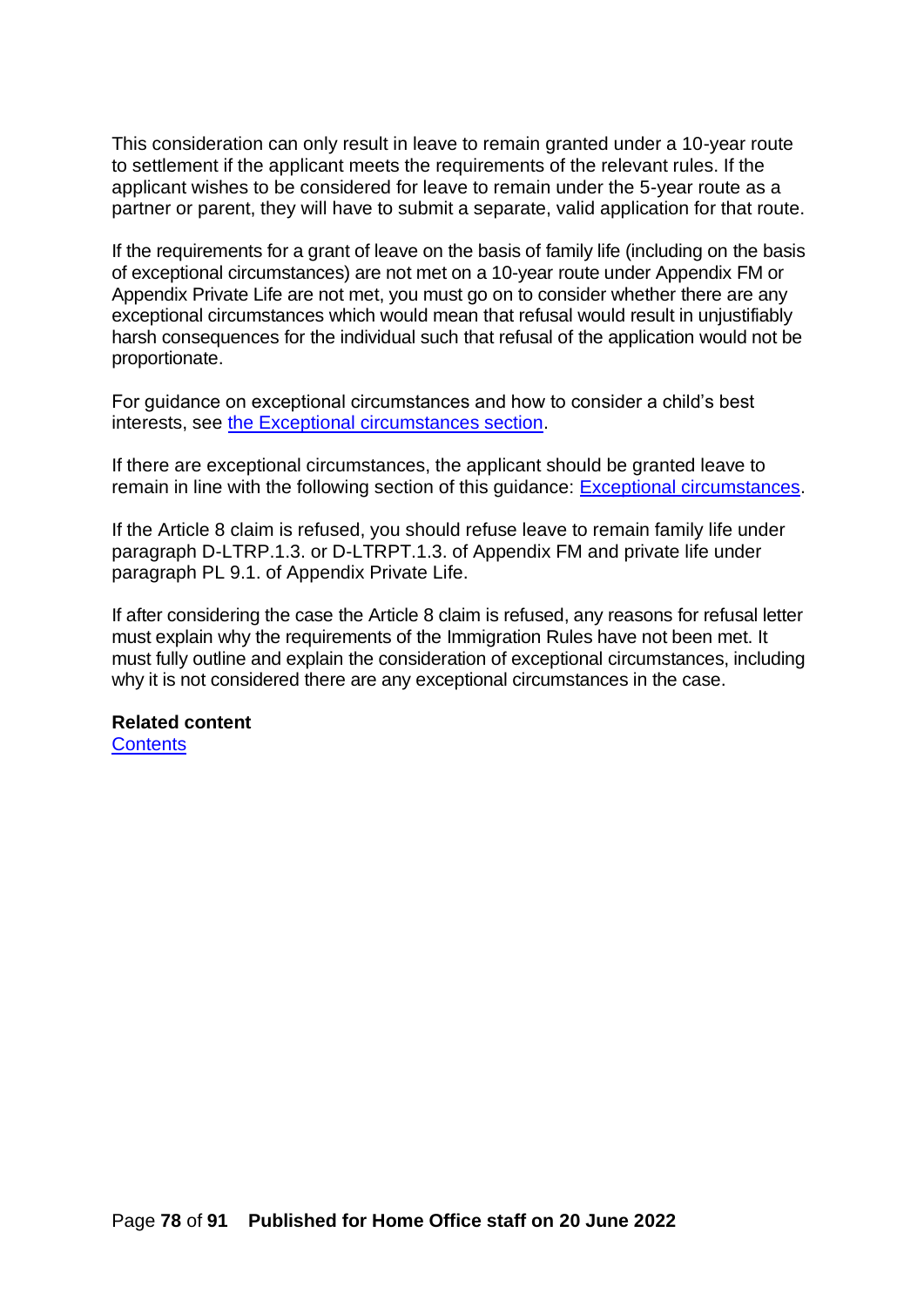This consideration can only result in leave to remain granted under a 10-year route to settlement if the applicant meets the requirements of the relevant rules. If the applicant wishes to be considered for leave to remain under the 5-year route as a partner or parent, they will have to submit a separate, valid application for that route.

If the requirements for a grant of leave on the basis of family life (including on the basis of exceptional circumstances) are not met on a 10-year route under Appendix FM or Appendix Private Life are not met, you must go on to consider whether there are any exceptional circumstances which would mean that refusal would result in unjustifiably harsh consequences for the individual such that refusal of the application would not be proportionate.

For guidance on exceptional circumstances and how to consider a child's best interests, see [the Exceptional circumstances section](#).

If there are exceptional circumstances, the applicant should be granted leave to remain in line with the following section of this guidance: [Exceptional circumstances](#).

If the Article 8 claim is refused, you should refuse leave to remain family life under paragraph D-LTRP.1.3. or D-LTRPT.1.3. of Appendix FM and private life under paragraph PL 9.1. of Appendix Private Life.

If after considering the case the Article 8 claim is refused, any reasons for refusal letter must explain why the requirements of the Immigration Rules have not been met. It must fully outline and explain the consideration of exceptional circumstances, including why it is not considered there are any exceptional circumstances in the case.

**Related content**
[Contents](#)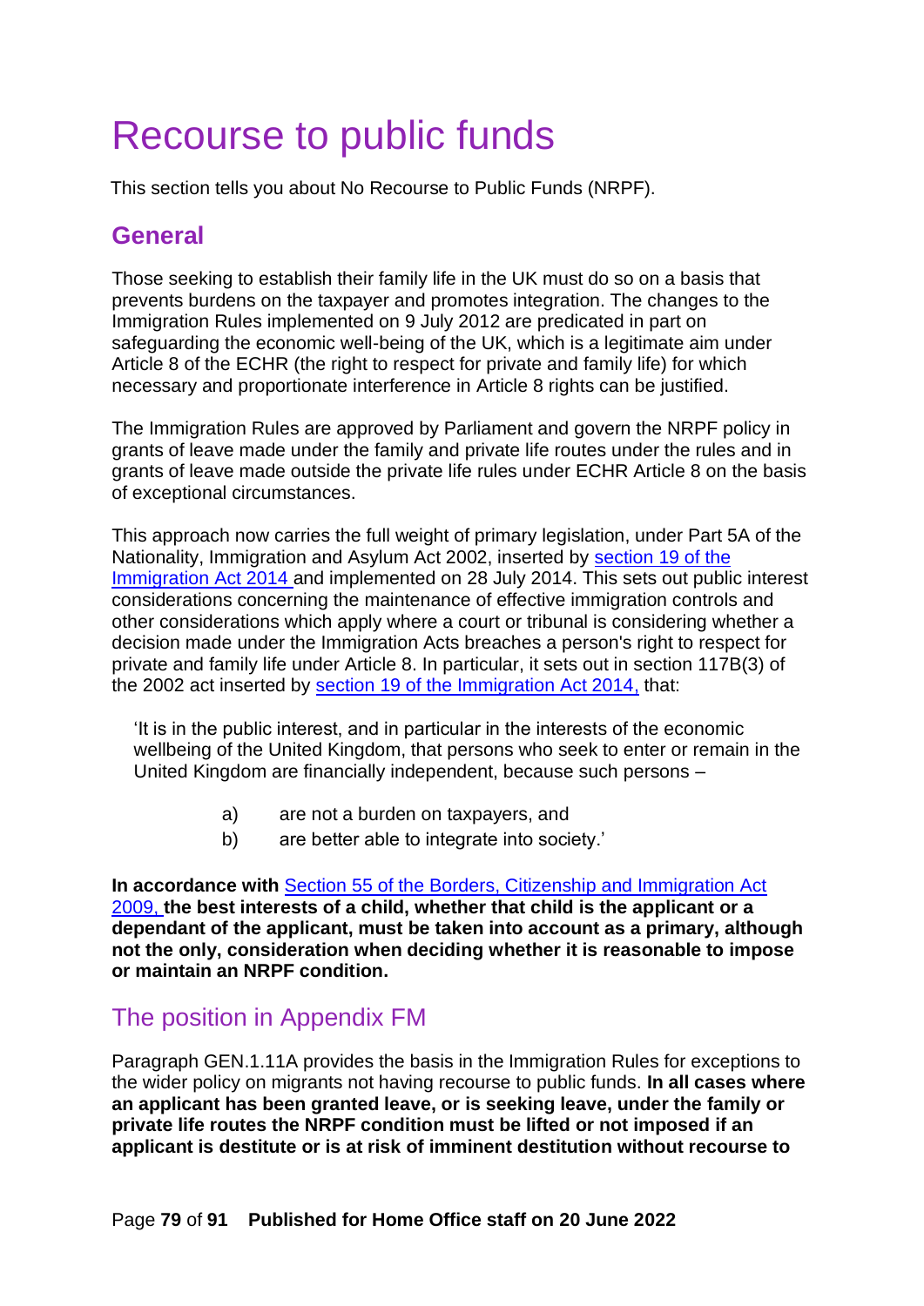# Recourse to public funds

This section tells you about No Recourse to Public Funds (NRPF).

## General

Those seeking to establish their family life in the UK must do so on a basis that prevents burdens on the taxpayer and promotes integration. The changes to the Immigration Rules implemented on 9 July 2012 are predicated in part on safeguarding the economic well-being of the UK, which is a legitimate aim under Article 8 of the ECHR (the right to respect for private and family life) for which necessary and proportionate interference in Article 8 rights can be justified.

The Immigration Rules are approved by Parliament and govern the NRPF policy in grants of leave made under the family and private life routes under the rules and in grants of leave made outside the private life rules under ECHR Article 8 on the basis of exceptional circumstances.

This approach now carries the full weight of primary legislation, under Part 5A of the Nationality, Immigration and Asylum Act 2002, inserted by section 19 of the Immigration Act 2014 and implemented on 28 July 2014. This sets out public interest considerations concerning the maintenance of effective immigration controls and other considerations which apply where a court or tribunal is considering whether a decision made under the Immigration Acts breaches a person's right to respect for private and family life under Article 8. In particular, it sets out in section 117B(3) of the 2002 act inserted by section 19 of the Immigration Act 2014, that:

> 'It is in the public interest, and in particular in the interests of the economic wellbeing of the United Kingdom, that persons who seek to enter or remain in the United Kingdom are financially independent, because such persons –
>
> a) are not a burden on taxpayers, and
> b) are better able to integrate into society.'

**In accordance with** Section 55 of the Borders, Citizenship and Immigration Act 2009, **the best interests of a child, whether that child is the applicant or a dependant of the applicant, must be taken into account as a primary, although not the only, consideration when deciding whether it is reasonable to impose or maintain an NRPF condition.**

## The position in Appendix FM

Paragraph GEN.1.11A provides the basis in the Immigration Rules for exceptions to the wider policy on migrants not having recourse to public funds. **In all cases where an applicant has been granted leave, or is seeking leave, under the family or private life routes the NRPF condition must be lifted or not imposed if an applicant is destitute or is at risk of imminent destitution without recourse to**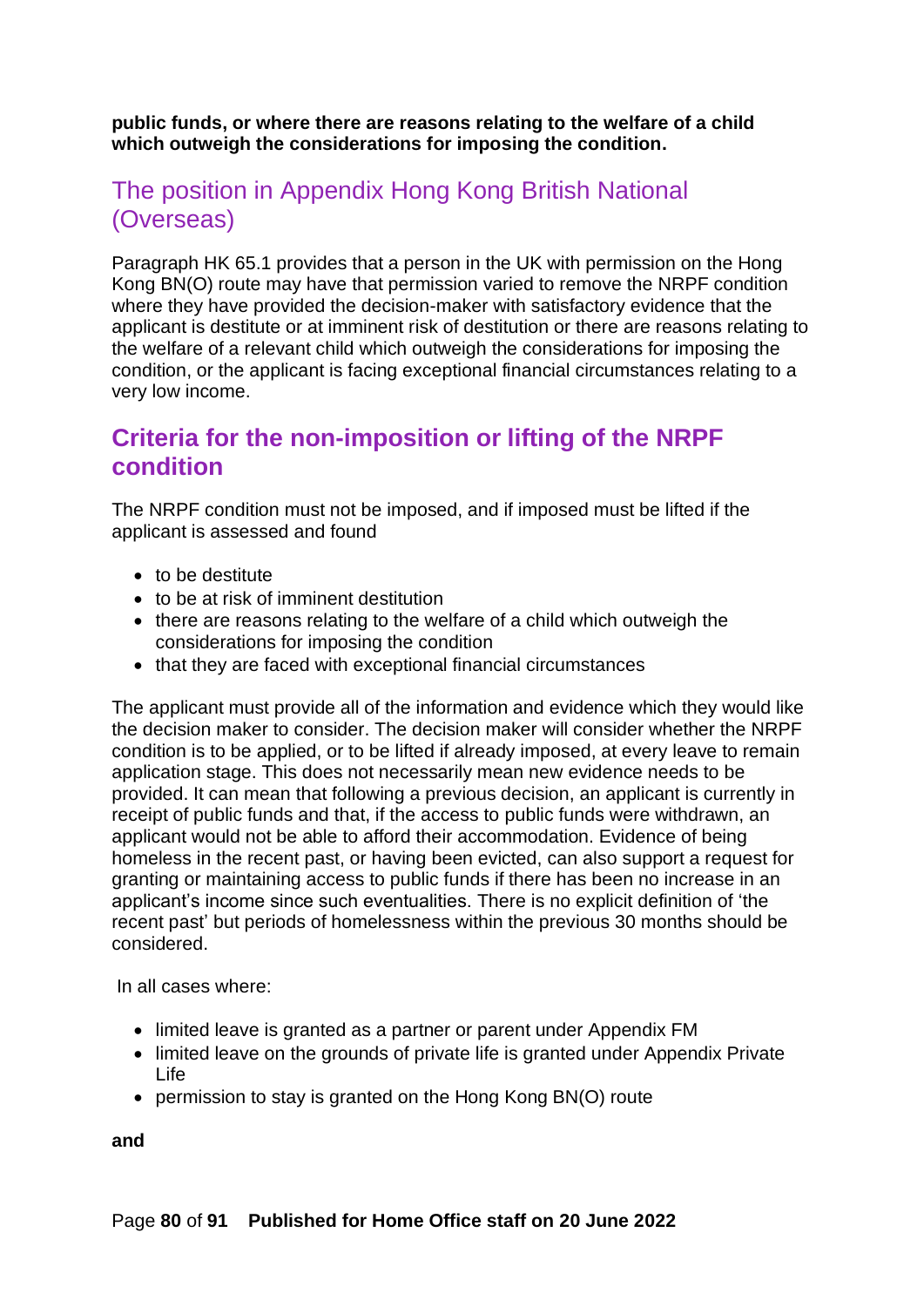**public funds, or where there are reasons relating to the welfare of a child which outweigh the considerations for imposing the condition.**

## The position in Appendix Hong Kong British National (Overseas)

Paragraph HK 65.1 provides that a person in the UK with permission on the Hong Kong BN(O) route may have that permission varied to remove the NRPF condition where they have provided the decision-maker with satisfactory evidence that the applicant is destitute or at imminent risk of destitution or there are reasons relating to the welfare of a relevant child which outweigh the considerations for imposing the condition, or the applicant is facing exceptional financial circumstances relating to a very low income.

## Criteria for the non-imposition or lifting of the NRPF condition

The NRPF condition must not be imposed, and if imposed must be lifted if the applicant is assessed and found

- to be destitute
- to be at risk of imminent destitution
- there are reasons relating to the welfare of a child which outweigh the considerations for imposing the condition
- that they are faced with exceptional financial circumstances

The applicant must provide all of the information and evidence which they would like the decision maker to consider. The decision maker will consider whether the NRPF condition is to be applied, or to be lifted if already imposed, at every leave to remain application stage. This does not necessarily mean new evidence needs to be provided. It can mean that following a previous decision, an applicant is currently in receipt of public funds and that, if the access to public funds were withdrawn, an applicant would not be able to afford their accommodation. Evidence of being homeless in the recent past, or having been evicted, can also support a request for granting or maintaining access to public funds if there has been no increase in an applicant's income since such eventualities. There is no explicit definition of 'the recent past' but periods of homelessness within the previous 30 months should be considered.

In all cases where:

- limited leave is granted as a partner or parent under Appendix FM
- limited leave on the grounds of private life is granted under Appendix Private Life
- permission to stay is granted on the Hong Kong BN(O) route

**and**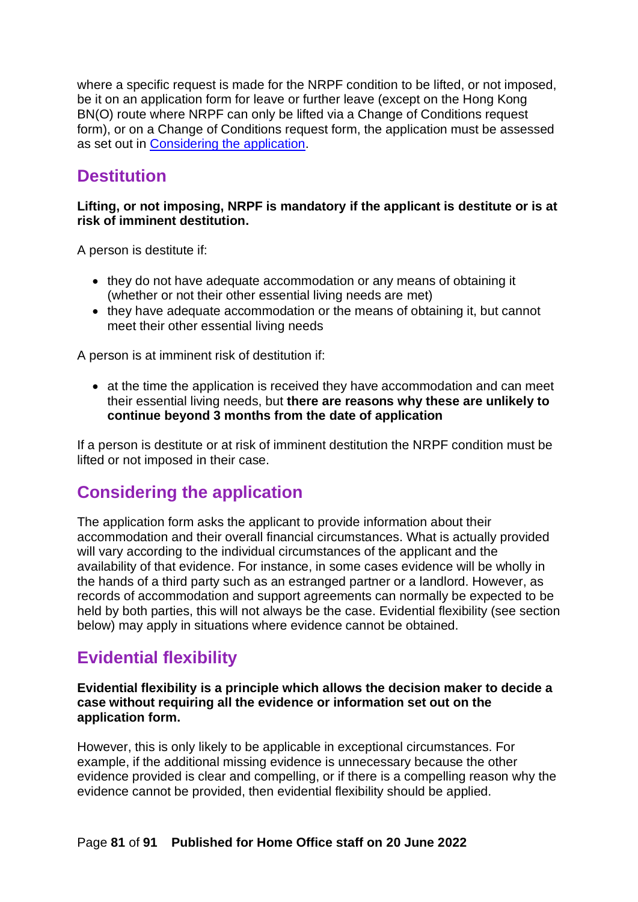where a specific request is made for the NRPF condition to be lifted, or not imposed, be it on an application form for leave or further leave (except on the Hong Kong BN(O) route where NRPF can only be lifted via a Change of Conditions request form), or on a Change of Conditions request form, the application must be assessed as set out in [Considering the application](#considering-the-application).

## Destitution

**Lifting, or not imposing, NRPF is mandatory if the applicant is destitute or is at risk of imminent destitution.**

A person is destitute if:

- they do not have adequate accommodation or any means of obtaining it (whether or not their other essential living needs are met)
- they have adequate accommodation or the means of obtaining it, but cannot meet their other essential living needs

A person is at imminent risk of destitution if:

- at the time the application is received they have accommodation and can meet their essential living needs, but **there are reasons why these are unlikely to continue beyond 3 months from the date of application**

If a person is destitute or at risk of imminent destitution the NRPF condition must be lifted or not imposed in their case.

## Considering the application

The application form asks the applicant to provide information about their accommodation and their overall financial circumstances. What is actually provided will vary according to the individual circumstances of the applicant and the availability of that evidence. For instance, in some cases evidence will be wholly in the hands of a third party such as an estranged partner or a landlord. However, as records of accommodation and support agreements can normally be expected to be held by both parties, this will not always be the case. Evidential flexibility (see section below) may apply in situations where evidence cannot be obtained.

## Evidential flexibility

**Evidential flexibility is a principle which allows the decision maker to decide a case without requiring all the evidence or information set out on the application form.**

However, this is only likely to be applicable in exceptional circumstances. For example, if the additional missing evidence is unnecessary because the other evidence provided is clear and compelling, or if there is a compelling reason why the evidence cannot be provided, then evidential flexibility should be applied.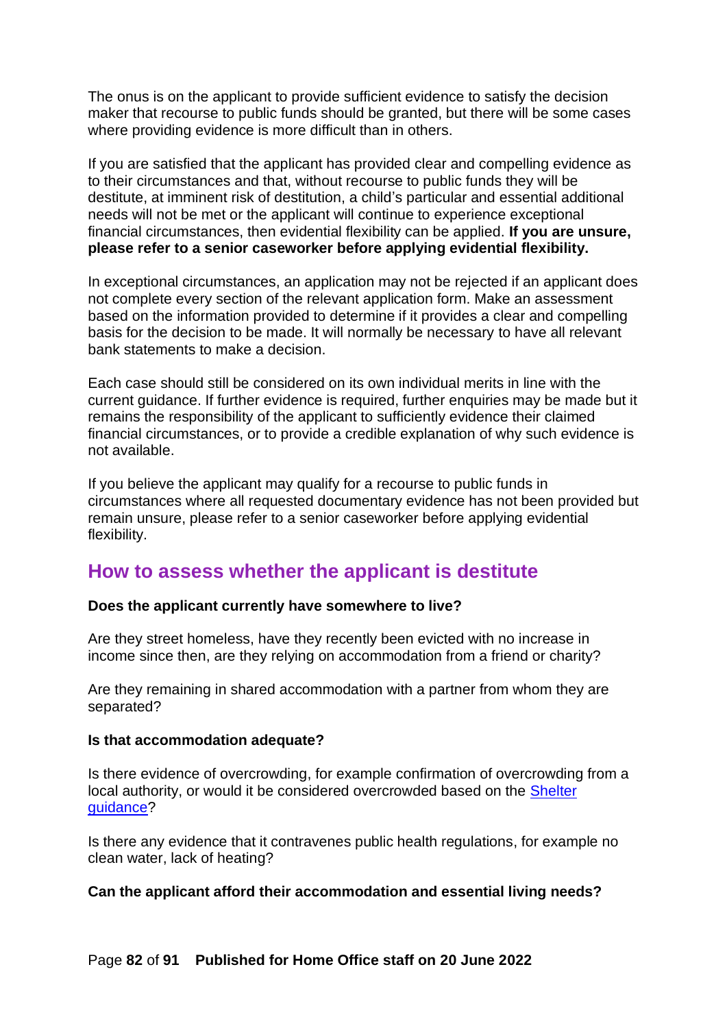The onus is on the applicant to provide sufficient evidence to satisfy the decision maker that recourse to public funds should be granted, but there will be some cases where providing evidence is more difficult than in others.

If you are satisfied that the applicant has provided clear and compelling evidence as to their circumstances and that, without recourse to public funds they will be destitute, at imminent risk of destitution, a child's particular and essential additional needs will not be met or the applicant will continue to experience exceptional financial circumstances, then evidential flexibility can be applied. **If you are unsure, please refer to a senior caseworker before applying evidential flexibility.**

In exceptional circumstances, an application may not be rejected if an applicant does not complete every section of the relevant application form. Make an assessment based on the information provided to determine if it provides a clear and compelling basis for the decision to be made. It will normally be necessary to have all relevant bank statements to make a decision.

Each case should still be considered on its own individual merits in line with the current guidance. If further evidence is required, further enquiries may be made but it remains the responsibility of the applicant to sufficiently evidence their claimed financial circumstances, or to provide a credible explanation of why such evidence is not available.

If you believe the applicant may qualify for a recourse to public funds in circumstances where all requested documentary evidence has not been provided but remain unsure, please refer to a senior caseworker before applying evidential flexibility.

## How to assess whether the applicant is destitute

**Does the applicant currently have somewhere to live?**

Are they street homeless, have they recently been evicted with no increase in income since then, are they relying on accommodation from a friend or charity?

Are they remaining in shared accommodation with a partner from whom they are separated?

**Is that accommodation adequate?**

Is there evidence of overcrowding, for example confirmation of overcrowding from a local authority, or would it be considered overcrowded based on the [Shelter guidance]?

Is there any evidence that it contravenes public health regulations, for example no clean water, lack of heating?

**Can the applicant afford their accommodation and essential living needs?**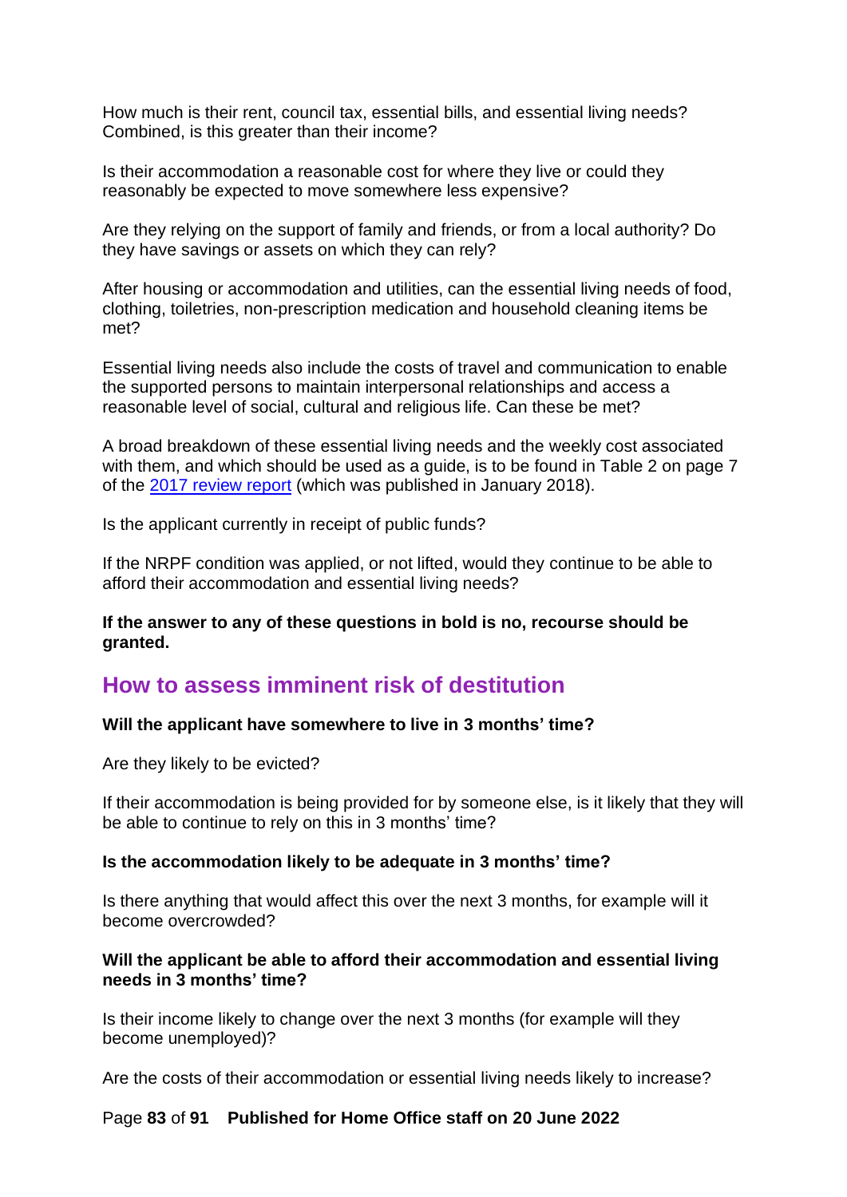How much is their rent, council tax, essential bills, and essential living needs? Combined, is this greater than their income?

Is their accommodation a reasonable cost for where they live or could they reasonably be expected to move somewhere less expensive?

Are they relying on the support of family and friends, or from a local authority? Do they have savings or assets on which they can rely?

After housing or accommodation and utilities, can the essential living needs of food, clothing, toiletries, non-prescription medication and household cleaning items be met?

Essential living needs also include the costs of travel and communication to enable the supported persons to maintain interpersonal relationships and access a reasonable level of social, cultural and religious life. Can these be met?

A broad breakdown of these essential living needs and the weekly cost associated with them, and which should be used as a guide, is to be found in Table 2 on page 7 of the 2017 review report (which was published in January 2018).

Is the applicant currently in receipt of public funds?

If the NRPF condition was applied, or not lifted, would they continue to be able to afford their accommodation and essential living needs?

**If the answer to any of these questions in bold is no, recourse should be granted.**

## How to assess imminent risk of destitution

**Will the applicant have somewhere to live in 3 months' time?**

Are they likely to be evicted?

If their accommodation is being provided for by someone else, is it likely that they will be able to continue to rely on this in 3 months' time?

**Is the accommodation likely to be adequate in 3 months' time?**

Is there anything that would affect this over the next 3 months, for example will it become overcrowded?

**Will the applicant be able to afford their accommodation and essential living needs in 3 months' time?**

Is their income likely to change over the next 3 months (for example will they become unemployed)?

Are the costs of their accommodation or essential living needs likely to increase?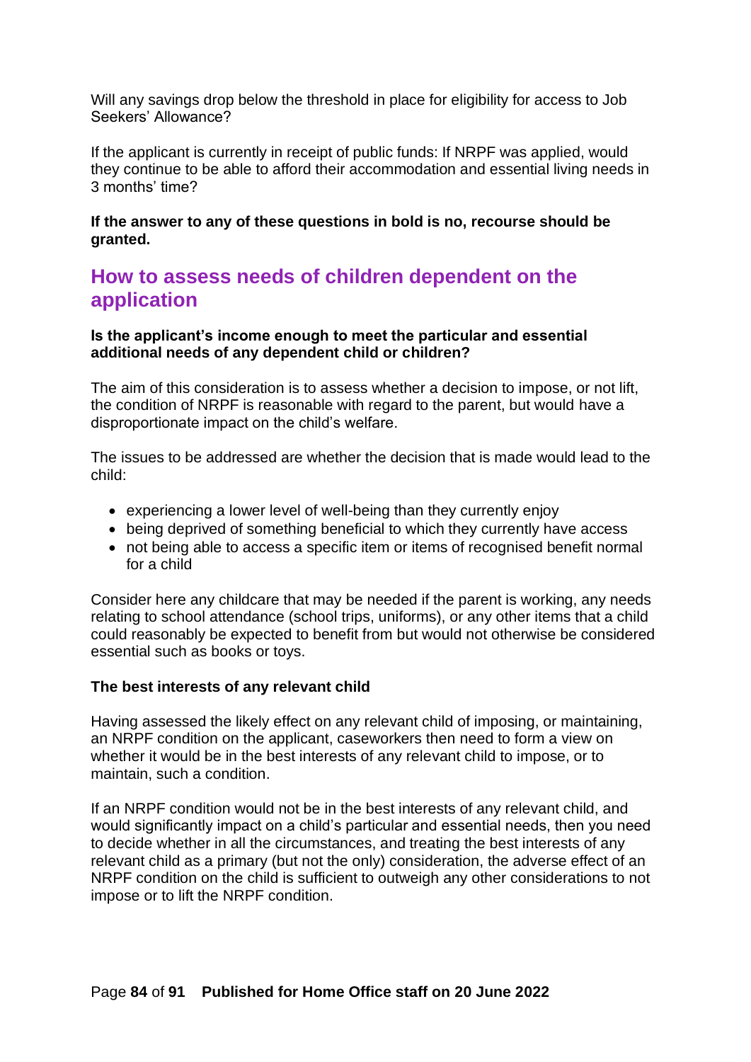Will any savings drop below the threshold in place for eligibility for access to Job Seekers' Allowance?

If the applicant is currently in receipt of public funds: If NRPF was applied, would they continue to be able to afford their accommodation and essential living needs in 3 months' time?

**If the answer to any of these questions in bold is no, recourse should be granted.**

## How to assess needs of children dependent on the application

**Is the applicant's income enough to meet the particular and essential additional needs of any dependent child or children?**

The aim of this consideration is to assess whether a decision to impose, or not lift, the condition of NRPF is reasonable with regard to the parent, but would have a disproportionate impact on the child's welfare.

The issues to be addressed are whether the decision that is made would lead to the child:

- experiencing a lower level of well-being than they currently enjoy
- being deprived of something beneficial to which they currently have access
- not being able to access a specific item or items of recognised benefit normal for a child

Consider here any childcare that may be needed if the parent is working, any needs relating to school attendance (school trips, uniforms), or any other items that a child could reasonably be expected to benefit from but would not otherwise be considered essential such as books or toys.

**The best interests of any relevant child**

Having assessed the likely effect on any relevant child of imposing, or maintaining, an NRPF condition on the applicant, caseworkers then need to form a view on whether it would be in the best interests of any relevant child to impose, or to maintain, such a condition.

If an NRPF condition would not be in the best interests of any relevant child, and would significantly impact on a child's particular and essential needs, then you need to decide whether in all the circumstances, and treating the best interests of any relevant child as a primary (but not the only) consideration, the adverse effect of an NRPF condition on the child is sufficient to outweigh any other considerations to not impose or to lift the NRPF condition.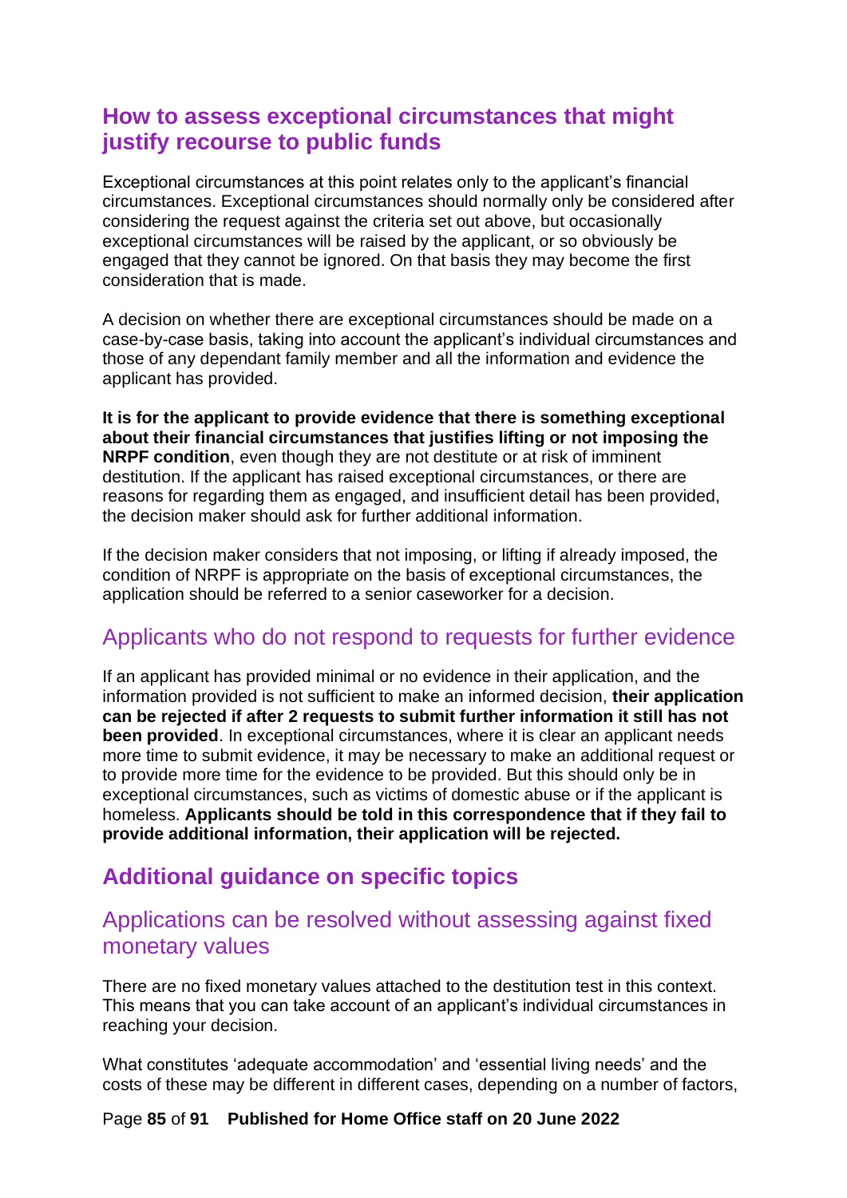## How to assess exceptional circumstances that might justify recourse to public funds

Exceptional circumstances at this point relates only to the applicant's financial circumstances. Exceptional circumstances should normally only be considered after considering the request against the criteria set out above, but occasionally exceptional circumstances will be raised by the applicant, or so obviously be engaged that they cannot be ignored. On that basis they may become the first consideration that is made.

A decision on whether there are exceptional circumstances should be made on a case-by-case basis, taking into account the applicant's individual circumstances and those of any dependant family member and all the information and evidence the applicant has provided.

**It is for the applicant to provide evidence that there is something exceptional about their financial circumstances that justifies lifting or not imposing the NRPF condition**, even though they are not destitute or at risk of imminent destitution. If the applicant has raised exceptional circumstances, or there are reasons for regarding them as engaged, and insufficient detail has been provided, the decision maker should ask for further additional information.

If the decision maker considers that not imposing, or lifting if already imposed, the condition of NRPF is appropriate on the basis of exceptional circumstances, the application should be referred to a senior caseworker for a decision.

### Applicants who do not respond to requests for further evidence

If an applicant has provided minimal or no evidence in their application, and the information provided is not sufficient to make an informed decision, **their application can be rejected if after 2 requests to submit further information it still has not been provided**. In exceptional circumstances, where it is clear an applicant needs more time to submit evidence, it may be necessary to make an additional request or to provide more time for the evidence to be provided. But this should only be in exceptional circumstances, such as victims of domestic abuse or if the applicant is homeless. **Applicants should be told in this correspondence that if they fail to provide additional information, their application will be rejected.**

## Additional guidance on specific topics

### Applications can be resolved without assessing against fixed monetary values

There are no fixed monetary values attached to the destitution test in this context. This means that you can take account of an applicant's individual circumstances in reaching your decision.

What constitutes 'adequate accommodation' and 'essential living needs' and the costs of these may be different in different cases, depending on a number of factors,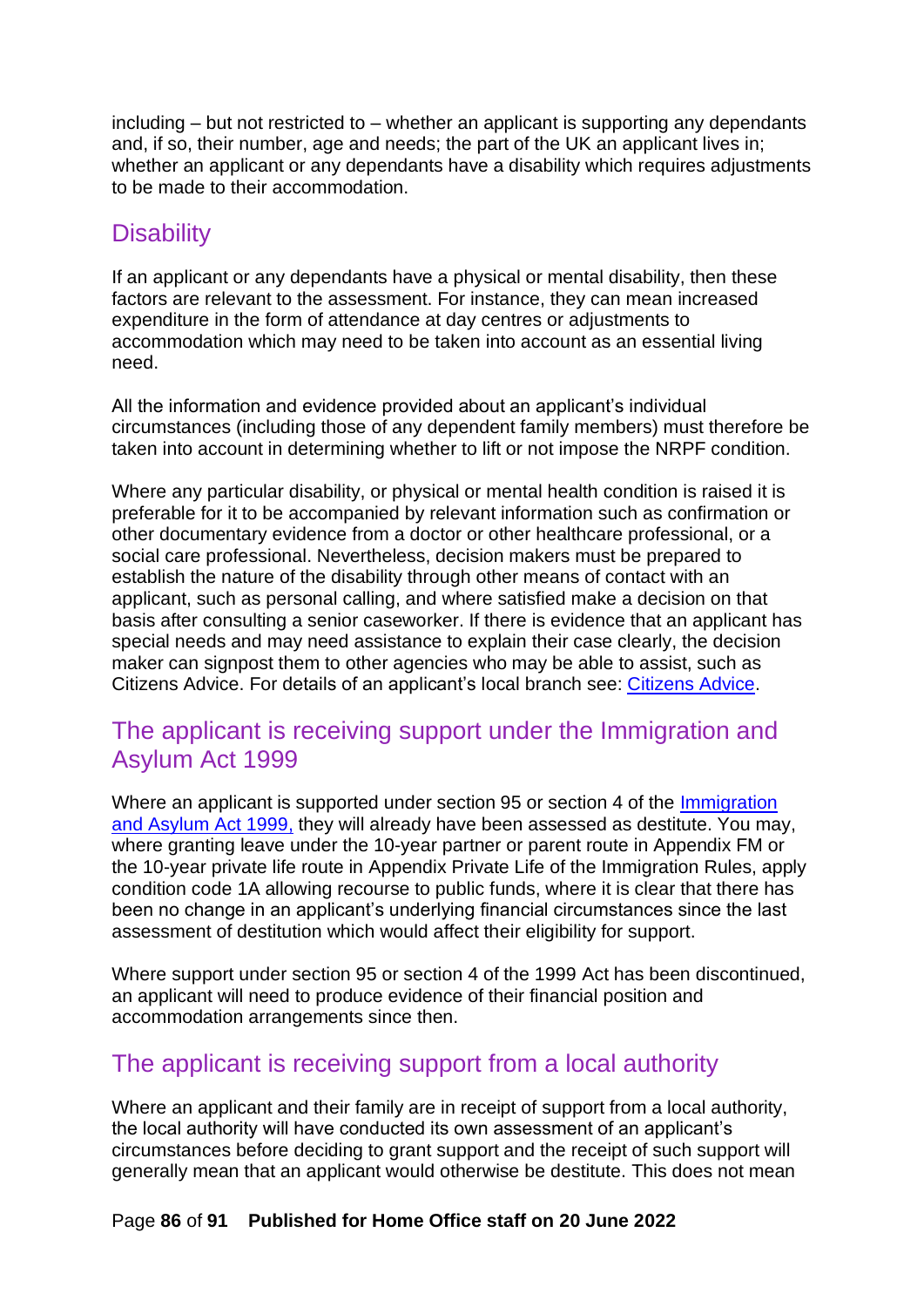including – but not restricted to – whether an applicant is supporting any dependants and, if so, their number, age and needs; the part of the UK an applicant lives in; whether an applicant or any dependants have a disability which requires adjustments to be made to their accommodation.

## Disability

If an applicant or any dependants have a physical or mental disability, then these factors are relevant to the assessment. For instance, they can mean increased expenditure in the form of attendance at day centres or adjustments to accommodation which may need to be taken into account as an essential living need.

All the information and evidence provided about an applicant's individual circumstances (including those of any dependent family members) must therefore be taken into account in determining whether to lift or not impose the NRPF condition.

Where any particular disability, or physical or mental health condition is raised it is preferable for it to be accompanied by relevant information such as confirmation or other documentary evidence from a doctor or other healthcare professional, or a social care professional. Nevertheless, decision makers must be prepared to establish the nature of the disability through other means of contact with an applicant, such as personal calling, and where satisfied make a decision on that basis after consulting a senior caseworker. If there is evidence that an applicant has special needs and may need assistance to explain their case clearly, the decision maker can signpost them to other agencies who may be able to assist, such as Citizens Advice. For details of an applicant's local branch see: Citizens Advice.

## The applicant is receiving support under the Immigration and Asylum Act 1999

Where an applicant is supported under section 95 or section 4 of the Immigration and Asylum Act 1999, they will already have been assessed as destitute. You may, where granting leave under the 10-year partner or parent route in Appendix FM or the 10-year private life route in Appendix Private Life of the Immigration Rules, apply condition code 1A allowing recourse to public funds, where it is clear that there has been no change in an applicant's underlying financial circumstances since the last assessment of destitution which would affect their eligibility for support.

Where support under section 95 or section 4 of the 1999 Act has been discontinued, an applicant will need to produce evidence of their financial position and accommodation arrangements since then.

## The applicant is receiving support from a local authority

Where an applicant and their family are in receipt of support from a local authority, the local authority will have conducted its own assessment of an applicant's circumstances before deciding to grant support and the receipt of such support will generally mean that an applicant would otherwise be destitute. This does not mean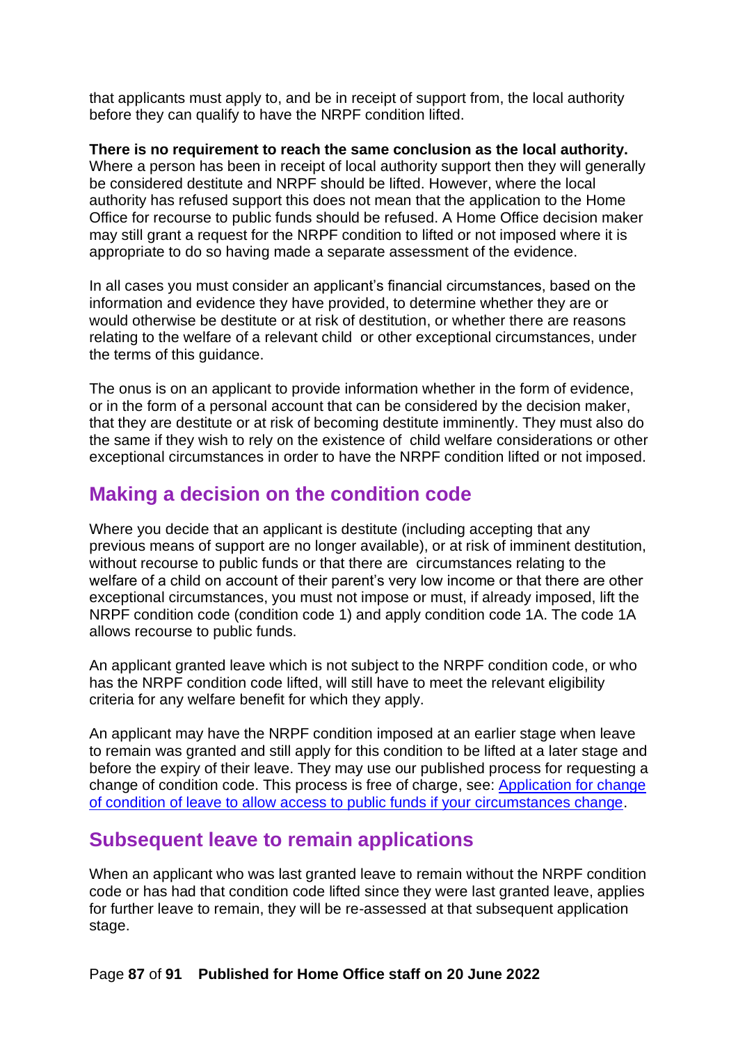that applicants must apply to, and be in receipt of support from, the local authority before they can qualify to have the NRPF condition lifted.

**There is no requirement to reach the same conclusion as the local authority.** Where a person has been in receipt of local authority support then they will generally be considered destitute and NRPF should be lifted. However, where the local authority has refused support this does not mean that the application to the Home Office for recourse to public funds should be refused. A Home Office decision maker may still grant a request for the NRPF condition to lifted or not imposed where it is appropriate to do so having made a separate assessment of the evidence.

In all cases you must consider an applicant's financial circumstances, based on the information and evidence they have provided, to determine whether they are or would otherwise be destitute or at risk of destitution, or whether there are reasons relating to the welfare of a relevant child or other exceptional circumstances, under the terms of this guidance.

The onus is on an applicant to provide information whether in the form of evidence, or in the form of a personal account that can be considered by the decision maker, that they are destitute or at risk of becoming destitute imminently. They must also do the same if they wish to rely on the existence of child welfare considerations or other exceptional circumstances in order to have the NRPF condition lifted or not imposed.

## Making a decision on the condition code

Where you decide that an applicant is destitute (including accepting that any previous means of support are no longer available), or at risk of imminent destitution, without recourse to public funds or that there are circumstances relating to the welfare of a child on account of their parent's very low income or that there are other exceptional circumstances, you must not impose or must, if already imposed, lift the NRPF condition code (condition code 1) and apply condition code 1A. The code 1A allows recourse to public funds.

An applicant granted leave which is not subject to the NRPF condition code, or who has the NRPF condition code lifted, will still have to meet the relevant eligibility criteria for any welfare benefit for which they apply.

An applicant may have the NRPF condition imposed at an earlier stage when leave to remain was granted and still apply for this condition to be lifted at a later stage and before the expiry of their leave. They may use our published process for requesting a change of condition code. This process is free of charge, see: [Application for change of condition of leave to allow access to public funds if your circumstances change](#).

## Subsequent leave to remain applications

When an applicant who was last granted leave to remain without the NRPF condition code or has had that condition code lifted since they were last granted leave, applies for further leave to remain, they will be re-assessed at that subsequent application stage.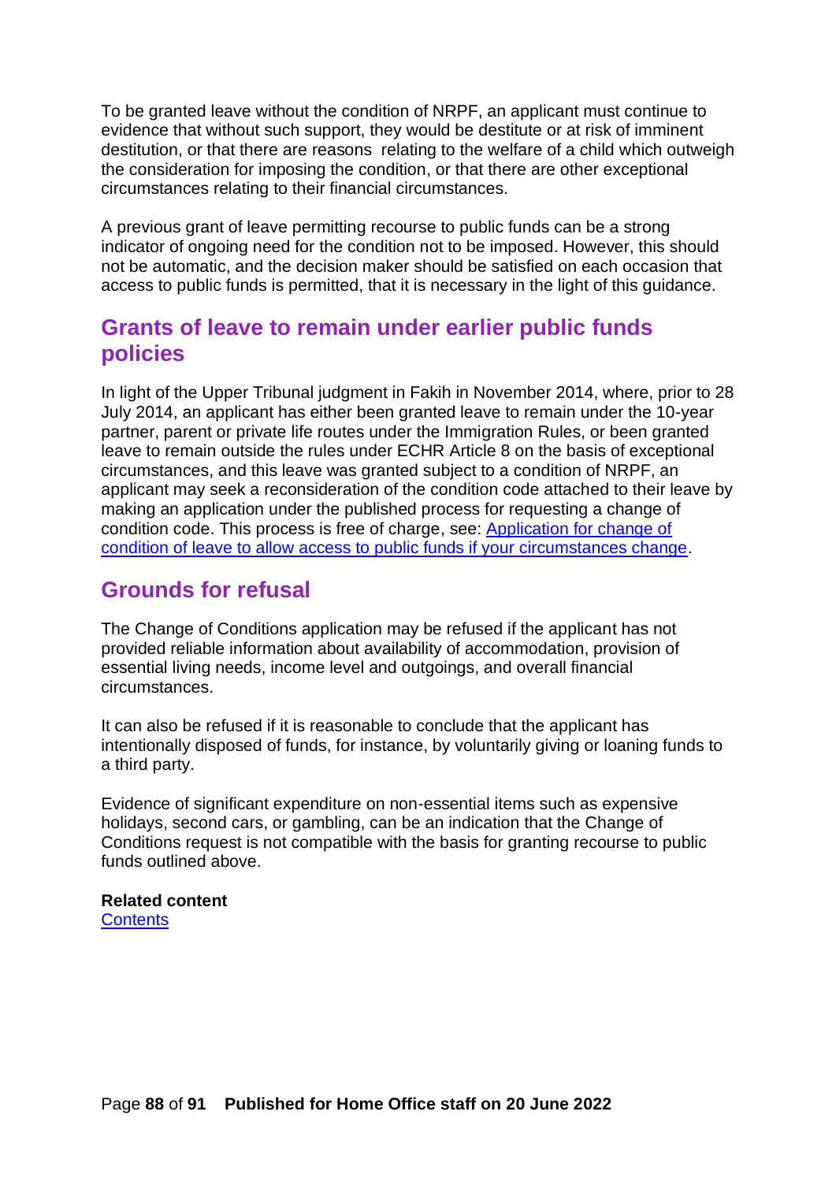To be granted leave without the condition of NRPF, an applicant must continue to evidence that without such support, they would be destitute or at risk of imminent destitution, or that there are reasons relating to the welfare of a child which outweigh the consideration for imposing the condition, or that there are other exceptional circumstances relating to their financial circumstances.

A previous grant of leave permitting recourse to public funds can be a strong indicator of ongoing need for the condition not to be imposed. However, this should not be automatic, and the decision maker should be satisfied on each occasion that access to public funds is permitted, that it is necessary in the light of this guidance.

## Grants of leave to remain under earlier public funds policies

In light of the Upper Tribunal judgment in Fakih in November 2014, where, prior to 28 July 2014, an applicant has either been granted leave to remain under the 10-year partner, parent or private life routes under the Immigration Rules, or been granted leave to remain outside the rules under ECHR Article 8 on the basis of exceptional circumstances, and this leave was granted subject to a condition of NRPF, an applicant may seek a reconsideration of the condition code attached to their leave by making an application under the published process for requesting a change of condition code. This process is free of charge, see: [Application for change of condition of leave to allow access to public funds if your circumstances change](#).

## Grounds for refusal

The Change of Conditions application may be refused if the applicant has not provided reliable information about availability of accommodation, provision of essential living needs, income level and outgoings, and overall financial circumstances.

It can also be refused if it is reasonable to conclude that the applicant has intentionally disposed of funds, for instance, by voluntarily giving or loaning funds to a third party.

Evidence of significant expenditure on non-essential items such as expensive holidays, second cars, or gambling, can be an indication that the Change of Conditions request is not compatible with the basis for granting recourse to public funds outlined above.

**Related content**
[Contents](#)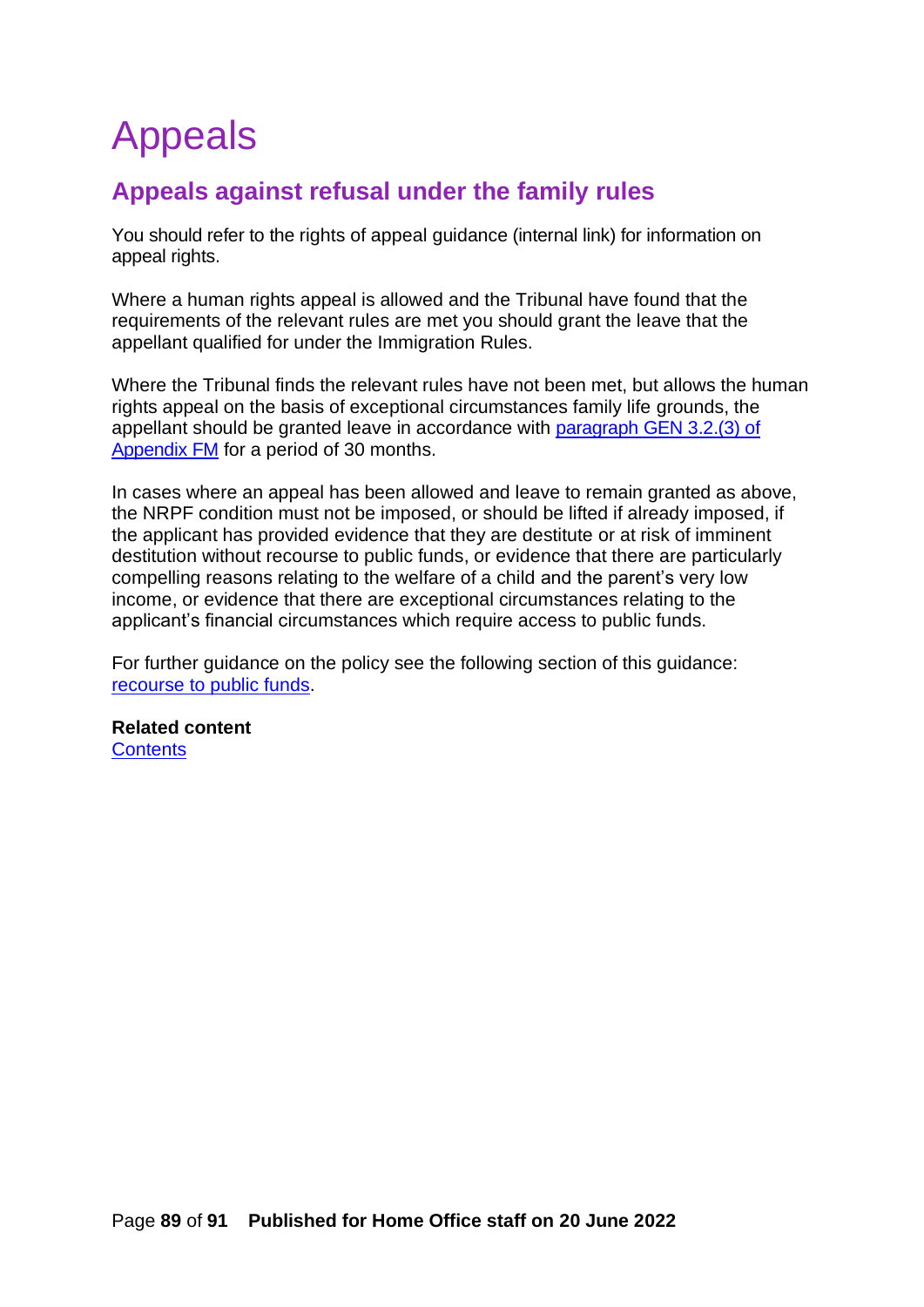# Appeals

## Appeals against refusal under the family rules

You should refer to the rights of appeal guidance (internal link) for information on appeal rights.

Where a human rights appeal is allowed and the Tribunal have found that the requirements of the relevant rules are met you should grant the leave that the appellant qualified for under the Immigration Rules.

Where the Tribunal finds the relevant rules have not been met, but allows the human rights appeal on the basis of exceptional circumstances family life grounds, the appellant should be granted leave in accordance with paragraph GEN 3.2.(3) of Appendix FM for a period of 30 months.

In cases where an appeal has been allowed and leave to remain granted as above, the NRPF condition must not be imposed, or should be lifted if already imposed, if the applicant has provided evidence that they are destitute or at risk of imminent destitution without recourse to public funds, or evidence that there are particularly compelling reasons relating to the welfare of a child and the parent's very low income, or evidence that there are exceptional circumstances relating to the applicant's financial circumstances which require access to public funds.

For further guidance on the policy see the following section of this guidance: recourse to public funds.

**Related content**
Contents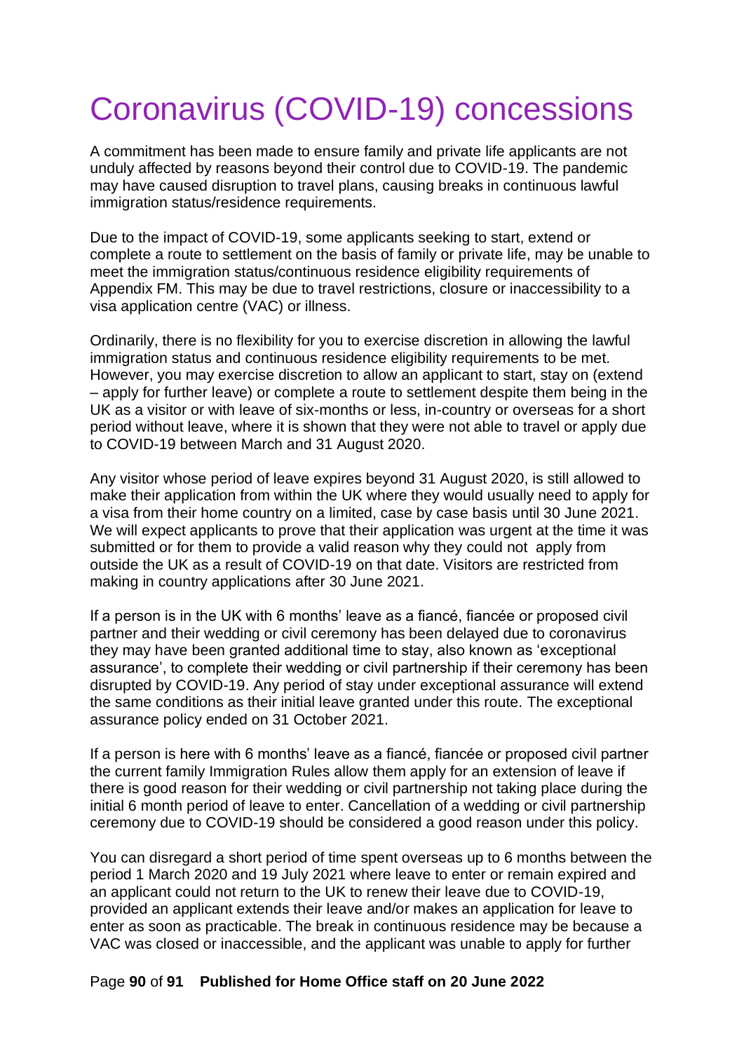# Coronavirus (COVID-19) concessions

A commitment has been made to ensure family and private life applicants are not unduly affected by reasons beyond their control due to COVID-19. The pandemic may have caused disruption to travel plans, causing breaks in continuous lawful immigration status/residence requirements.

Due to the impact of COVID-19, some applicants seeking to start, extend or complete a route to settlement on the basis of family or private life, may be unable to meet the immigration status/continuous residence eligibility requirements of Appendix FM. This may be due to travel restrictions, closure or inaccessibility to a visa application centre (VAC) or illness.

Ordinarily, there is no flexibility for you to exercise discretion in allowing the lawful immigration status and continuous residence eligibility requirements to be met. However, you may exercise discretion to allow an applicant to start, stay on (extend – apply for further leave) or complete a route to settlement despite them being in the UK as a visitor or with leave of six-months or less, in-country or overseas for a short period without leave, where it is shown that they were not able to travel or apply due to COVID-19 between March and 31 August 2020.

Any visitor whose period of leave expires beyond 31 August 2020, is still allowed to make their application from within the UK where they would usually need to apply for a visa from their home country on a limited, case by case basis until 30 June 2021. We will expect applicants to prove that their application was urgent at the time it was submitted or for them to provide a valid reason why they could not apply from outside the UK as a result of COVID-19 on that date. Visitors are restricted from making in country applications after 30 June 2021.

If a person is in the UK with 6 months' leave as a fiancé, fiancée or proposed civil partner and their wedding or civil ceremony has been delayed due to coronavirus they may have been granted additional time to stay, also known as 'exceptional assurance', to complete their wedding or civil partnership if their ceremony has been disrupted by COVID-19. Any period of stay under exceptional assurance will extend the same conditions as their initial leave granted under this route. The exceptional assurance policy ended on 31 October 2021.

If a person is here with 6 months' leave as a fiancé, fiancée or proposed civil partner the current family Immigration Rules allow them apply for an extension of leave if there is good reason for their wedding or civil partnership not taking place during the initial 6 month period of leave to enter. Cancellation of a wedding or civil partnership ceremony due to COVID-19 should be considered a good reason under this policy.

You can disregard a short period of time spent overseas up to 6 months between the period 1 March 2020 and 19 July 2021 where leave to enter or remain expired and an applicant could not return to the UK to renew their leave due to COVID-19, provided an applicant extends their leave and/or makes an application for leave to enter as soon as practicable. The break in continuous residence may be because a VAC was closed or inaccessible, and the applicant was unable to apply for further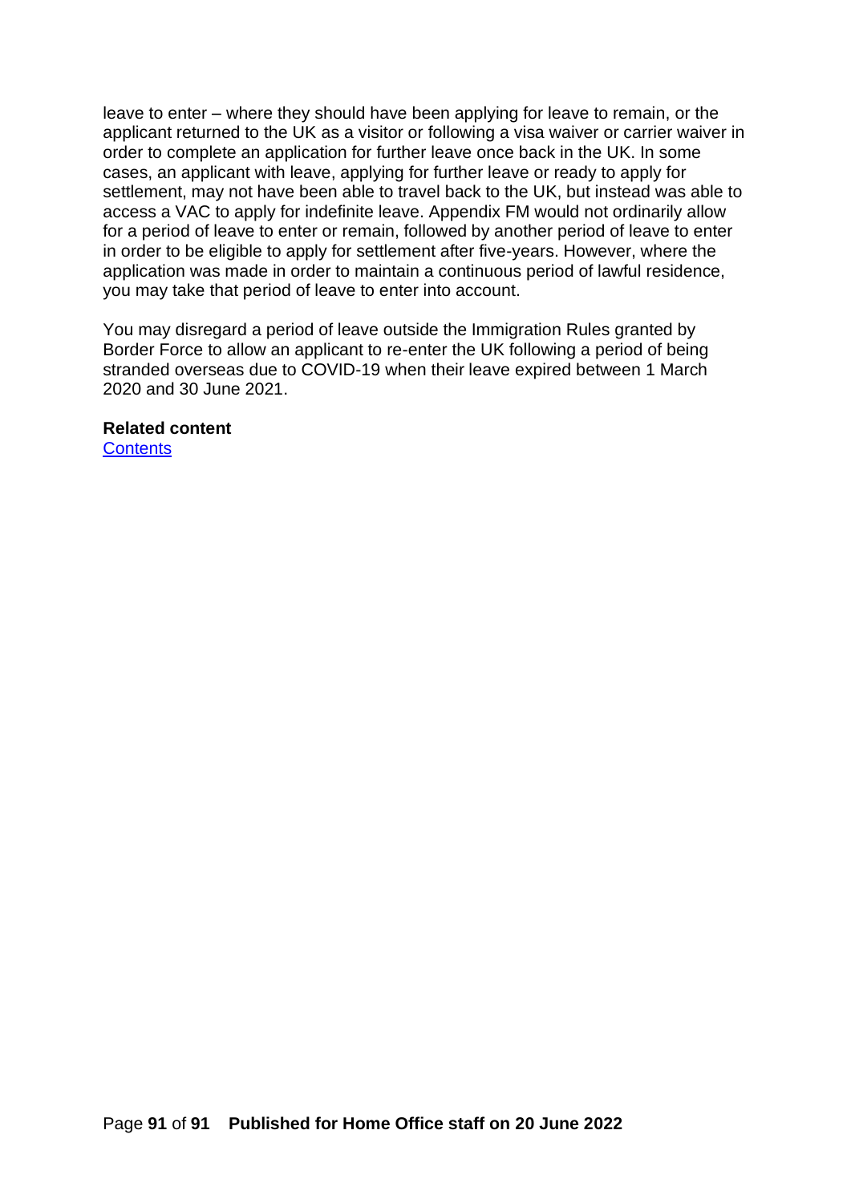leave to enter – where they should have been applying for leave to remain, or the applicant returned to the UK as a visitor or following a visa waiver or carrier waiver in order to complete an application for further leave once back in the UK. In some cases, an applicant with leave, applying for further leave or ready to apply for settlement, may not have been able to travel back to the UK, but instead was able to access a VAC to apply for indefinite leave. Appendix FM would not ordinarily allow for a period of leave to enter or remain, followed by another period of leave to enter in order to be eligible to apply for settlement after five-years. However, where the application was made in order to maintain a continuous period of lawful residence, you may take that period of leave to enter into account.

You may disregard a period of leave outside the Immigration Rules granted by Border Force to allow an applicant to re-enter the UK following a period of being stranded overseas due to COVID-19 when their leave expired between 1 March 2020 and 30 June 2021.

**Related content**
[Contents]